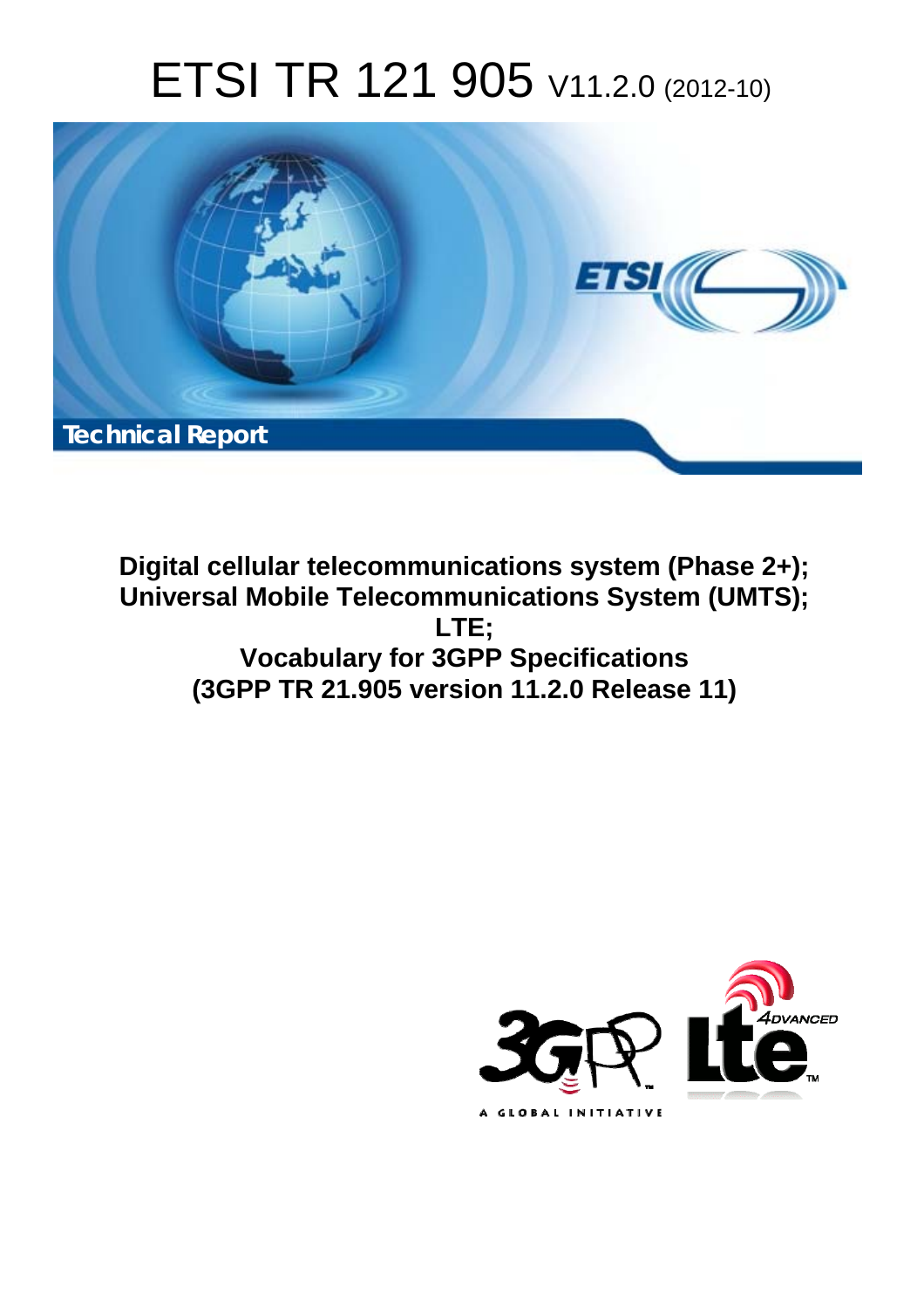# ETSI TR 121 905 V11.2.0 (2012-10)

Technical Report

**Digital cellular telecommunications system (Phase 2+);**
**Universal Mobile Telecommunications System (UMTS);**
**LTE;**
**Vocabulary for 3GPP Specifications**
**(3GPP TR 21.905 version 11.2.0 Release 11)**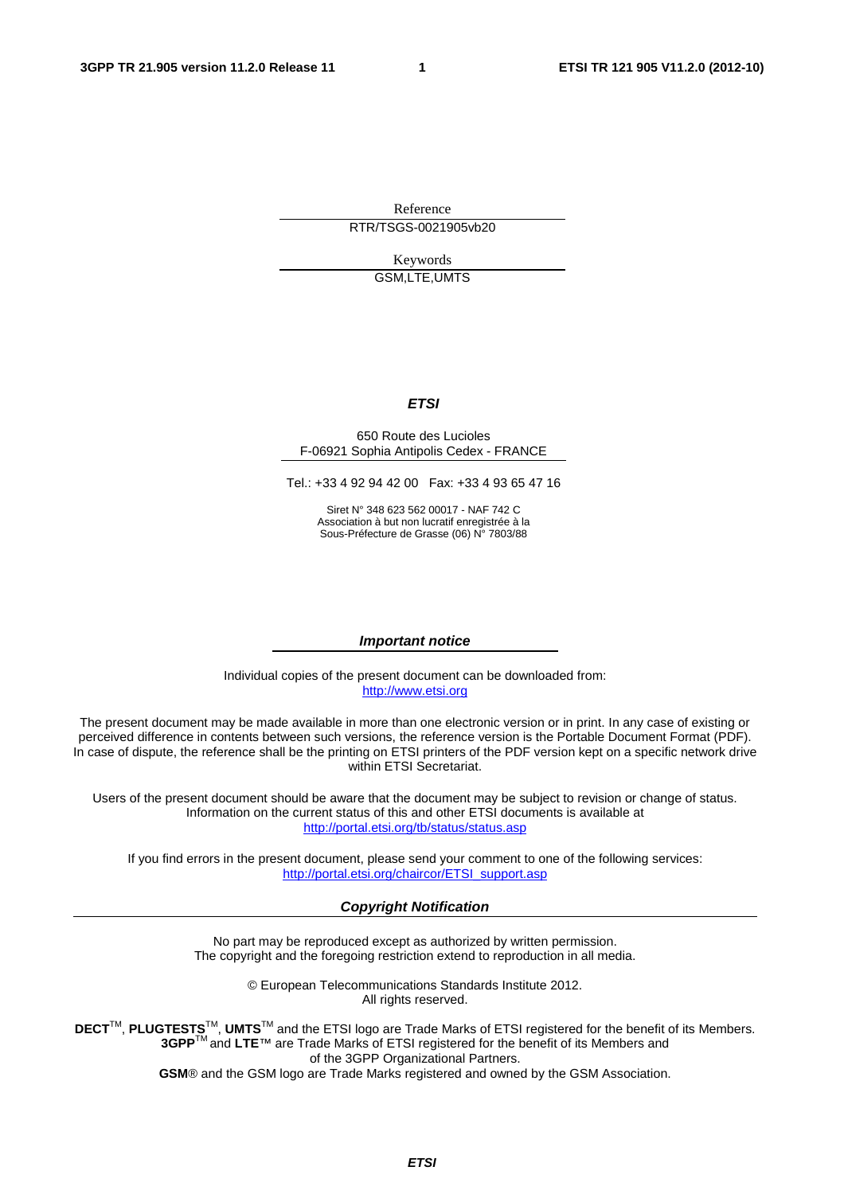Reference

RTR/TSGS-0021905vb20

Keywords

GSM,LTE,UMTS

***ETSI***

650 Route des Lucioles
F-06921 Sophia Antipolis Cedex - FRANCE

Tel.: +33 4 92 94 42 00 Fax: +33 4 93 65 47 16

Siret N° 348 623 562 00017 - NAF 742 C
Association à but non lucratif enregistrée à la
Sous-Préfecture de Grasse (06) N° 7803/88

***Important notice***

Individual copies of the present document can be downloaded from:
http://www.etsi.org

The present document may be made available in more than one electronic version or in print. In any case of existing or perceived difference in contents between such versions, the reference version is the Portable Document Format (PDF). In case of dispute, the reference shall be the printing on ETSI printers of the PDF version kept on a specific network drive within ETSI Secretariat.

Users of the present document should be aware that the document may be subject to revision or change of status. Information on the current status of this and other ETSI documents is available at
http://portal.etsi.org/tb/status/status.asp

If you find errors in the present document, please send your comment to one of the following services:
http://portal.etsi.org/chaircor/ETSI_support.asp

***Copyright Notification***

No part may be reproduced except as authorized by written permission.
The copyright and the foregoing restriction extend to reproduction in all media.

© European Telecommunications Standards Institute 2012.
All rights reserved.

**DECT**™, **PLUGTESTS**™, **UMTS**™ and the ETSI logo are Trade Marks of ETSI registered for the benefit of its Members.
**3GPP**™ and **LTE**™ are Trade Marks of ETSI registered for the benefit of its Members and of the 3GPP Organizational Partners.
**GSM**® and the GSM logo are Trade Marks registered and owned by the GSM Association.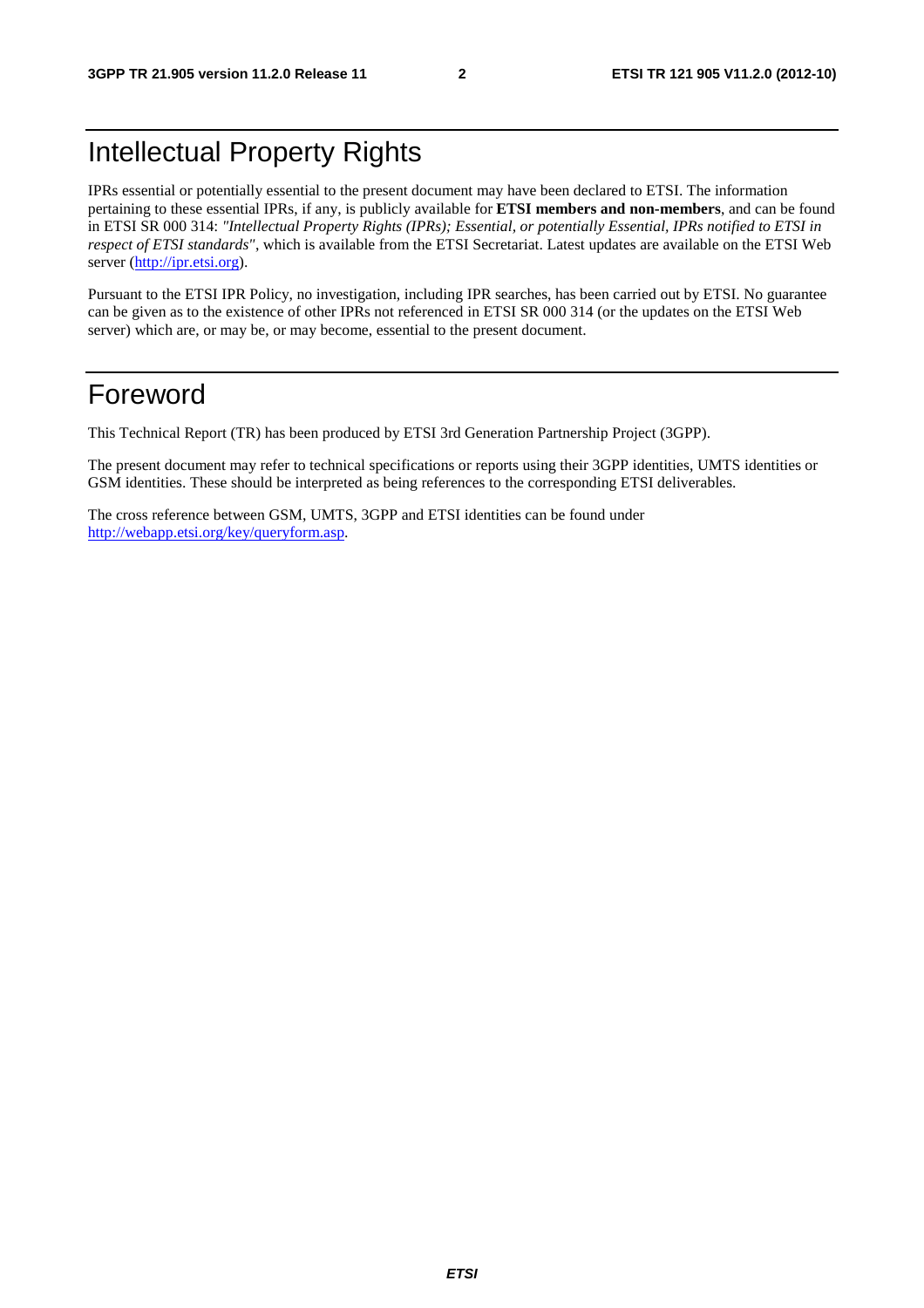# Intellectual Property Rights

IPRs essential or potentially essential to the present document may have been declared to ETSI. The information pertaining to these essential IPRs, if any, is publicly available for **ETSI members and non-members**, and can be found in ETSI SR 000 314: *"Intellectual Property Rights (IPRs); Essential, or potentially Essential, IPRs notified to ETSI in respect of ETSI standards"*, which is available from the ETSI Secretariat. Latest updates are available on the ETSI Web server (http://ipr.etsi.org).

Pursuant to the ETSI IPR Policy, no investigation, including IPR searches, has been carried out by ETSI. No guarantee can be given as to the existence of other IPRs not referenced in ETSI SR 000 314 (or the updates on the ETSI Web server) which are, or may be, or may become, essential to the present document.

# Foreword

This Technical Report (TR) has been produced by ETSI 3rd Generation Partnership Project (3GPP).

The present document may refer to technical specifications or reports using their 3GPP identities, UMTS identities or GSM identities. These should be interpreted as being references to the corresponding ETSI deliverables.

The cross reference between GSM, UMTS, 3GPP and ETSI identities can be found under http://webapp.etsi.org/key/queryform.asp.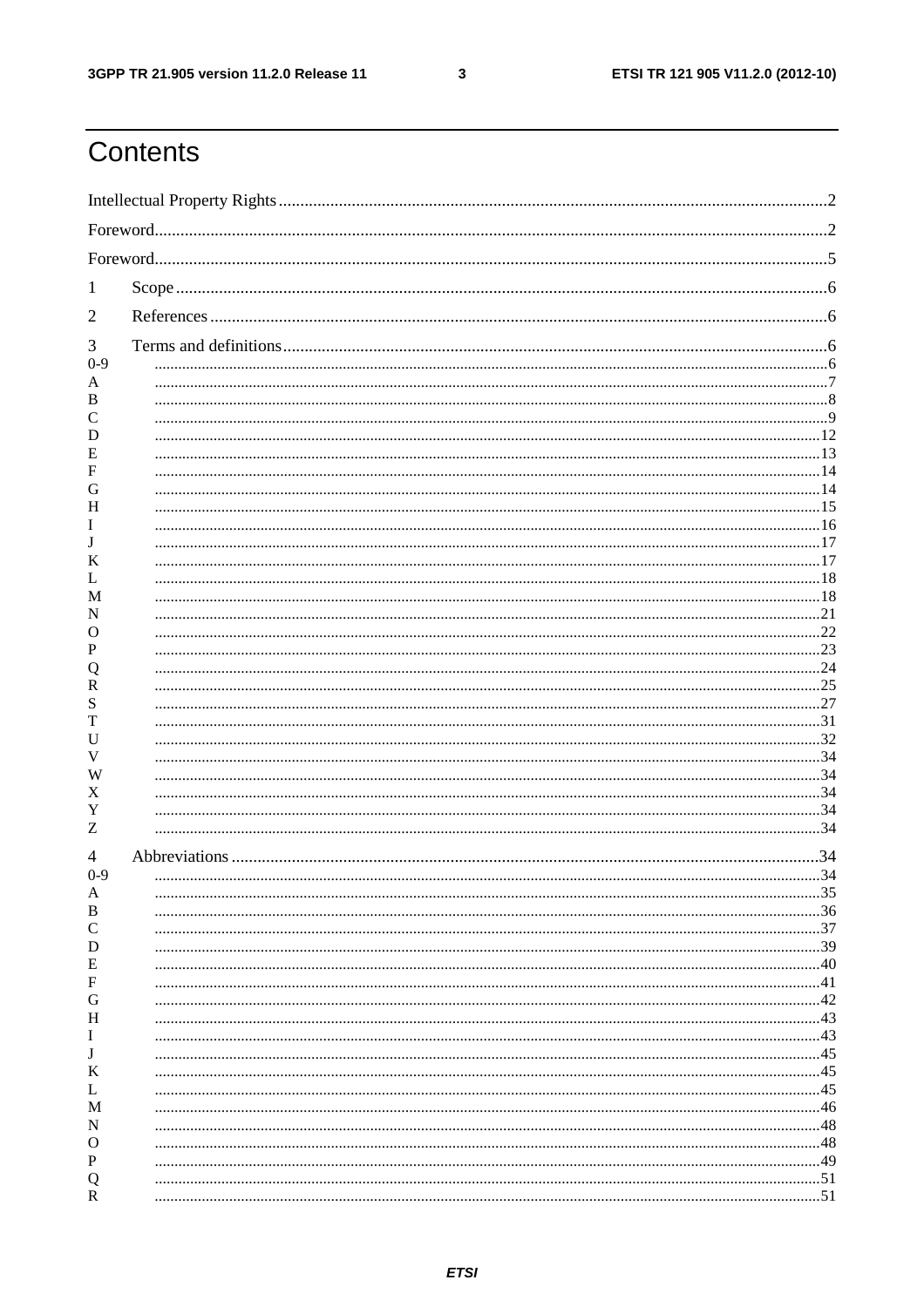# Contents

Intellectual Property Rights ..... 2

Foreword ..... 2

Foreword ..... 5

1 Scope ..... 6

2 References ..... 6

3 Terms and definitions ..... 6

0-9 ..... 6

A ..... 7

B ..... 8

C ..... 9

D ..... 12

E ..... 13

F ..... 14

G ..... 14

H ..... 15

I ..... 16

J ..... 17

K ..... 17

L ..... 18

M ..... 18

N ..... 21

O ..... 22

P ..... 23

Q ..... 24

R ..... 25

S ..... 27

T ..... 31

U ..... 32

V ..... 34

W ..... 34

X ..... 34

Y ..... 34

Z ..... 34

4 Abbreviations ..... 34

0-9 ..... 34

A ..... 35

B ..... 36

C ..... 37

D ..... 39

E ..... 40

F ..... 41

G ..... 42

H ..... 43

I ..... 43

J ..... 45

K ..... 45

L ..... 45

M ..... 46

N ..... 48

O ..... 48

P ..... 49

Q ..... 51

R ..... 51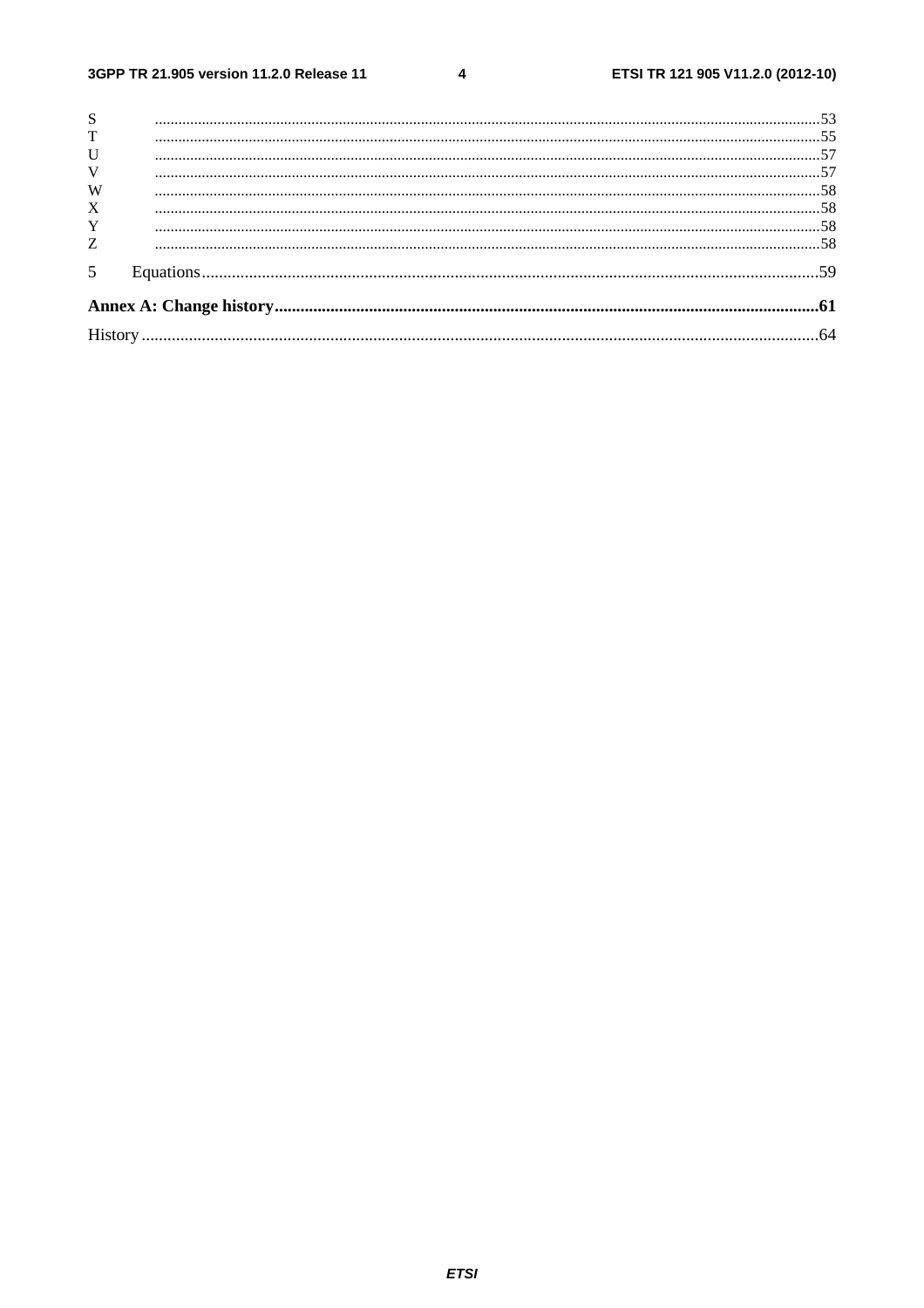S ....................................................................................................................................................................53
T ....................................................................................................................................................................55
U ....................................................................................................................................................................57
V ....................................................................................................................................................................57
W ....................................................................................................................................................................58
X ....................................................................................................................................................................58
Y ....................................................................................................................................................................58
Z ....................................................................................................................................................................58

5 Equations....................................................................................................................................59

**Annex A: Change history.....................................................................................................................61**

History ............................................................................................................................................64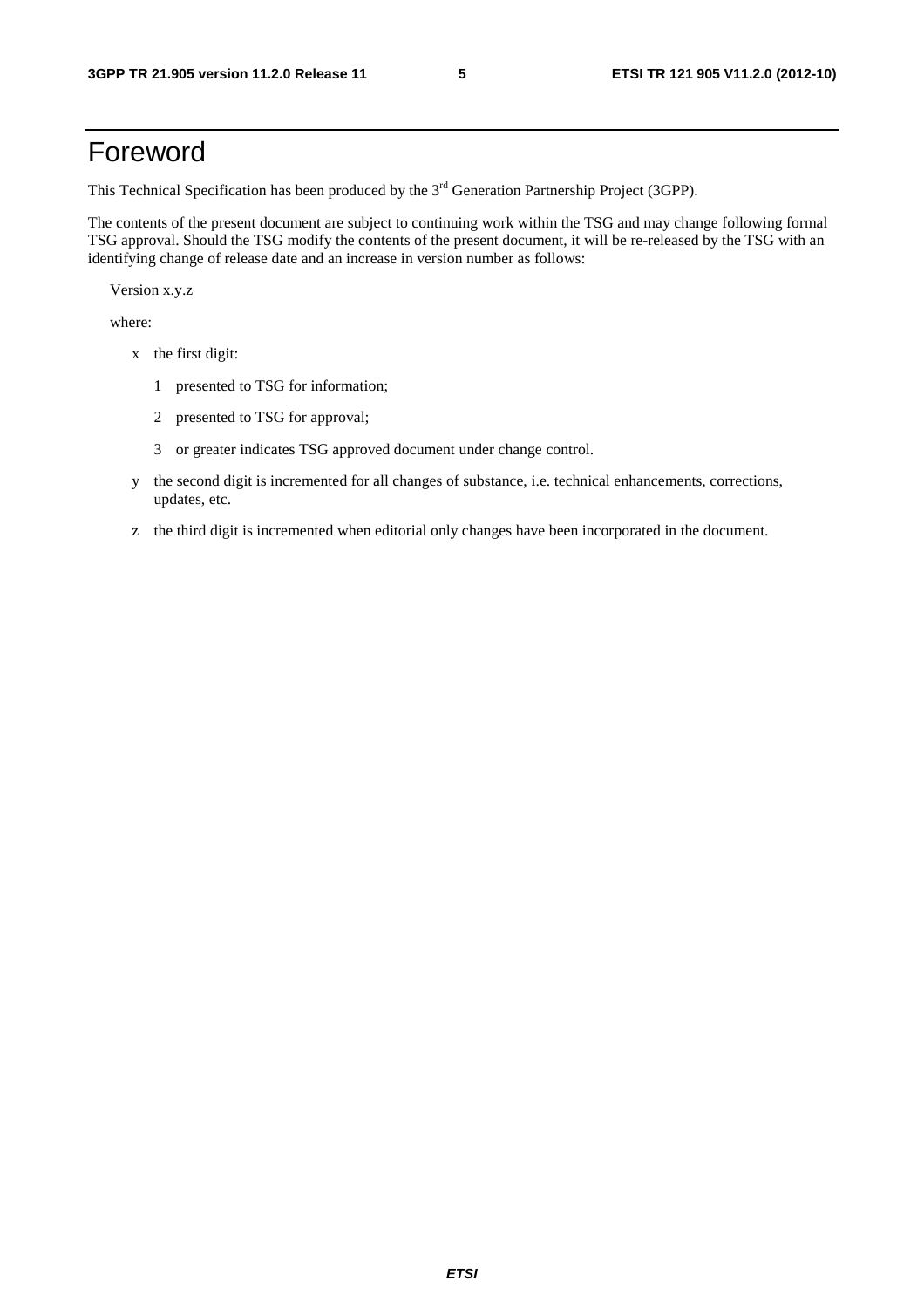# Foreword

This Technical Specification has been produced by the 3rd Generation Partnership Project (3GPP).

The contents of the present document are subject to continuing work within the TSG and may change following formal TSG approval. Should the TSG modify the contents of the present document, it will be re-released by the TSG with an identifying change of release date and an increase in version number as follows:

Version x.y.z

where:

- x the first digit:
  - 1 presented to TSG for information;
  - 2 presented to TSG for approval;
  - 3 or greater indicates TSG approved document under change control.
- y the second digit is incremented for all changes of substance, i.e. technical enhancements, corrections, updates, etc.
- z the third digit is incremented when editorial only changes have been incorporated in the document.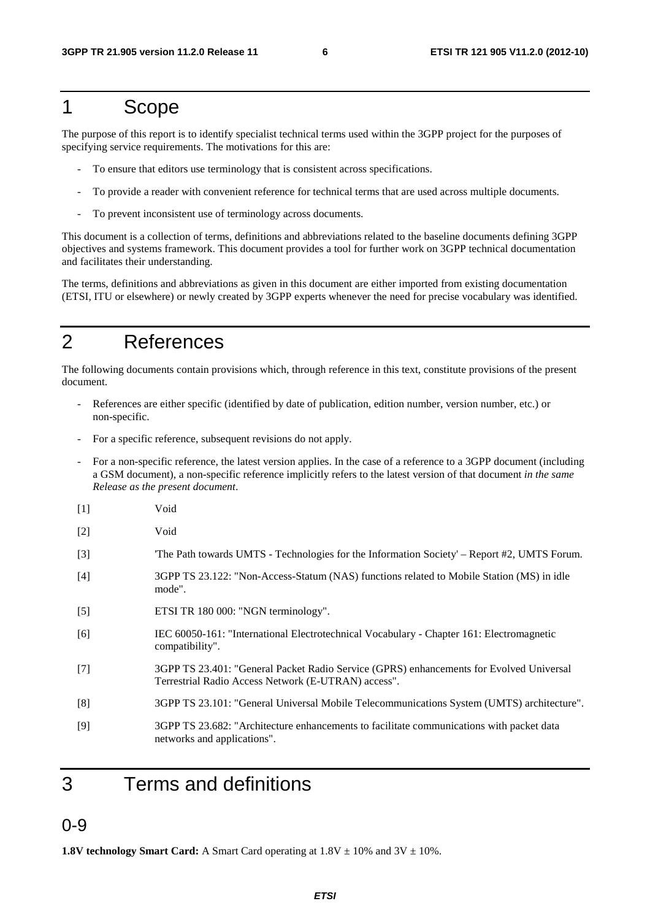# 1 Scope

The purpose of this report is to identify specialist technical terms used within the 3GPP project for the purposes of specifying service requirements. The motivations for this are:

- To ensure that editors use terminology that is consistent across specifications.
- To provide a reader with convenient reference for technical terms that are used across multiple documents.
- To prevent inconsistent use of terminology across documents.

This document is a collection of terms, definitions and abbreviations related to the baseline documents defining 3GPP objectives and systems framework. This document provides a tool for further work on 3GPP technical documentation and facilitates their understanding.

The terms, definitions and abbreviations as given in this document are either imported from existing documentation (ETSI, ITU or elsewhere) or newly created by 3GPP experts whenever the need for precise vocabulary was identified.

# 2 References

The following documents contain provisions which, through reference in this text, constitute provisions of the present document.

- References are either specific (identified by date of publication, edition number, version number, etc.) or non-specific.
- For a specific reference, subsequent revisions do not apply.
- For a non-specific reference, the latest version applies. In the case of a reference to a 3GPP document (including a GSM document), a non-specific reference implicitly refers to the latest version of that document *in the same Release as the present document*.

[1] Void

[2] Void

[3] 'The Path towards UMTS - Technologies for the Information Society' – Report #2, UMTS Forum.

[4] 3GPP TS 23.122: "Non-Access-Statum (NAS) functions related to Mobile Station (MS) in idle mode".

[5] ETSI TR 180 000: "NGN terminology".

[6] IEC 60050-161: "International Electrotechnical Vocabulary - Chapter 161: Electromagnetic compatibility".

[7] 3GPP TS 23.401: "General Packet Radio Service (GPRS) enhancements for Evolved Universal Terrestrial Radio Access Network (E-UTRAN) access".

[8] 3GPP TS 23.101: "General Universal Mobile Telecommunications System (UMTS) architecture".

[9] 3GPP TS 23.682: "Architecture enhancements to facilitate communications with packet data networks and applications".

# 3 Terms and definitions

## 0-9

**1.8V technology Smart Card:** A Smart Card operating at 1.8V ± 10% and 3V ± 10%.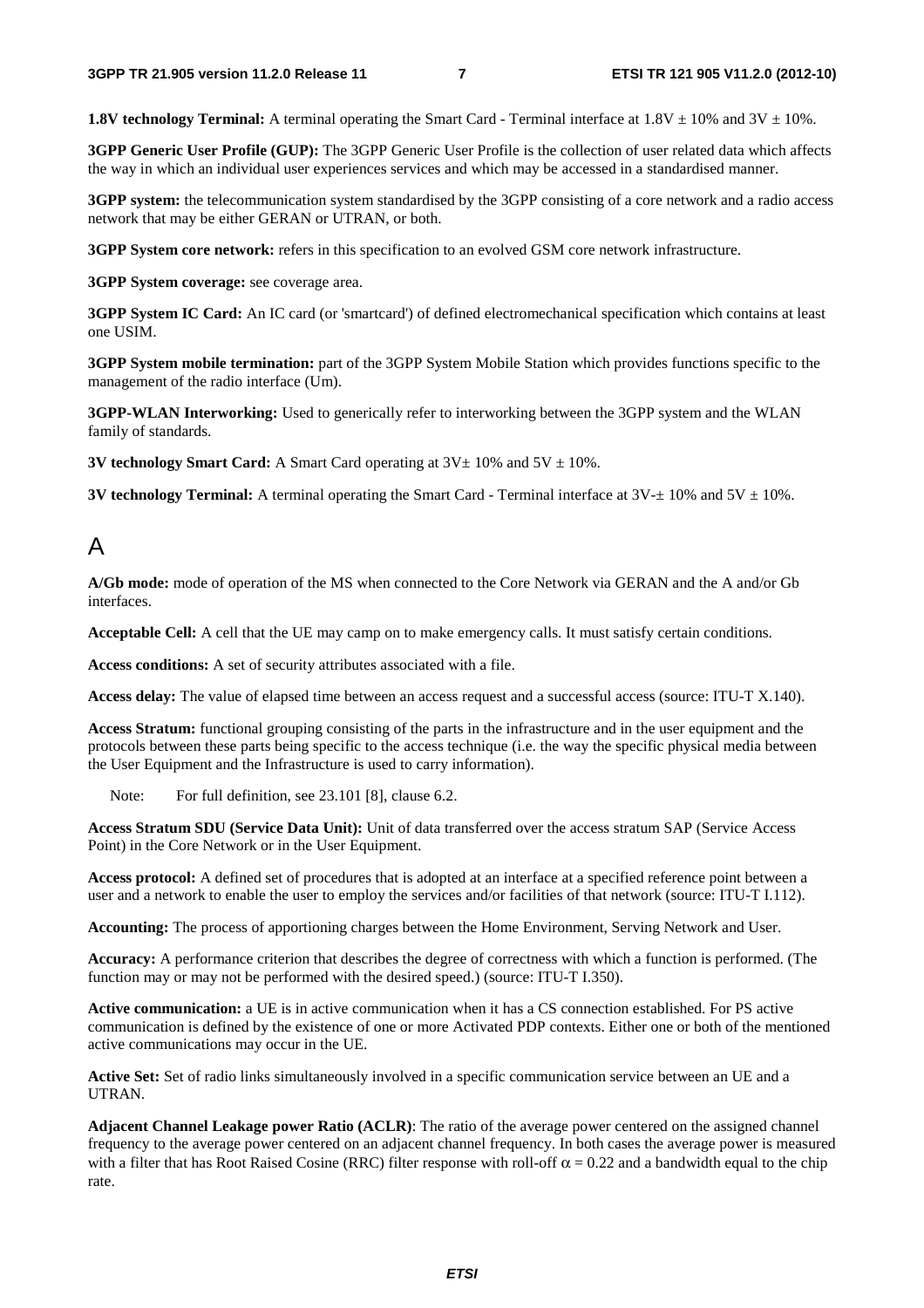**1.8V technology Terminal:** A terminal operating the Smart Card - Terminal interface at 1.8V ± 10% and 3V ± 10%.

**3GPP Generic User Profile (GUP):** The 3GPP Generic User Profile is the collection of user related data which affects the way in which an individual user experiences services and which may be accessed in a standardised manner.

**3GPP system:** the telecommunication system standardised by the 3GPP consisting of a core network and a radio access network that may be either GERAN or UTRAN, or both.

**3GPP System core network:** refers in this specification to an evolved GSM core network infrastructure.

**3GPP System coverage:** see coverage area.

**3GPP System IC Card:** An IC card (or 'smartcard') of defined electromechanical specification which contains at least one USIM.

**3GPP System mobile termination:** part of the 3GPP System Mobile Station which provides functions specific to the management of the radio interface (Um).

**3GPP-WLAN Interworking:** Used to generically refer to interworking between the 3GPP system and the WLAN family of standards.

**3V technology Smart Card:** A Smart Card operating at 3V± 10% and 5V ± 10%.

**3V technology Terminal:** A terminal operating the Smart Card - Terminal interface at 3V-± 10% and 5V ± 10%.

# A

**A/Gb mode:** mode of operation of the MS when connected to the Core Network via GERAN and the A and/or Gb interfaces.

**Acceptable Cell:** A cell that the UE may camp on to make emergency calls. It must satisfy certain conditions.

**Access conditions:** A set of security attributes associated with a file.

**Access delay:** The value of elapsed time between an access request and a successful access (source: ITU-T X.140).

**Access Stratum:** functional grouping consisting of the parts in the infrastructure and in the user equipment and the protocols between these parts being specific to the access technique (i.e. the way the specific physical media between the User Equipment and the Infrastructure is used to carry information).

Note: For full definition, see 23.101 [8], clause 6.2.

**Access Stratum SDU (Service Data Unit):** Unit of data transferred over the access stratum SAP (Service Access Point) in the Core Network or in the User Equipment.

**Access protocol:** A defined set of procedures that is adopted at an interface at a specified reference point between a user and a network to enable the user to employ the services and/or facilities of that network (source: ITU-T I.112).

**Accounting:** The process of apportioning charges between the Home Environment, Serving Network and User.

**Accuracy:** A performance criterion that describes the degree of correctness with which a function is performed. (The function may or may not be performed with the desired speed.) (source: ITU-T I.350).

**Active communication:** a UE is in active communication when it has a CS connection established. For PS active communication is defined by the existence of one or more Activated PDP contexts. Either one or both of the mentioned active communications may occur in the UE.

**Active Set:** Set of radio links simultaneously involved in a specific communication service between an UE and a UTRAN.

**Adjacent Channel Leakage power Ratio (ACLR)**: The ratio of the average power centered on the assigned channel frequency to the average power centered on an adjacent channel frequency. In both cases the average power is measured with a filter that has Root Raised Cosine (RRC) filter response with roll-off $\alpha = 0.22$ and a bandwidth equal to the chip rate.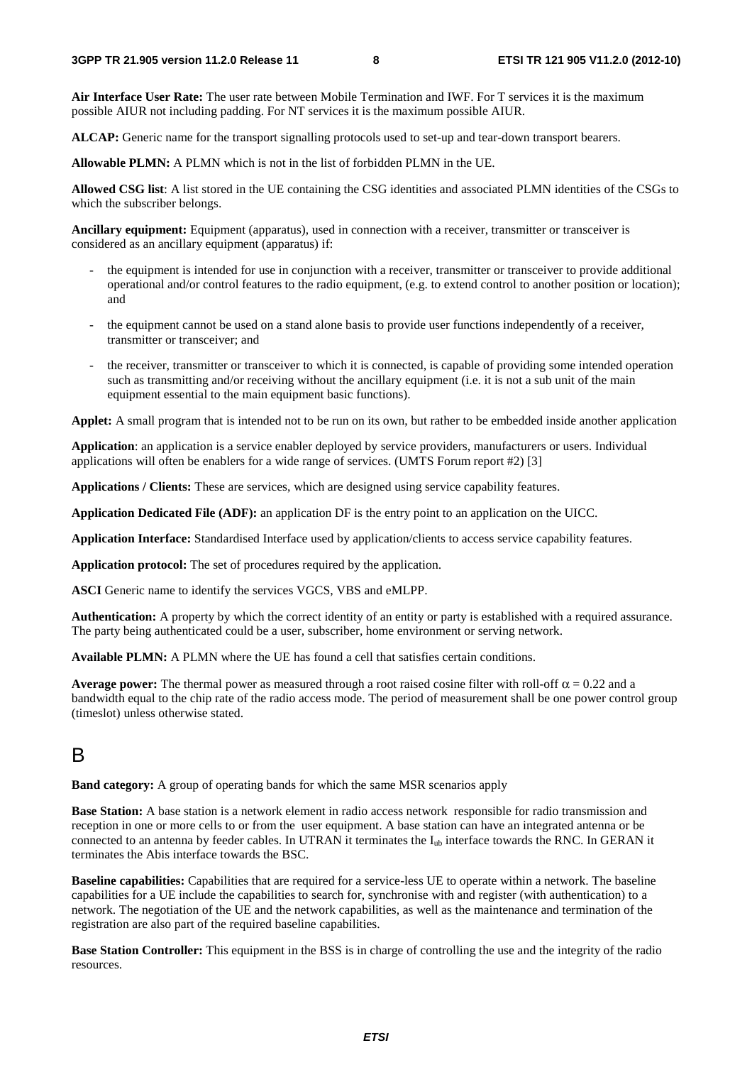**Air Interface User Rate:** The user rate between Mobile Termination and IWF. For T services it is the maximum possible AIUR not including padding. For NT services it is the maximum possible AIUR.

**ALCAP:** Generic name for the transport signalling protocols used to set-up and tear-down transport bearers.

**Allowable PLMN:** A PLMN which is not in the list of forbidden PLMN in the UE.

**Allowed CSG list**: A list stored in the UE containing the CSG identities and associated PLMN identities of the CSGs to which the subscriber belongs.

**Ancillary equipment:** Equipment (apparatus), used in connection with a receiver, transmitter or transceiver is considered as an ancillary equipment (apparatus) if:

- the equipment is intended for use in conjunction with a receiver, transmitter or transceiver to provide additional operational and/or control features to the radio equipment, (e.g. to extend control to another position or location); and
- the equipment cannot be used on a stand alone basis to provide user functions independently of a receiver, transmitter or transceiver; and
- the receiver, transmitter or transceiver to which it is connected, is capable of providing some intended operation such as transmitting and/or receiving without the ancillary equipment (i.e. it is not a sub unit of the main equipment essential to the main equipment basic functions).

**Applet:** A small program that is intended not to be run on its own, but rather to be embedded inside another application

**Application**: an application is a service enabler deployed by service providers, manufacturers or users. Individual applications will often be enablers for a wide range of services. (UMTS Forum report #2) [3]

**Applications / Clients:** These are services, which are designed using service capability features.

**Application Dedicated File (ADF):** an application DF is the entry point to an application on the UICC.

**Application Interface:** Standardised Interface used by application/clients to access service capability features.

**Application protocol:** The set of procedures required by the application.

**ASCI** Generic name to identify the services VGCS, VBS and eMLPP.

**Authentication:** A property by which the correct identity of an entity or party is established with a required assurance. The party being authenticated could be a user, subscriber, home environment or serving network.

**Available PLMN:** A PLMN where the UE has found a cell that satisfies certain conditions.

**Average power:** The thermal power as measured through a root raised cosine filter with roll-off $\alpha = 0.22$ and a bandwidth equal to the chip rate of the radio access mode. The period of measurement shall be one power control group (timeslot) unless otherwise stated.

# B

**Band category:** A group of operating bands for which the same MSR scenarios apply

**Base Station:** A base station is a network element in radio access network responsible for radio transmission and reception in one or more cells to or from the user equipment. A base station can have an integrated antenna or be connected to an antenna by feeder cables. In UTRAN it terminates the $I_{ub}$ interface towards the RNC. In GERAN it terminates the Abis interface towards the BSC.

**Baseline capabilities:** Capabilities that are required for a service-less UE to operate within a network. The baseline capabilities for a UE include the capabilities to search for, synchronise with and register (with authentication) to a network. The negotiation of the UE and the network capabilities, as well as the maintenance and termination of the registration are also part of the required baseline capabilities.

**Base Station Controller:** This equipment in the BSS is in charge of controlling the use and the integrity of the radio resources.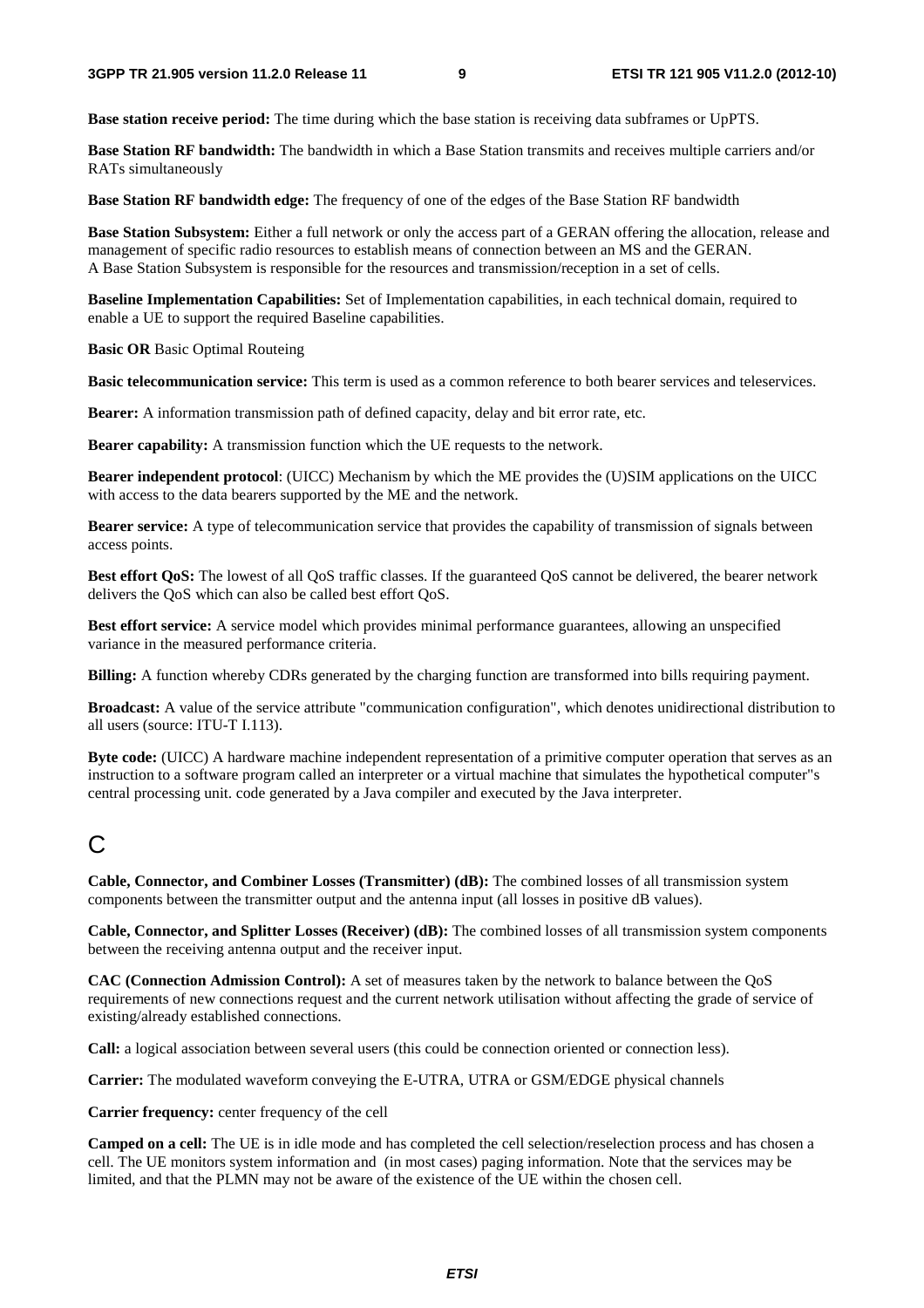**Base station receive period:** The time during which the base station is receiving data subframes or UpPTS.

**Base Station RF bandwidth:** The bandwidth in which a Base Station transmits and receives multiple carriers and/or RATs simultaneously

**Base Station RF bandwidth edge:** The frequency of one of the edges of the Base Station RF bandwidth

**Base Station Subsystem:** Either a full network or only the access part of a GERAN offering the allocation, release and management of specific radio resources to establish means of connection between an MS and the GERAN.
A Base Station Subsystem is responsible for the resources and transmission/reception in a set of cells.

**Baseline Implementation Capabilities:** Set of Implementation capabilities, in each technical domain, required to enable a UE to support the required Baseline capabilities.

**Basic OR** Basic Optimal Routeing

**Basic telecommunication service:** This term is used as a common reference to both bearer services and teleservices.

**Bearer:** A information transmission path of defined capacity, delay and bit error rate, etc.

**Bearer capability:** A transmission function which the UE requests to the network.

**Bearer independent protocol**: (UICC) Mechanism by which the ME provides the (U)SIM applications on the UICC with access to the data bearers supported by the ME and the network.

**Bearer service:** A type of telecommunication service that provides the capability of transmission of signals between access points.

**Best effort QoS:** The lowest of all QoS traffic classes. If the guaranteed QoS cannot be delivered, the bearer network delivers the QoS which can also be called best effort QoS.

**Best effort service:** A service model which provides minimal performance guarantees, allowing an unspecified variance in the measured performance criteria.

**Billing:** A function whereby CDRs generated by the charging function are transformed into bills requiring payment.

**Broadcast:** A value of the service attribute "communication configuration", which denotes unidirectional distribution to all users (source: ITU-T I.113).

**Byte code:** (UICC) A hardware machine independent representation of a primitive computer operation that serves as an instruction to a software program called an interpreter or a virtual machine that simulates the hypothetical computer"s central processing unit. code generated by a Java compiler and executed by the Java interpreter.

# C

**Cable, Connector, and Combiner Losses (Transmitter) (dB):** The combined losses of all transmission system components between the transmitter output and the antenna input (all losses in positive dB values).

**Cable, Connector, and Splitter Losses (Receiver) (dB):** The combined losses of all transmission system components between the receiving antenna output and the receiver input.

**CAC (Connection Admission Control):** A set of measures taken by the network to balance between the QoS requirements of new connections request and the current network utilisation without affecting the grade of service of existing/already established connections.

**Call:** a logical association between several users (this could be connection oriented or connection less).

**Carrier:** The modulated waveform conveying the E-UTRA, UTRA or GSM/EDGE physical channels

**Carrier frequency:** center frequency of the cell

**Camped on a cell:** The UE is in idle mode and has completed the cell selection/reselection process and has chosen a cell. The UE monitors system information and (in most cases) paging information. Note that the services may be limited, and that the PLMN may not be aware of the existence of the UE within the chosen cell.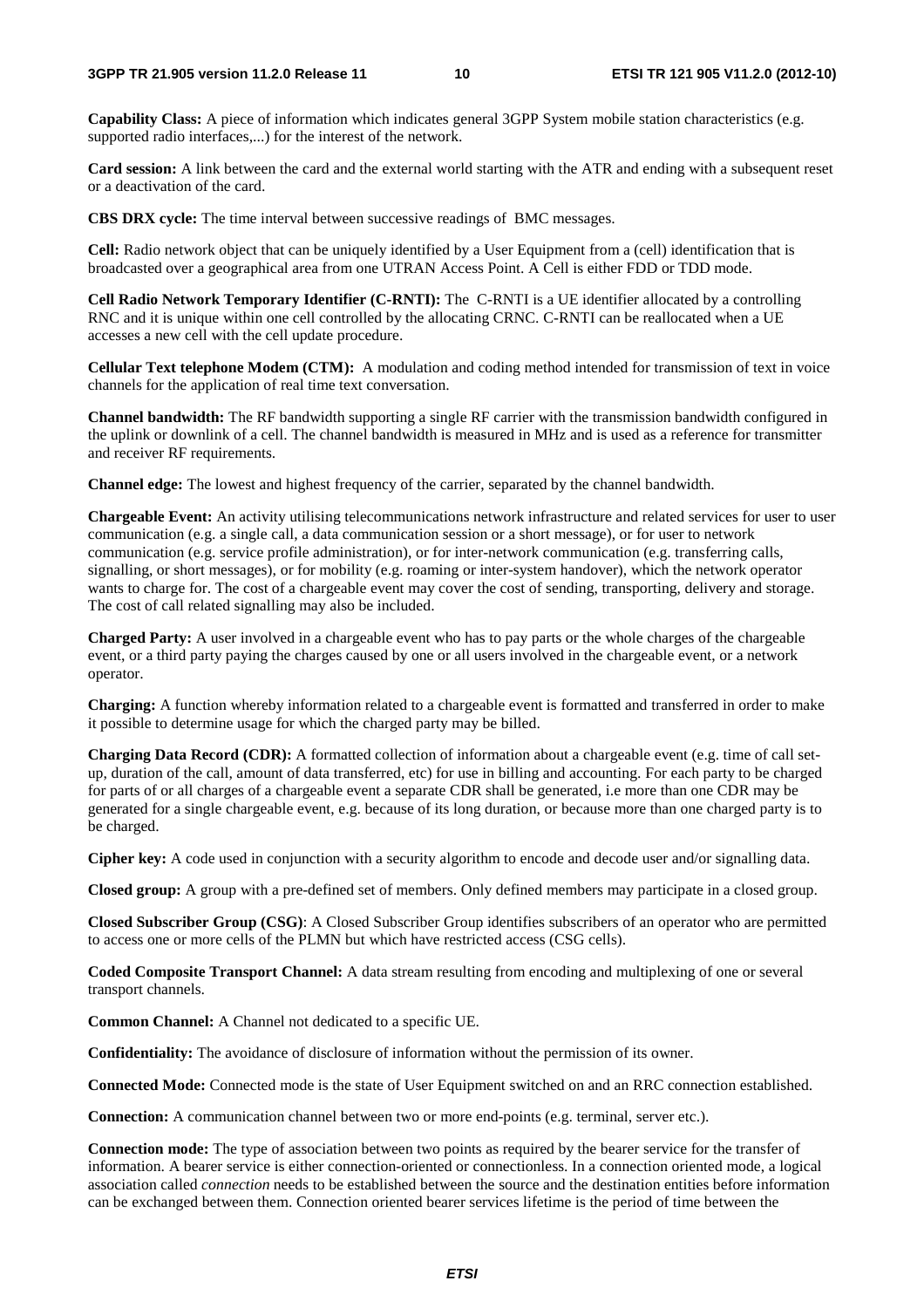**Capability Class:** A piece of information which indicates general 3GPP System mobile station characteristics (e.g. supported radio interfaces,...) for the interest of the network.

**Card session:** A link between the card and the external world starting with the ATR and ending with a subsequent reset or a deactivation of the card.

**CBS DRX cycle:** The time interval between successive readings of BMC messages.

**Cell:** Radio network object that can be uniquely identified by a User Equipment from a (cell) identification that is broadcasted over a geographical area from one UTRAN Access Point. A Cell is either FDD or TDD mode.

**Cell Radio Network Temporary Identifier (C-RNTI):** The C-RNTI is a UE identifier allocated by a controlling RNC and it is unique within one cell controlled by the allocating CRNC. C-RNTI can be reallocated when a UE accesses a new cell with the cell update procedure.

**Cellular Text telephone Modem (CTM):** A modulation and coding method intended for transmission of text in voice channels for the application of real time text conversation.

**Channel bandwidth:** The RF bandwidth supporting a single RF carrier with the transmission bandwidth configured in the uplink or downlink of a cell. The channel bandwidth is measured in MHz and is used as a reference for transmitter and receiver RF requirements.

**Channel edge:** The lowest and highest frequency of the carrier, separated by the channel bandwidth.

**Chargeable Event:** An activity utilising telecommunications network infrastructure and related services for user to user communication (e.g. a single call, a data communication session or a short message), or for user to network communication (e.g. service profile administration), or for inter-network communication (e.g. transferring calls, signalling, or short messages), or for mobility (e.g. roaming or inter-system handover), which the network operator wants to charge for. The cost of a chargeable event may cover the cost of sending, transporting, delivery and storage. The cost of call related signalling may also be included.

**Charged Party:** A user involved in a chargeable event who has to pay parts or the whole charges of the chargeable event, or a third party paying the charges caused by one or all users involved in the chargeable event, or a network operator.

**Charging:** A function whereby information related to a chargeable event is formatted and transferred in order to make it possible to determine usage for which the charged party may be billed.

**Charging Data Record (CDR):** A formatted collection of information about a chargeable event (e.g. time of call set-up, duration of the call, amount of data transferred, etc) for use in billing and accounting. For each party to be charged for parts of or all charges of a chargeable event a separate CDR shall be generated, i.e more than one CDR may be generated for a single chargeable event, e.g. because of its long duration, or because more than one charged party is to be charged.

**Cipher key:** A code used in conjunction with a security algorithm to encode and decode user and/or signalling data.

**Closed group:** A group with a pre-defined set of members. Only defined members may participate in a closed group.

**Closed Subscriber Group (CSG)**: A Closed Subscriber Group identifies subscribers of an operator who are permitted to access one or more cells of the PLMN but which have restricted access (CSG cells).

**Coded Composite Transport Channel:** A data stream resulting from encoding and multiplexing of one or several transport channels.

**Common Channel:** A Channel not dedicated to a specific UE.

**Confidentiality:** The avoidance of disclosure of information without the permission of its owner.

**Connected Mode:** Connected mode is the state of User Equipment switched on and an RRC connection established.

**Connection:** A communication channel between two or more end-points (e.g. terminal, server etc.).

**Connection mode:** The type of association between two points as required by the bearer service for the transfer of information. A bearer service is either connection-oriented or connectionless. In a connection oriented mode, a logical association called *connection* needs to be established between the source and the destination entities before information can be exchanged between them. Connection oriented bearer services lifetime is the period of time between the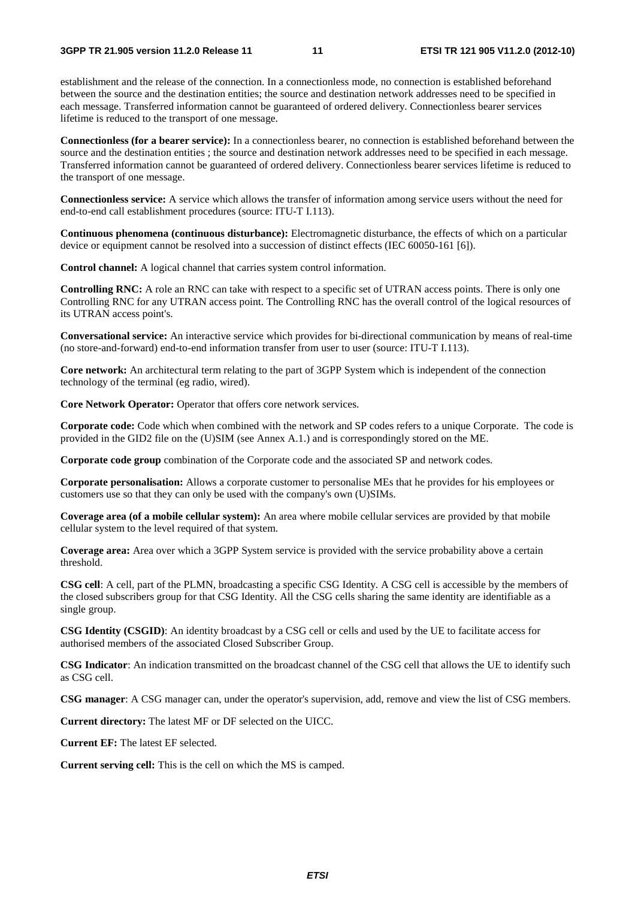establishment and the release of the connection. In a connectionless mode, no connection is established beforehand between the source and the destination entities; the source and destination network addresses need to be specified in each message. Transferred information cannot be guaranteed of ordered delivery. Connectionless bearer services lifetime is reduced to the transport of one message.

**Connectionless (for a bearer service):** In a connectionless bearer, no connection is established beforehand between the source and the destination entities ; the source and destination network addresses need to be specified in each message. Transferred information cannot be guaranteed of ordered delivery. Connectionless bearer services lifetime is reduced to the transport of one message.

**Connectionless service:** A service which allows the transfer of information among service users without the need for end-to-end call establishment procedures (source: ITU-T I.113).

**Continuous phenomena (continuous disturbance):** Electromagnetic disturbance, the effects of which on a particular device or equipment cannot be resolved into a succession of distinct effects (IEC 60050-161 [6]).

**Control channel:** A logical channel that carries system control information.

**Controlling RNC:** A role an RNC can take with respect to a specific set of UTRAN access points. There is only one Controlling RNC for any UTRAN access point. The Controlling RNC has the overall control of the logical resources of its UTRAN access point's.

**Conversational service:** An interactive service which provides for bi-directional communication by means of real-time (no store-and-forward) end-to-end information transfer from user to user (source: ITU-T I.113).

**Core network:** An architectural term relating to the part of 3GPP System which is independent of the connection technology of the terminal (eg radio, wired).

**Core Network Operator:** Operator that offers core network services.

**Corporate code:** Code which when combined with the network and SP codes refers to a unique Corporate. The code is provided in the GID2 file on the (U)SIM (see Annex A.1.) and is correspondingly stored on the ME.

**Corporate code group** combination of the Corporate code and the associated SP and network codes.

**Corporate personalisation:** Allows a corporate customer to personalise MEs that he provides for his employees or customers use so that they can only be used with the company's own (U)SIMs.

**Coverage area (of a mobile cellular system):** An area where mobile cellular services are provided by that mobile cellular system to the level required of that system.

**Coverage area:** Area over which a 3GPP System service is provided with the service probability above a certain threshold.

**CSG cell**: A cell, part of the PLMN, broadcasting a specific CSG Identity. A CSG cell is accessible by the members of the closed subscribers group for that CSG Identity. All the CSG cells sharing the same identity are identifiable as a single group.

**CSG Identity (CSGID)**: An identity broadcast by a CSG cell or cells and used by the UE to facilitate access for authorised members of the associated Closed Subscriber Group.

**CSG Indicator**: An indication transmitted on the broadcast channel of the CSG cell that allows the UE to identify such as CSG cell.

**CSG manager**: A CSG manager can, under the operator's supervision, add, remove and view the list of CSG members.

**Current directory:** The latest MF or DF selected on the UICC.

**Current EF:** The latest EF selected.

**Current serving cell:** This is the cell on which the MS is camped.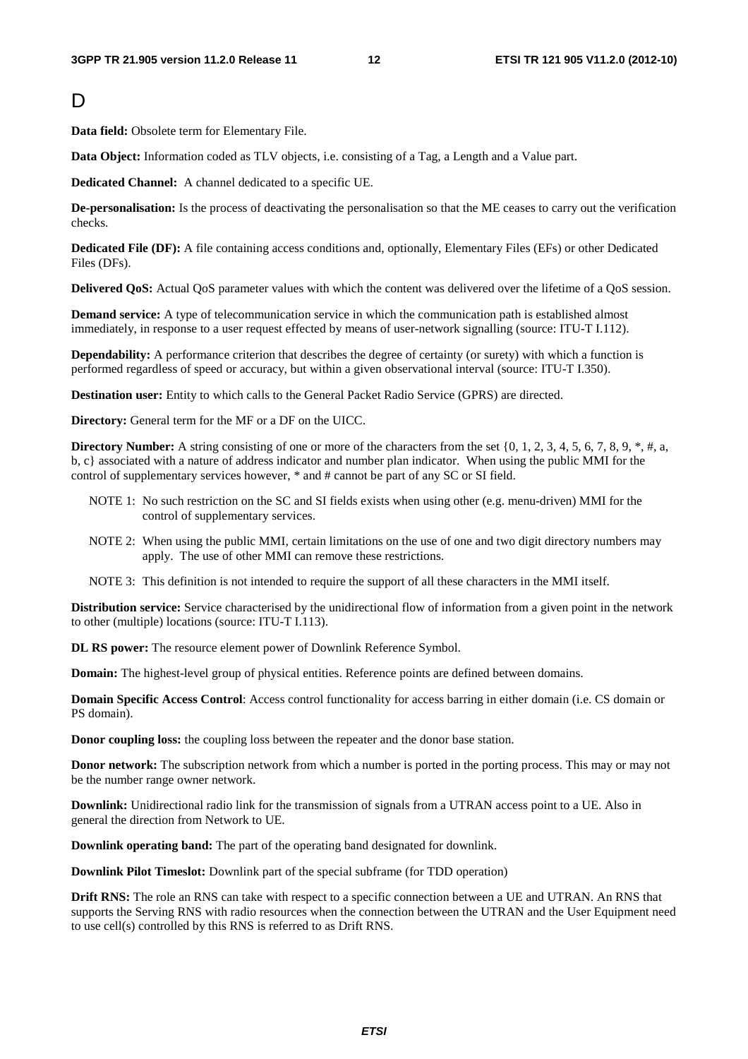# D

**Data field:** Obsolete term for Elementary File.

**Data Object:** Information coded as TLV objects, i.e. consisting of a Tag, a Length and a Value part.

**Dedicated Channel:** A channel dedicated to a specific UE.

**De-personalisation:** Is the process of deactivating the personalisation so that the ME ceases to carry out the verification checks.

**Dedicated File (DF):** A file containing access conditions and, optionally, Elementary Files (EFs) or other Dedicated Files (DFs).

**Delivered QoS:** Actual QoS parameter values with which the content was delivered over the lifetime of a QoS session.

**Demand service:** A type of telecommunication service in which the communication path is established almost immediately, in response to a user request effected by means of user-network signalling (source: ITU-T I.112).

**Dependability:** A performance criterion that describes the degree of certainty (or surety) with which a function is performed regardless of speed or accuracy, but within a given observational interval (source: ITU-T I.350).

**Destination user:** Entity to which calls to the General Packet Radio Service (GPRS) are directed.

**Directory:** General term for the MF or a DF on the UICC.

**Directory Number:** A string consisting of one or more of the characters from the set {0, 1, 2, 3, 4, 5, 6, 7, 8, 9, *, #, a, b, c} associated with a nature of address indicator and number plan indicator. When using the public MMI for the control of supplementary services however, * and # cannot be part of any SC or SI field.

NOTE 1: No such restriction on the SC and SI fields exists when using other (e.g. menu-driven) MMI for the control of supplementary services.

NOTE 2: When using the public MMI, certain limitations on the use of one and two digit directory numbers may apply. The use of other MMI can remove these restrictions.

NOTE 3: This definition is not intended to require the support of all these characters in the MMI itself.

**Distribution service:** Service characterised by the unidirectional flow of information from a given point in the network to other (multiple) locations (source: ITU-T I.113).

**DL RS power:** The resource element power of Downlink Reference Symbol.

**Domain:** The highest-level group of physical entities. Reference points are defined between domains.

**Domain Specific Access Control**: Access control functionality for access barring in either domain (i.e. CS domain or PS domain).

**Donor coupling loss:** the coupling loss between the repeater and the donor base station.

**Donor network:** The subscription network from which a number is ported in the porting process. This may or may not be the number range owner network.

**Downlink:** Unidirectional radio link for the transmission of signals from a UTRAN access point to a UE. Also in general the direction from Network to UE.

**Downlink operating band:** The part of the operating band designated for downlink.

**Downlink Pilot Timeslot:** Downlink part of the special subframe (for TDD operation)

**Drift RNS:** The role an RNS can take with respect to a specific connection between a UE and UTRAN. An RNS that supports the Serving RNS with radio resources when the connection between the UTRAN and the User Equipment need to use cell(s) controlled by this RNS is referred to as Drift RNS.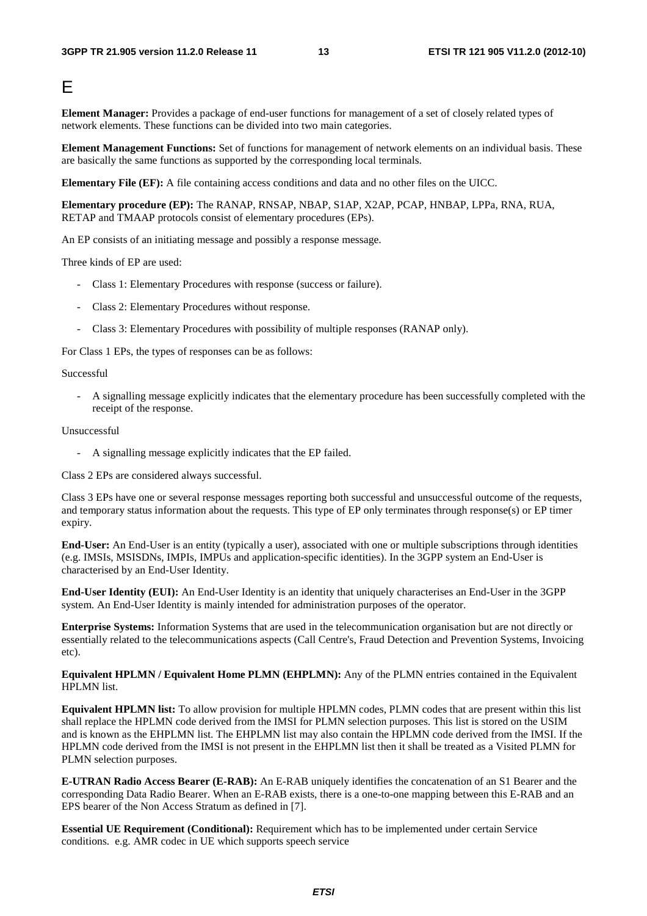# E

**Element Manager:** Provides a package of end-user functions for management of a set of closely related types of network elements. These functions can be divided into two main categories.

**Element Management Functions:** Set of functions for management of network elements on an individual basis. These are basically the same functions as supported by the corresponding local terminals.

**Elementary File (EF):** A file containing access conditions and data and no other files on the UICC.

**Elementary procedure (EP):** The RANAP, RNSAP, NBAP, S1AP, X2AP, PCAP, HNBAP, LPPa, RNA, RUA, RETAP and TMAAP protocols consist of elementary procedures (EPs).

An EP consists of an initiating message and possibly a response message.

Three kinds of EP are used:

- Class 1: Elementary Procedures with response (success or failure).
- Class 2: Elementary Procedures without response.
- Class 3: Elementary Procedures with possibility of multiple responses (RANAP only).

For Class 1 EPs, the types of responses can be as follows:

Successful

- A signalling message explicitly indicates that the elementary procedure has been successfully completed with the receipt of the response.

Unsuccessful

- A signalling message explicitly indicates that the EP failed.

Class 2 EPs are considered always successful.

Class 3 EPs have one or several response messages reporting both successful and unsuccessful outcome of the requests, and temporary status information about the requests. This type of EP only terminates through response(s) or EP timer expiry.

**End-User:** An End-User is an entity (typically a user), associated with one or multiple subscriptions through identities (e.g. IMSIs, MSISDNs, IMPIs, IMPUs and application-specific identities). In the 3GPP system an End-User is characterised by an End-User Identity.

**End-User Identity (EUI):** An End-User Identity is an identity that uniquely characterises an End-User in the 3GPP system. An End-User Identity is mainly intended for administration purposes of the operator.

**Enterprise Systems:** Information Systems that are used in the telecommunication organisation but are not directly or essentially related to the telecommunications aspects (Call Centre's, Fraud Detection and Prevention Systems, Invoicing etc).

**Equivalent HPLMN / Equivalent Home PLMN (EHPLMN):** Any of the PLMN entries contained in the Equivalent HPLMN list.

**Equivalent HPLMN list:** To allow provision for multiple HPLMN codes, PLMN codes that are present within this list shall replace the HPLMN code derived from the IMSI for PLMN selection purposes. This list is stored on the USIM and is known as the EHPLMN list. The EHPLMN list may also contain the HPLMN code derived from the IMSI. If the HPLMN code derived from the IMSI is not present in the EHPLMN list then it shall be treated as a Visited PLMN for PLMN selection purposes.

**E-UTRAN Radio Access Bearer (E-RAB):** An E-RAB uniquely identifies the concatenation of an S1 Bearer and the corresponding Data Radio Bearer. When an E-RAB exists, there is a one-to-one mapping between this E-RAB and an EPS bearer of the Non Access Stratum as defined in [7].

**Essential UE Requirement (Conditional):** Requirement which has to be implemented under certain Service conditions. e.g. AMR codec in UE which supports speech service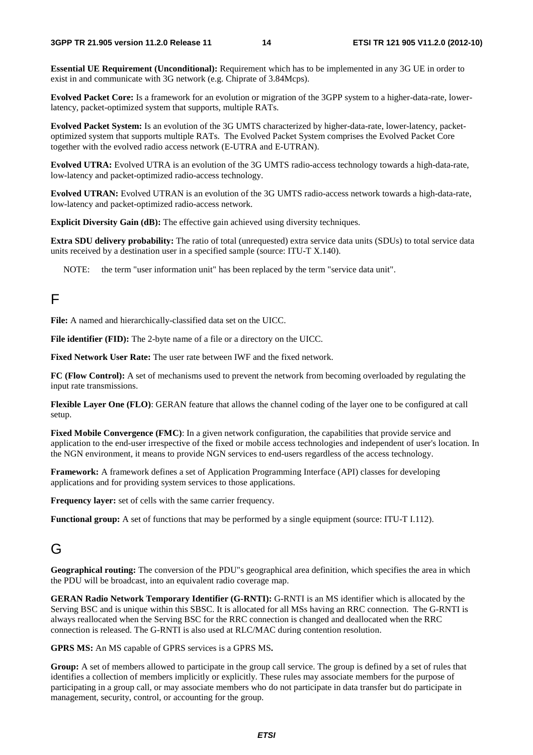**Essential UE Requirement (Unconditional):** Requirement which has to be implemented in any 3G UE in order to exist in and communicate with 3G network (e.g. Chiprate of 3.84Mcps).

**Evolved Packet Core:** Is a framework for an evolution or migration of the 3GPP system to a higher-data-rate, lower-latency, packet-optimized system that supports, multiple RATs.

**Evolved Packet System:** Is an evolution of the 3G UMTS characterized by higher-data-rate, lower-latency, packet-optimized system that supports multiple RATs. The Evolved Packet System comprises the Evolved Packet Core together with the evolved radio access network (E-UTRA and E-UTRAN).

**Evolved UTRA:** Evolved UTRA is an evolution of the 3G UMTS radio-access technology towards a high-data-rate, low-latency and packet-optimized radio-access technology.

**Evolved UTRAN:** Evolved UTRAN is an evolution of the 3G UMTS radio-access network towards a high-data-rate, low-latency and packet-optimized radio-access network.

**Explicit Diversity Gain (dB):** The effective gain achieved using diversity techniques.

**Extra SDU delivery probability:** The ratio of total (unrequested) extra service data units (SDUs) to total service data units received by a destination user in a specified sample (source: ITU-T X.140).

NOTE: the term "user information unit" has been replaced by the term "service data unit".

# F

**File:** A named and hierarchically-classified data set on the UICC.

**File identifier (FID):** The 2-byte name of a file or a directory on the UICC.

**Fixed Network User Rate:** The user rate between IWF and the fixed network.

**FC (Flow Control):** A set of mechanisms used to prevent the network from becoming overloaded by regulating the input rate transmissions.

**Flexible Layer One (FLO)**: GERAN feature that allows the channel coding of the layer one to be configured at call setup.

**Fixed Mobile Convergence (FMC)**: In a given network configuration, the capabilities that provide service and application to the end-user irrespective of the fixed or mobile access technologies and independent of user's location. In the NGN environment, it means to provide NGN services to end-users regardless of the access technology.

**Framework:** A framework defines a set of Application Programming Interface (API) classes for developing applications and for providing system services to those applications.

**Frequency layer:** set of cells with the same carrier frequency.

**Functional group:** A set of functions that may be performed by a single equipment (source: ITU-T I.112).

# G

**Geographical routing:** The conversion of the PDU"s geographical area definition, which specifies the area in which the PDU will be broadcast, into an equivalent radio coverage map.

**GERAN Radio Network Temporary Identifier (G-RNTI):** G-RNTI is an MS identifier which is allocated by the Serving BSC and is unique within this SBSC. It is allocated for all MSs having an RRC connection. The G-RNTI is always reallocated when the Serving BSC for the RRC connection is changed and deallocated when the RRC connection is released. The G-RNTI is also used at RLC/MAC during contention resolution.

**GPRS MS:** An MS capable of GPRS services is a GPRS MS**.**

**Group:** A set of members allowed to participate in the group call service. The group is defined by a set of rules that identifies a collection of members implicitly or explicitly. These rules may associate members for the purpose of participating in a group call, or may associate members who do not participate in data transfer but do participate in management, security, control, or accounting for the group.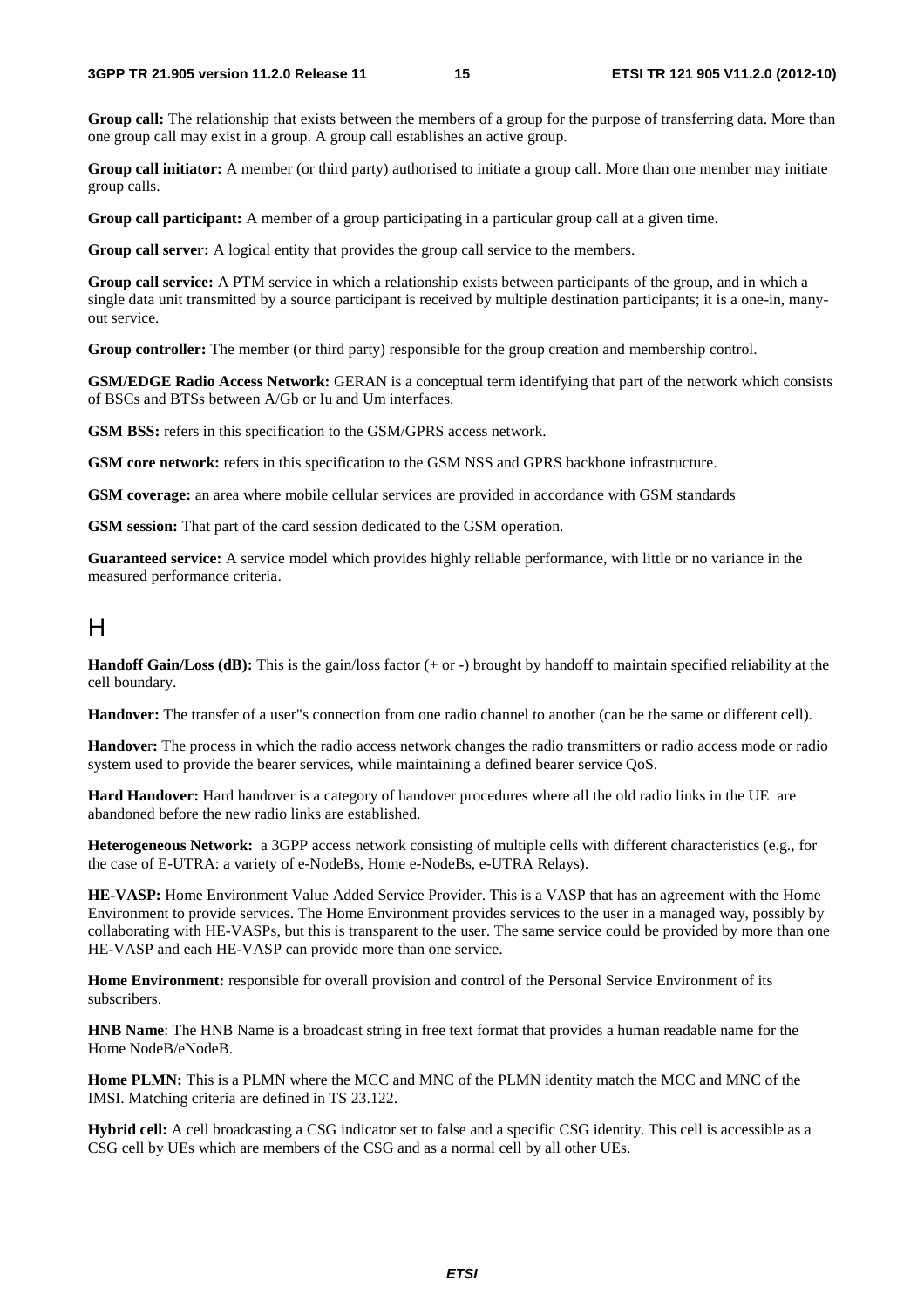**Group call:** The relationship that exists between the members of a group for the purpose of transferring data. More than one group call may exist in a group. A group call establishes an active group.

**Group call initiator:** A member (or third party) authorised to initiate a group call. More than one member may initiate group calls.

**Group call participant:** A member of a group participating in a particular group call at a given time.

**Group call server:** A logical entity that provides the group call service to the members.

**Group call service:** A PTM service in which a relationship exists between participants of the group, and in which a single data unit transmitted by a source participant is received by multiple destination participants; it is a one-in, many-out service.

**Group controller:** The member (or third party) responsible for the group creation and membership control.

**GSM/EDGE Radio Access Network:** GERAN is a conceptual term identifying that part of the network which consists of BSCs and BTSs between A/Gb or Iu and Um interfaces.

**GSM BSS:** refers in this specification to the GSM/GPRS access network.

**GSM core network:** refers in this specification to the GSM NSS and GPRS backbone infrastructure.

**GSM coverage:** an area where mobile cellular services are provided in accordance with GSM standards

**GSM session:** That part of the card session dedicated to the GSM operation.

**Guaranteed service:** A service model which provides highly reliable performance, with little or no variance in the measured performance criteria.

# H

**Handoff Gain/Loss (dB):** This is the gain/loss factor (+ or -) brought by handoff to maintain specified reliability at the cell boundary.

**Handover:** The transfer of a user"s connection from one radio channel to another (can be the same or different cell).

**Handover:** The process in which the radio access network changes the radio transmitters or radio access mode or radio system used to provide the bearer services, while maintaining a defined bearer service QoS.

**Hard Handover:** Hard handover is a category of handover procedures where all the old radio links in the UE are abandoned before the new radio links are established.

**Heterogeneous Network:** a 3GPP access network consisting of multiple cells with different characteristics (e.g., for the case of E-UTRA: a variety of e-NodeBs, Home e-NodeBs, e-UTRA Relays).

**HE-VASP:** Home Environment Value Added Service Provider. This is a VASP that has an agreement with the Home Environment to provide services. The Home Environment provides services to the user in a managed way, possibly by collaborating with HE-VASPs, but this is transparent to the user. The same service could be provided by more than one HE-VASP and each HE-VASP can provide more than one service.

**Home Environment:** responsible for overall provision and control of the Personal Service Environment of its subscribers.

**HNB Name**: The HNB Name is a broadcast string in free text format that provides a human readable name for the Home NodeB/eNodeB.

**Home PLMN:** This is a PLMN where the MCC and MNC of the PLMN identity match the MCC and MNC of the IMSI. Matching criteria are defined in TS 23.122.

**Hybrid cell:** A cell broadcasting a CSG indicator set to false and a specific CSG identity. This cell is accessible as a CSG cell by UEs which are members of the CSG and as a normal cell by all other UEs.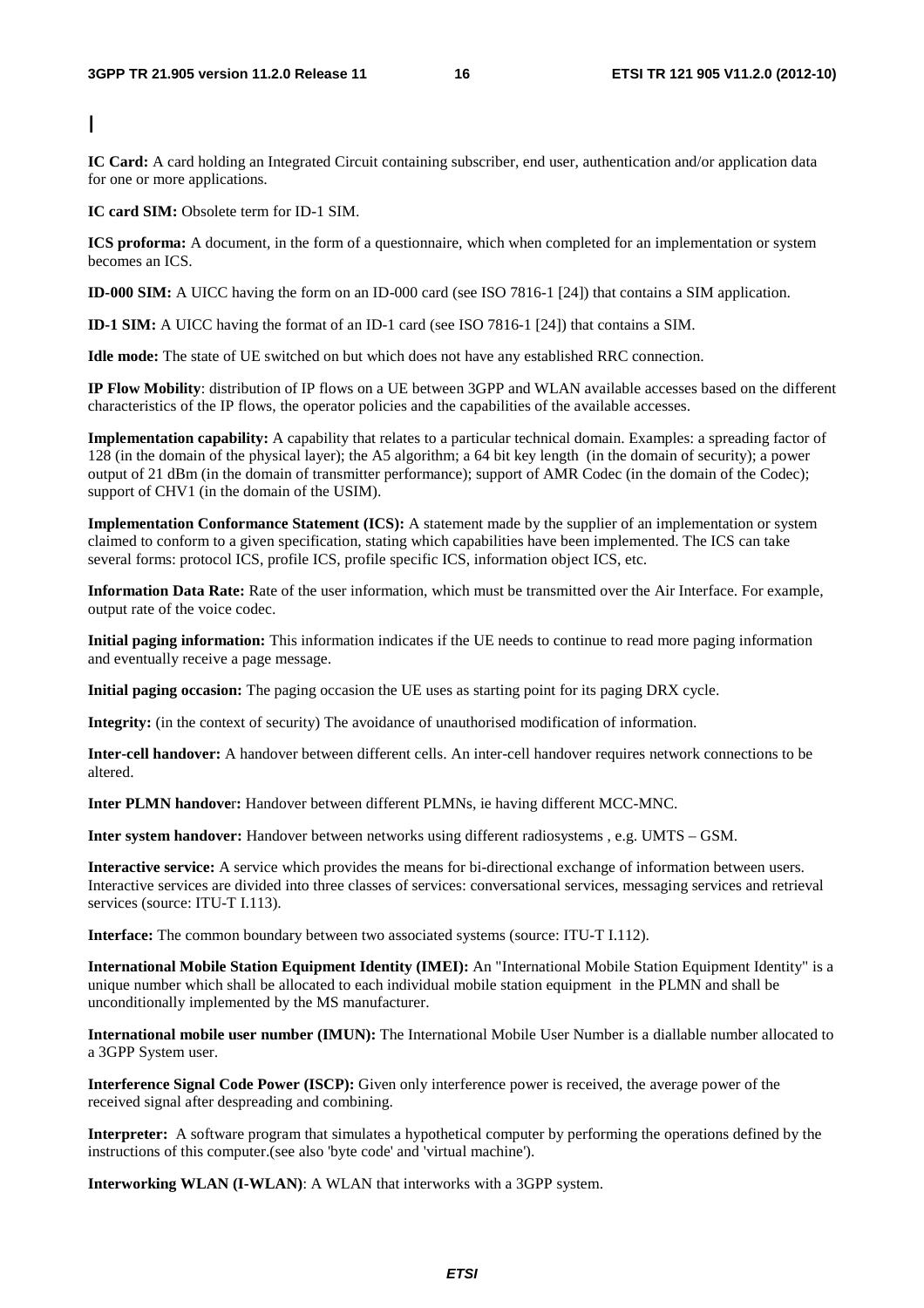# I

**IC Card:** A card holding an Integrated Circuit containing subscriber, end user, authentication and/or application data for one or more applications.

**IC card SIM:** Obsolete term for ID-1 SIM.

**ICS proforma:** A document, in the form of a questionnaire, which when completed for an implementation or system becomes an ICS.

**ID-000 SIM:** A UICC having the form on an ID-000 card (see ISO 7816-1 [24]) that contains a SIM application.

**ID-1 SIM:** A UICC having the format of an ID-1 card (see ISO 7816-1 [24]) that contains a SIM.

**Idle mode:** The state of UE switched on but which does not have any established RRC connection.

**IP Flow Mobility**: distribution of IP flows on a UE between 3GPP and WLAN available accesses based on the different characteristics of the IP flows, the operator policies and the capabilities of the available accesses.

**Implementation capability:** A capability that relates to a particular technical domain. Examples: a spreading factor of 128 (in the domain of the physical layer); the A5 algorithm; a 64 bit key length (in the domain of security); a power output of 21 dBm (in the domain of transmitter performance); support of AMR Codec (in the domain of the Codec); support of CHV1 (in the domain of the USIM).

**Implementation Conformance Statement (ICS):** A statement made by the supplier of an implementation or system claimed to conform to a given specification, stating which capabilities have been implemented. The ICS can take several forms: protocol ICS, profile ICS, profile specific ICS, information object ICS, etc.

**Information Data Rate:** Rate of the user information, which must be transmitted over the Air Interface. For example, output rate of the voice codec.

**Initial paging information:** This information indicates if the UE needs to continue to read more paging information and eventually receive a page message.

**Initial paging occasion:** The paging occasion the UE uses as starting point for its paging DRX cycle.

**Integrity:** (in the context of security) The avoidance of unauthorised modification of information.

**Inter-cell handover:** A handover between different cells. An inter-cell handover requires network connections to be altered.

**Inter PLMN handover:** Handover between different PLMNs, ie having different MCC-MNC.

**Inter system handover:** Handover between networks using different radiosystems , e.g. UMTS – GSM.

**Interactive service:** A service which provides the means for bi-directional exchange of information between users. Interactive services are divided into three classes of services: conversational services, messaging services and retrieval services (source: ITU-T I.113).

**Interface:** The common boundary between two associated systems (source: ITU-T I.112).

**International Mobile Station Equipment Identity (IMEI):** An "International Mobile Station Equipment Identity" is a unique number which shall be allocated to each individual mobile station equipment in the PLMN and shall be unconditionally implemented by the MS manufacturer.

**International mobile user number (IMUN):** The International Mobile User Number is a diallable number allocated to a 3GPP System user.

**Interference Signal Code Power (ISCP):** Given only interference power is received, the average power of the received signal after despreading and combining.

**Interpreter:** A software program that simulates a hypothetical computer by performing the operations defined by the instructions of this computer.(see also 'byte code' and 'virtual machine').

**Interworking WLAN (I-WLAN)**: A WLAN that interworks with a 3GPP system.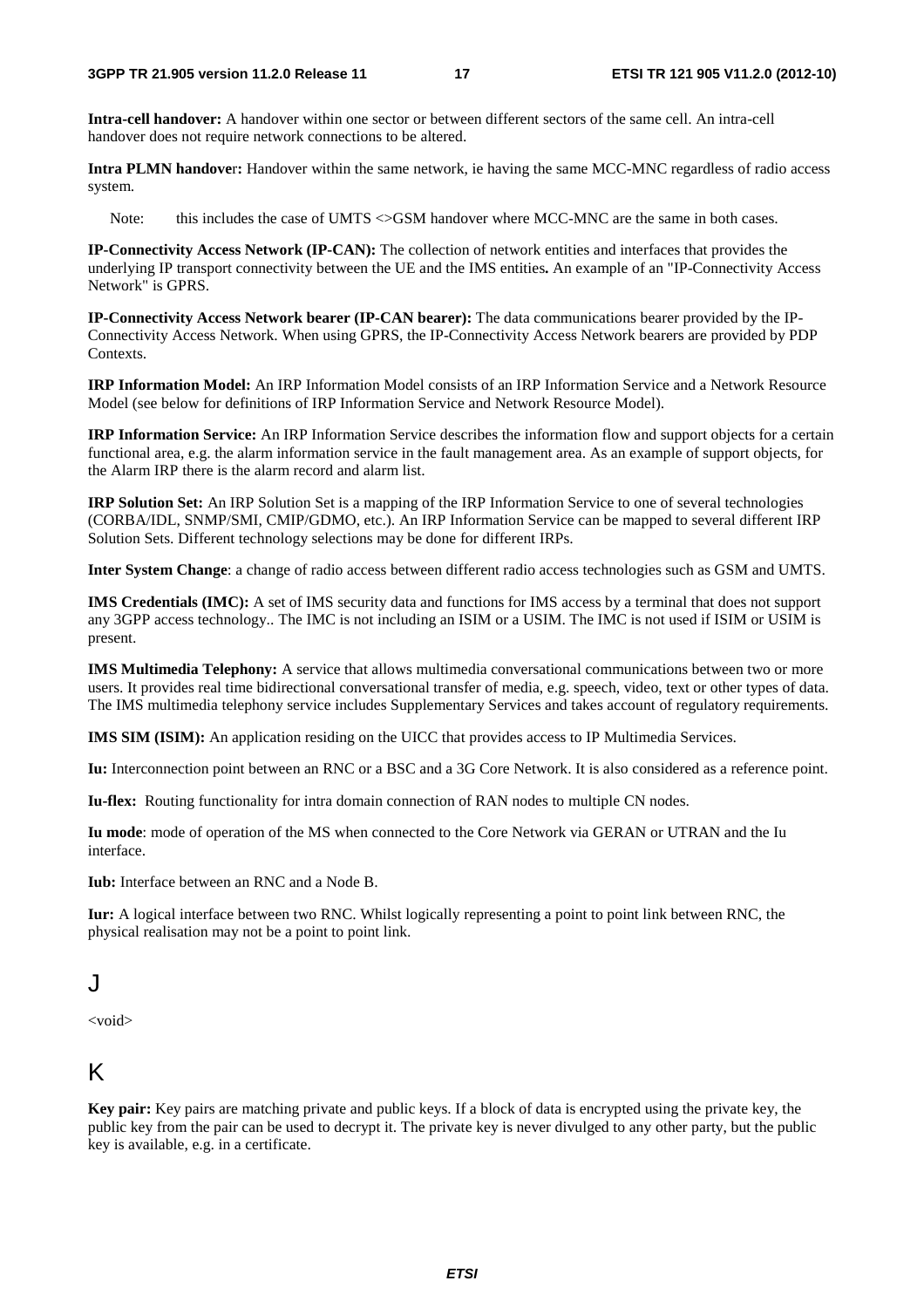**Intra-cell handover:** A handover within one sector or between different sectors of the same cell. An intra-cell handover does not require network connections to be altered.

**Intra PLMN handover:** Handover within the same network, ie having the same MCC-MNC regardless of radio access system.

Note: this includes the case of UMTS <>GSM handover where MCC-MNC are the same in both cases.

**IP-Connectivity Access Network (IP-CAN):** The collection of network entities and interfaces that provides the underlying IP transport connectivity between the UE and the IMS entities**.** An example of an "IP-Connectivity Access Network" is GPRS.

**IP-Connectivity Access Network bearer (IP-CAN bearer):** The data communications bearer provided by the IP-Connectivity Access Network. When using GPRS, the IP-Connectivity Access Network bearers are provided by PDP Contexts.

**IRP Information Model:** An IRP Information Model consists of an IRP Information Service and a Network Resource Model (see below for definitions of IRP Information Service and Network Resource Model).

**IRP Information Service:** An IRP Information Service describes the information flow and support objects for a certain functional area, e.g. the alarm information service in the fault management area. As an example of support objects, for the Alarm IRP there is the alarm record and alarm list.

**IRP Solution Set:** An IRP Solution Set is a mapping of the IRP Information Service to one of several technologies (CORBA/IDL, SNMP/SMI, CMIP/GDMO, etc.). An IRP Information Service can be mapped to several different IRP Solution Sets. Different technology selections may be done for different IRPs.

**Inter System Change**: a change of radio access between different radio access technologies such as GSM and UMTS.

**IMS Credentials (IMC):** A set of IMS security data and functions for IMS access by a terminal that does not support any 3GPP access technology.. The IMC is not including an ISIM or a USIM. The IMC is not used if ISIM or USIM is present.

**IMS Multimedia Telephony:** A service that allows multimedia conversational communications between two or more users. It provides real time bidirectional conversational transfer of media, e.g. speech, video, text or other types of data. The IMS multimedia telephony service includes Supplementary Services and takes account of regulatory requirements.

**IMS SIM (ISIM):** An application residing on the UICC that provides access to IP Multimedia Services.

**Iu:** Interconnection point between an RNC or a BSC and a 3G Core Network. It is also considered as a reference point.

**Iu-flex:** Routing functionality for intra domain connection of RAN nodes to multiple CN nodes.

**Iu mode**: mode of operation of the MS when connected to the Core Network via GERAN or UTRAN and the Iu interface.

**Iub:** Interface between an RNC and a Node B.

**Iur:** A logical interface between two RNC. Whilst logically representing a point to point link between RNC, the physical realisation may not be a point to point link.

# J

<void>

# K

**Key pair:** Key pairs are matching private and public keys. If a block of data is encrypted using the private key, the public key from the pair can be used to decrypt it. The private key is never divulged to any other party, but the public key is available, e.g. in a certificate.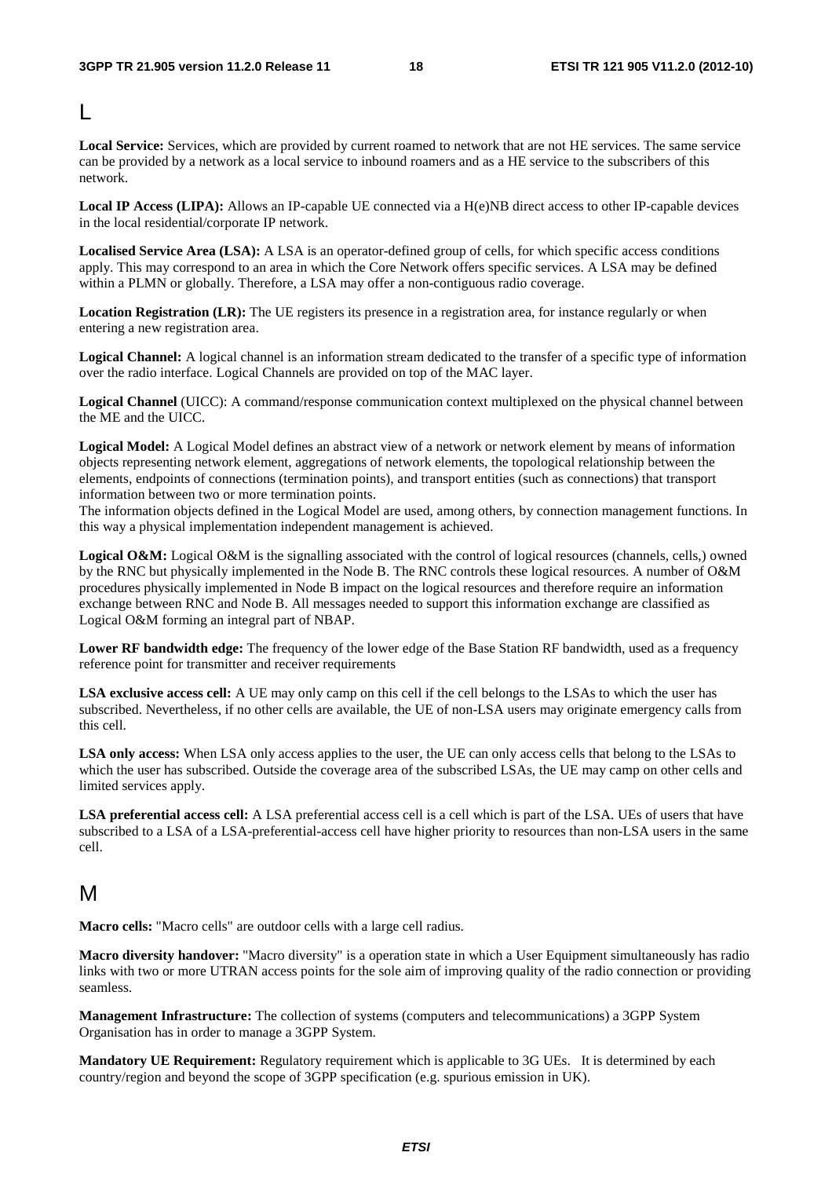## L

**Local Service:** Services, which are provided by current roamed to network that are not HE services. The same service can be provided by a network as a local service to inbound roamers and as a HE service to the subscribers of this network.

**Local IP Access (LIPA):** Allows an IP-capable UE connected via a H(e)NB direct access to other IP-capable devices in the local residential/corporate IP network.

**Localised Service Area (LSA):** A LSA is an operator-defined group of cells, for which specific access conditions apply. This may correspond to an area in which the Core Network offers specific services. A LSA may be defined within a PLMN or globally. Therefore, a LSA may offer a non-contiguous radio coverage.

**Location Registration (LR):** The UE registers its presence in a registration area, for instance regularly or when entering a new registration area.

**Logical Channel:** A logical channel is an information stream dedicated to the transfer of a specific type of information over the radio interface. Logical Channels are provided on top of the MAC layer.

**Logical Channel** (UICC): A command/response communication context multiplexed on the physical channel between the ME and the UICC.

**Logical Model:** A Logical Model defines an abstract view of a network or network element by means of information objects representing network element, aggregations of network elements, the topological relationship between the elements, endpoints of connections (termination points), and transport entities (such as connections) that transport information between two or more termination points.
The information objects defined in the Logical Model are used, among others, by connection management functions. In this way a physical implementation independent management is achieved.

**Logical O&M:** Logical O&M is the signalling associated with the control of logical resources (channels, cells,) owned by the RNC but physically implemented in the Node B. The RNC controls these logical resources. A number of O&M procedures physically implemented in Node B impact on the logical resources and therefore require an information exchange between RNC and Node B. All messages needed to support this information exchange are classified as Logical O&M forming an integral part of NBAP.

**Lower RF bandwidth edge:** The frequency of the lower edge of the Base Station RF bandwidth, used as a frequency reference point for transmitter and receiver requirements

**LSA exclusive access cell:** A UE may only camp on this cell if the cell belongs to the LSAs to which the user has subscribed. Nevertheless, if no other cells are available, the UE of non-LSA users may originate emergency calls from this cell.

**LSA only access:** When LSA only access applies to the user, the UE can only access cells that belong to the LSAs to which the user has subscribed. Outside the coverage area of the subscribed LSAs, the UE may camp on other cells and limited services apply.

**LSA preferential access cell:** A LSA preferential access cell is a cell which is part of the LSA. UEs of users that have subscribed to a LSA of a LSA-preferential-access cell have higher priority to resources than non-LSA users in the same cell.

## M

**Macro cells:** "Macro cells" are outdoor cells with a large cell radius.

**Macro diversity handover:** "Macro diversity" is a operation state in which a User Equipment simultaneously has radio links with two or more UTRAN access points for the sole aim of improving quality of the radio connection or providing seamless.

**Management Infrastructure:** The collection of systems (computers and telecommunications) a 3GPP System Organisation has in order to manage a 3GPP System.

**Mandatory UE Requirement:** Regulatory requirement which is applicable to 3G UEs. It is determined by each country/region and beyond the scope of 3GPP specification (e.g. spurious emission in UK).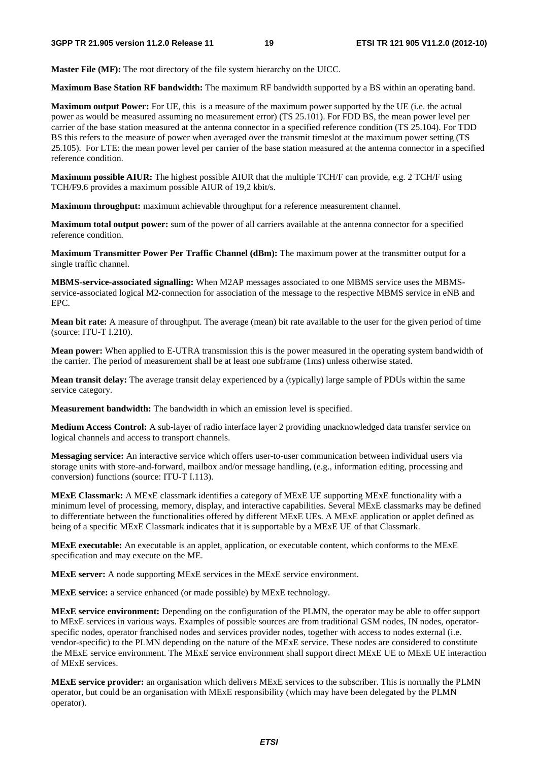**Master File (MF):** The root directory of the file system hierarchy on the UICC.

**Maximum Base Station RF bandwidth:** The maximum RF bandwidth supported by a BS within an operating band.

**Maximum output Power:** For UE, this is a measure of the maximum power supported by the UE (i.e. the actual power as would be measured assuming no measurement error) (TS 25.101). For FDD BS, the mean power level per carrier of the base station measured at the antenna connector in a specified reference condition (TS 25.104). For TDD BS this refers to the measure of power when averaged over the transmit timeslot at the maximum power setting (TS 25.105). For LTE: the mean power level per carrier of the base station measured at the antenna connector in a specified reference condition.

**Maximum possible AIUR:** The highest possible AIUR that the multiple TCH/F can provide, e.g. 2 TCH/F using TCH/F9.6 provides a maximum possible AIUR of 19,2 kbit/s.

**Maximum throughput:** maximum achievable throughput for a reference measurement channel.

**Maximum total output power:** sum of the power of all carriers available at the antenna connector for a specified reference condition.

**Maximum Transmitter Power Per Traffic Channel (dBm):** The maximum power at the transmitter output for a single traffic channel.

**MBMS-service-associated signalling:** When M2AP messages associated to one MBMS service uses the MBMS-service-associated logical M2-connection for association of the message to the respective MBMS service in eNB and EPC.

**Mean bit rate:** A measure of throughput. The average (mean) bit rate available to the user for the given period of time (source: ITU-T I.210).

**Mean power:** When applied to E-UTRA transmission this is the power measured in the operating system bandwidth of the carrier. The period of measurement shall be at least one subframe (1ms) unless otherwise stated.

**Mean transit delay:** The average transit delay experienced by a (typically) large sample of PDUs within the same service category.

**Measurement bandwidth:** The bandwidth in which an emission level is specified.

**Medium Access Control:** A sub-layer of radio interface layer 2 providing unacknowledged data transfer service on logical channels and access to transport channels.

**Messaging service:** An interactive service which offers user-to-user communication between individual users via storage units with store-and-forward, mailbox and/or message handling, (e.g., information editing, processing and conversion) functions (source: ITU-T I.113).

**MExE Classmark:** A MExE classmark identifies a category of MExE UE supporting MExE functionality with a minimum level of processing, memory, display, and interactive capabilities. Several MExE classmarks may be defined to differentiate between the functionalities offered by different MExE UEs. A MExE application or applet defined as being of a specific MExE Classmark indicates that it is supportable by a MExE UE of that Classmark.

**MExE executable:** An executable is an applet, application, or executable content, which conforms to the MExE specification and may execute on the ME.

**MExE server:** A node supporting MExE services in the MExE service environment.

**MExE service:** a service enhanced (or made possible) by MExE technology.

**MExE service environment:** Depending on the configuration of the PLMN, the operator may be able to offer support to MExE services in various ways. Examples of possible sources are from traditional GSM nodes, IN nodes, operator-specific nodes, operator franchised nodes and services provider nodes, together with access to nodes external (i.e. vendor-specific) to the PLMN depending on the nature of the MExE service. These nodes are considered to constitute the MExE service environment. The MExE service environment shall support direct MExE UE to MExE UE interaction of MExE services.

**MExE service provider:** an organisation which delivers MExE services to the subscriber. This is normally the PLMN operator, but could be an organisation with MExE responsibility (which may have been delegated by the PLMN operator).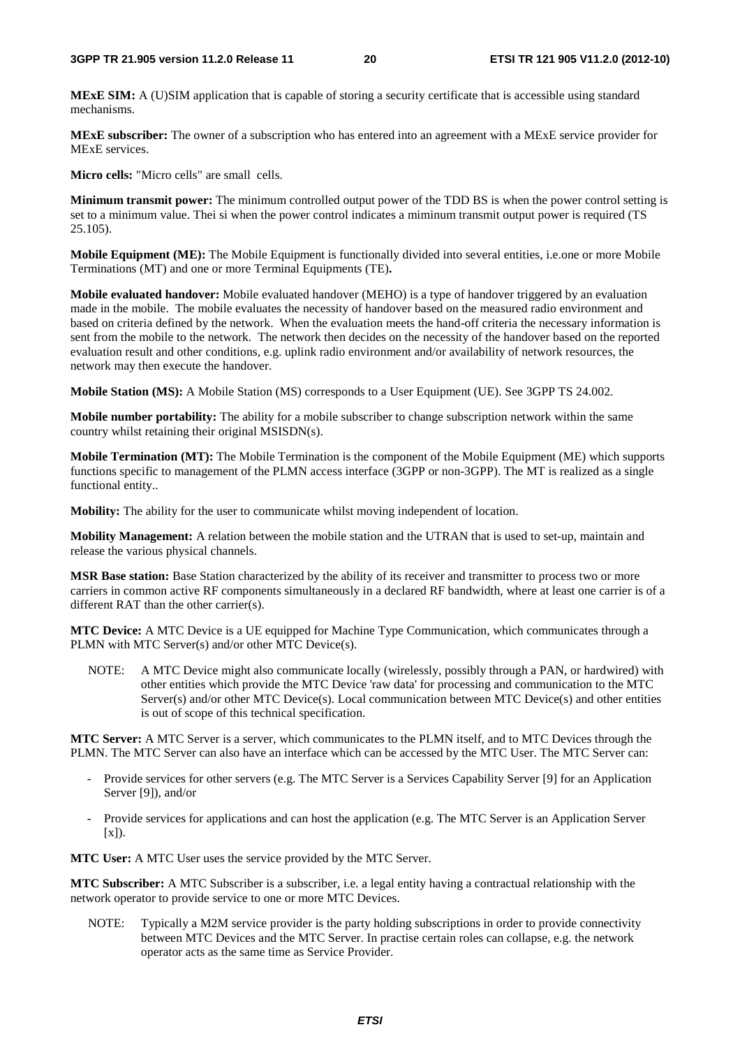**MExE SIM:** A (U)SIM application that is capable of storing a security certificate that is accessible using standard mechanisms.

**MExE subscriber:** The owner of a subscription who has entered into an agreement with a MExE service provider for MExE services.

**Micro cells:** "Micro cells" are small cells.

**Minimum transmit power:** The minimum controlled output power of the TDD BS is when the power control setting is set to a minimum value. Thei si when the power control indicates a miminum transmit output power is required (TS 25.105).

**Mobile Equipment (ME):** The Mobile Equipment is functionally divided into several entities, i.e.one or more Mobile Terminations (MT) and one or more Terminal Equipments (TE)**.**

**Mobile evaluated handover:** Mobile evaluated handover (MEHO) is a type of handover triggered by an evaluation made in the mobile. The mobile evaluates the necessity of handover based on the measured radio environment and based on criteria defined by the network. When the evaluation meets the hand-off criteria the necessary information is sent from the mobile to the network. The network then decides on the necessity of the handover based on the reported evaluation result and other conditions, e.g. uplink radio environment and/or availability of network resources, the network may then execute the handover.

**Mobile Station (MS):** A Mobile Station (MS) corresponds to a User Equipment (UE). See 3GPP TS 24.002.

**Mobile number portability:** The ability for a mobile subscriber to change subscription network within the same country whilst retaining their original MSISDN(s).

**Mobile Termination (MT):** The Mobile Termination is the component of the Mobile Equipment (ME) which supports functions specific to management of the PLMN access interface (3GPP or non-3GPP). The MT is realized as a single functional entity..

**Mobility:** The ability for the user to communicate whilst moving independent of location.

**Mobility Management:** A relation between the mobile station and the UTRAN that is used to set-up, maintain and release the various physical channels.

**MSR Base station:** Base Station characterized by the ability of its receiver and transmitter to process two or more carriers in common active RF components simultaneously in a declared RF bandwidth, where at least one carrier is of a different RAT than the other carrier(s).

**MTC Device:** A MTC Device is a UE equipped for Machine Type Communication, which communicates through a PLMN with MTC Server(s) and/or other MTC Device(s).

NOTE: A MTC Device might also communicate locally (wirelessly, possibly through a PAN, or hardwired) with other entities which provide the MTC Device 'raw data' for processing and communication to the MTC Server(s) and/or other MTC Device(s). Local communication between MTC Device(s) and other entities is out of scope of this technical specification.

**MTC Server:** A MTC Server is a server, which communicates to the PLMN itself, and to MTC Devices through the PLMN. The MTC Server can also have an interface which can be accessed by the MTC User. The MTC Server can:

- Provide services for other servers (e.g. The MTC Server is a Services Capability Server [9] for an Application Server [9]), and/or
- Provide services for applications and can host the application (e.g. The MTC Server is an Application Server [x]).

**MTC User:** A MTC User uses the service provided by the MTC Server.

**MTC Subscriber:** A MTC Subscriber is a subscriber, i.e. a legal entity having a contractual relationship with the network operator to provide service to one or more MTC Devices.

NOTE: Typically a M2M service provider is the party holding subscriptions in order to provide connectivity between MTC Devices and the MTC Server. In practise certain roles can collapse, e.g. the network operator acts as the same time as Service Provider.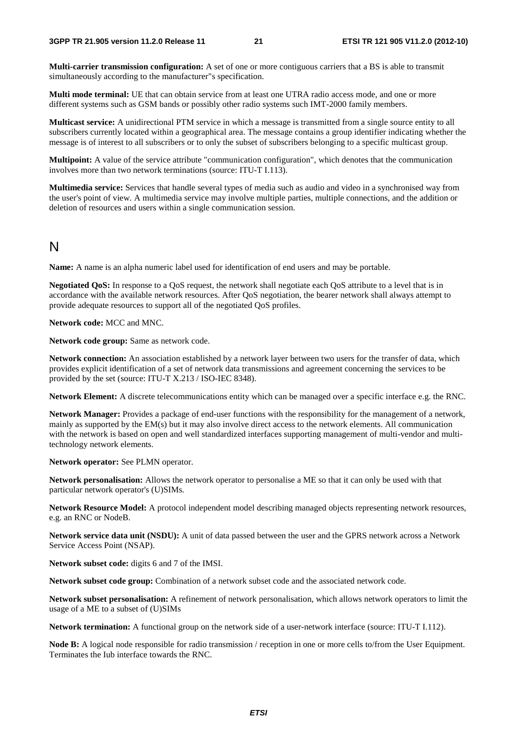**Multi-carrier transmission configuration:** A set of one or more contiguous carriers that a BS is able to transmit simultaneously according to the manufacturer"s specification.

**Multi mode terminal:** UE that can obtain service from at least one UTRA radio access mode, and one or more different systems such as GSM bands or possibly other radio systems such IMT-2000 family members.

**Multicast service:** A unidirectional PTM service in which a message is transmitted from a single source entity to all subscribers currently located within a geographical area. The message contains a group identifier indicating whether the message is of interest to all subscribers or to only the subset of subscribers belonging to a specific multicast group.

**Multipoint:** A value of the service attribute "communication configuration", which denotes that the communication involves more than two network terminations (source: ITU-T I.113).

**Multimedia service:** Services that handle several types of media such as audio and video in a synchronised way from the user's point of view. A multimedia service may involve multiple parties, multiple connections, and the addition or deletion of resources and users within a single communication session.

# N

**Name:** A name is an alpha numeric label used for identification of end users and may be portable.

**Negotiated QoS:** In response to a QoS request, the network shall negotiate each QoS attribute to a level that is in accordance with the available network resources. After QoS negotiation, the bearer network shall always attempt to provide adequate resources to support all of the negotiated QoS profiles.

**Network code:** MCC and MNC.

**Network code group:** Same as network code.

**Network connection:** An association established by a network layer between two users for the transfer of data, which provides explicit identification of a set of network data transmissions and agreement concerning the services to be provided by the set (source: ITU-T X.213 / ISO-IEC 8348).

**Network Element:** A discrete telecommunications entity which can be managed over a specific interface e.g. the RNC.

**Network Manager:** Provides a package of end-user functions with the responsibility for the management of a network, mainly as supported by the EM(s) but it may also involve direct access to the network elements. All communication with the network is based on open and well standardized interfaces supporting management of multi-vendor and multi-technology network elements.

**Network operator:** See PLMN operator.

**Network personalisation:** Allows the network operator to personalise a ME so that it can only be used with that particular network operator's (U)SIMs.

**Network Resource Model:** A protocol independent model describing managed objects representing network resources, e.g. an RNC or NodeB.

**Network service data unit (NSDU):** A unit of data passed between the user and the GPRS network across a Network Service Access Point (NSAP).

**Network subset code:** digits 6 and 7 of the IMSI.

**Network subset code group:** Combination of a network subset code and the associated network code.

**Network subset personalisation:** A refinement of network personalisation, which allows network operators to limit the usage of a ME to a subset of (U)SIMs

**Network termination:** A functional group on the network side of a user-network interface (source: ITU-T I.112).

**Node B:** A logical node responsible for radio transmission / reception in one or more cells to/from the User Equipment. Terminates the Iub interface towards the RNC.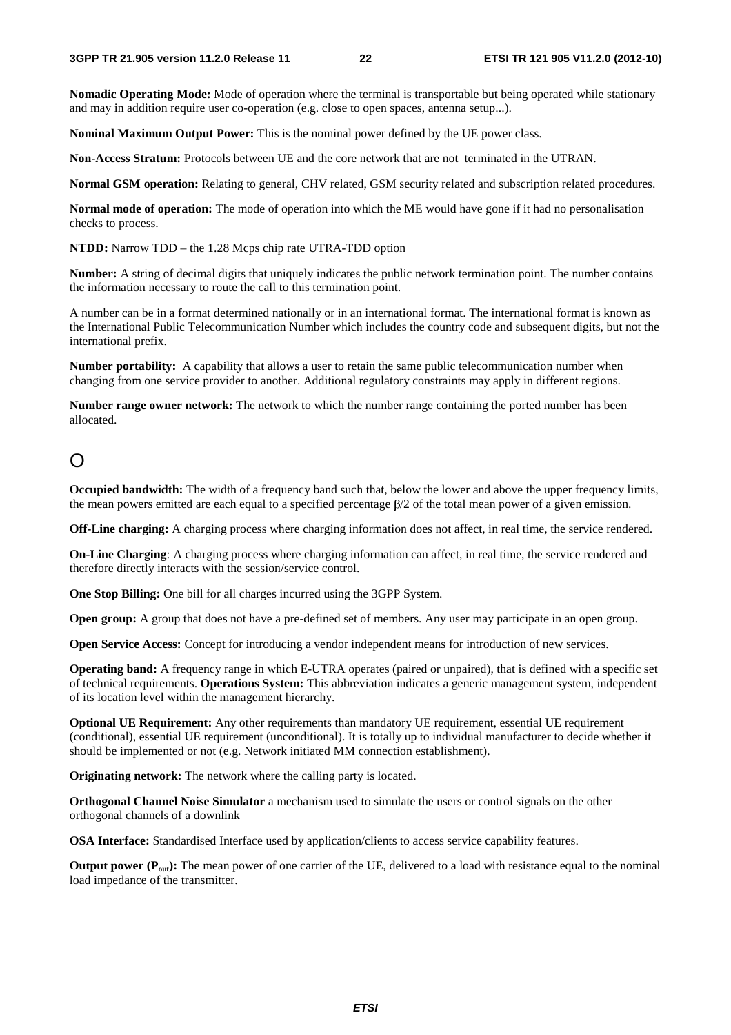**Nomadic Operating Mode:** Mode of operation where the terminal is transportable but being operated while stationary and may in addition require user co-operation (e.g. close to open spaces, antenna setup...).

**Nominal Maximum Output Power:** This is the nominal power defined by the UE power class.

**Non-Access Stratum:** Protocols between UE and the core network that are not terminated in the UTRAN.

**Normal GSM operation:** Relating to general, CHV related, GSM security related and subscription related procedures.

**Normal mode of operation:** The mode of operation into which the ME would have gone if it had no personalisation checks to process.

**NTDD:** Narrow TDD – the 1.28 Mcps chip rate UTRA-TDD option

**Number:** A string of decimal digits that uniquely indicates the public network termination point. The number contains the information necessary to route the call to this termination point.

A number can be in a format determined nationally or in an international format. The international format is known as the International Public Telecommunication Number which includes the country code and subsequent digits, but not the international prefix.

**Number portability:** A capability that allows a user to retain the same public telecommunication number when changing from one service provider to another. Additional regulatory constraints may apply in different regions.

**Number range owner network:** The network to which the number range containing the ported number has been allocated.

# O

**Occupied bandwidth:** The width of a frequency band such that, below the lower and above the upper frequency limits, the mean powers emitted are each equal to a specified percentage $\beta/2$ of the total mean power of a given emission.

**Off-Line charging:** A charging process where charging information does not affect, in real time, the service rendered.

**On-Line Charging**: A charging process where charging information can affect, in real time, the service rendered and therefore directly interacts with the session/service control.

**One Stop Billing:** One bill for all charges incurred using the 3GPP System.

**Open group:** A group that does not have a pre-defined set of members. Any user may participate in an open group.

**Open Service Access:** Concept for introducing a vendor independent means for introduction of new services.

**Operating band:** A frequency range in which E-UTRA operates (paired or unpaired), that is defined with a specific set of technical requirements. **Operations System:** This abbreviation indicates a generic management system, independent of its location level within the management hierarchy.

**Optional UE Requirement:** Any other requirements than mandatory UE requirement, essential UE requirement (conditional), essential UE requirement (unconditional). It is totally up to individual manufacturer to decide whether it should be implemented or not (e.g. Network initiated MM connection establishment).

**Originating network:** The network where the calling party is located.

**Orthogonal Channel Noise Simulator** a mechanism used to simulate the users or control signals on the other orthogonal channels of a downlink

**OSA Interface:** Standardised Interface used by application/clients to access service capability features.

**Output power ($P_{out}$):** The mean power of one carrier of the UE, delivered to a load with resistance equal to the nominal load impedance of the transmitter.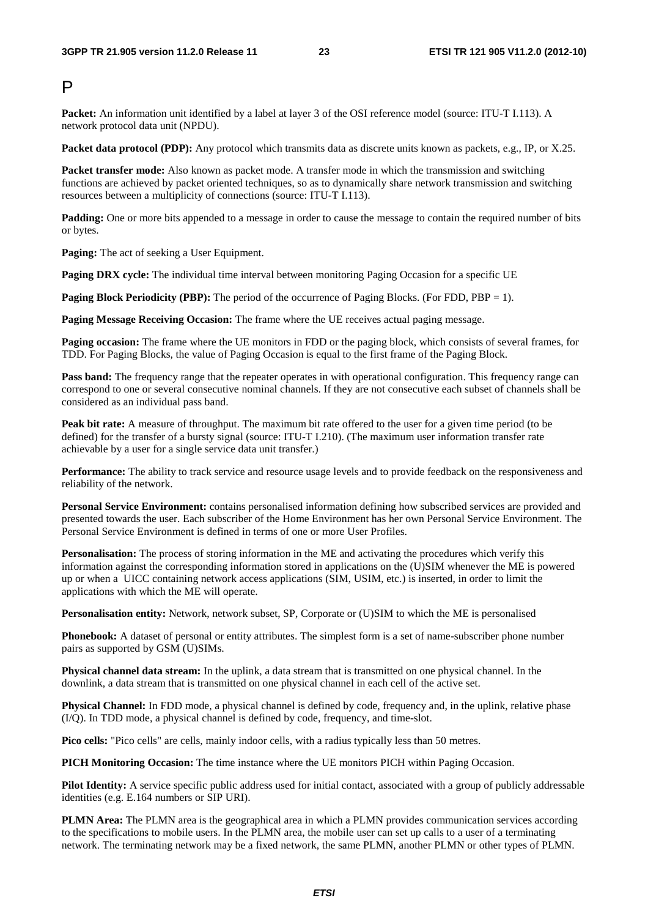# P

**Packet:** An information unit identified by a label at layer 3 of the OSI reference model (source: ITU-T I.113). A network protocol data unit (NPDU).

**Packet data protocol (PDP):** Any protocol which transmits data as discrete units known as packets, e.g., IP, or X.25.

**Packet transfer mode:** Also known as packet mode. A transfer mode in which the transmission and switching functions are achieved by packet oriented techniques, so as to dynamically share network transmission and switching resources between a multiplicity of connections (source: ITU-T I.113).

**Padding:** One or more bits appended to a message in order to cause the message to contain the required number of bits or bytes.

**Paging:** The act of seeking a User Equipment.

**Paging DRX cycle:** The individual time interval between monitoring Paging Occasion for a specific UE

**Paging Block Periodicity (PBP):** The period of the occurrence of Paging Blocks. (For FDD, PBP = 1).

**Paging Message Receiving Occasion:** The frame where the UE receives actual paging message.

**Paging occasion:** The frame where the UE monitors in FDD or the paging block, which consists of several frames, for TDD. For Paging Blocks, the value of Paging Occasion is equal to the first frame of the Paging Block.

**Pass band:** The frequency range that the repeater operates in with operational configuration. This frequency range can correspond to one or several consecutive nominal channels. If they are not consecutive each subset of channels shall be considered as an individual pass band.

**Peak bit rate:** A measure of throughput. The maximum bit rate offered to the user for a given time period (to be defined) for the transfer of a bursty signal (source: ITU-T I.210). (The maximum user information transfer rate achievable by a user for a single service data unit transfer.)

**Performance:** The ability to track service and resource usage levels and to provide feedback on the responsiveness and reliability of the network.

**Personal Service Environment:** contains personalised information defining how subscribed services are provided and presented towards the user. Each subscriber of the Home Environment has her own Personal Service Environment. The Personal Service Environment is defined in terms of one or more User Profiles.

**Personalisation:** The process of storing information in the ME and activating the procedures which verify this information against the corresponding information stored in applications on the (U)SIM whenever the ME is powered up or when a UICC containing network access applications (SIM, USIM, etc.) is inserted, in order to limit the applications with which the ME will operate.

**Personalisation entity:** Network, network subset, SP, Corporate or (U)SIM to which the ME is personalised

**Phonebook:** A dataset of personal or entity attributes. The simplest form is a set of name-subscriber phone number pairs as supported by GSM (U)SIMs.

**Physical channel data stream:** In the uplink, a data stream that is transmitted on one physical channel. In the downlink, a data stream that is transmitted on one physical channel in each cell of the active set.

**Physical Channel:** In FDD mode, a physical channel is defined by code, frequency and, in the uplink, relative phase (I/Q). In TDD mode, a physical channel is defined by code, frequency, and time-slot.

**Pico cells:** "Pico cells" are cells, mainly indoor cells, with a radius typically less than 50 metres.

**PICH Monitoring Occasion:** The time instance where the UE monitors PICH within Paging Occasion.

**Pilot Identity:** A service specific public address used for initial contact, associated with a group of publicly addressable identities (e.g. E.164 numbers or SIP URI).

**PLMN Area:** The PLMN area is the geographical area in which a PLMN provides communication services according to the specifications to mobile users. In the PLMN area, the mobile user can set up calls to a user of a terminating network. The terminating network may be a fixed network, the same PLMN, another PLMN or other types of PLMN.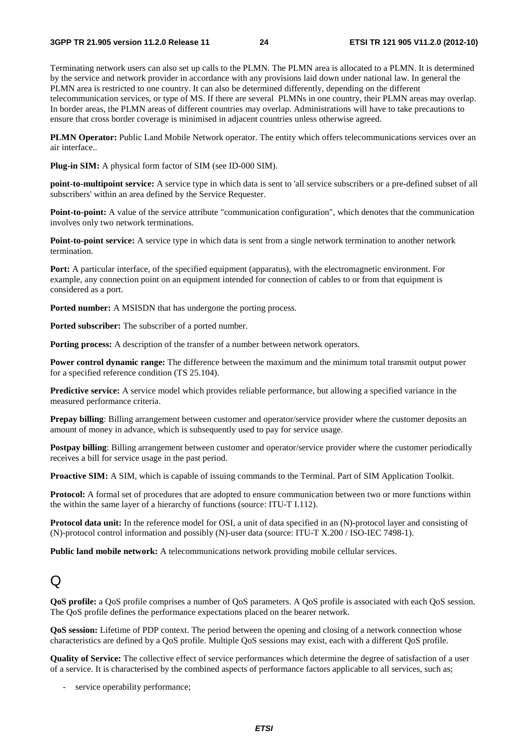Terminating network users can also set up calls to the PLMN. The PLMN area is allocated to a PLMN. It is determined by the service and network provider in accordance with any provisions laid down under national law. In general the PLMN area is restricted to one country. It can also be determined differently, depending on the different telecommunication services, or type of MS. If there are several PLMNs in one country, their PLMN areas may overlap. In border areas, the PLMN areas of different countries may overlap. Administrations will have to take precautions to ensure that cross border coverage is minimised in adjacent countries unless otherwise agreed.

**PLMN Operator:** Public Land Mobile Network operator. The entity which offers telecommunications services over an air interface..

**Plug-in SIM:** A physical form factor of SIM (see ID-000 SIM).

**point-to-multipoint service:** A service type in which data is sent to 'all service subscribers or a pre-defined subset of all subscribers' within an area defined by the Service Requester.

**Point-to-point:** A value of the service attribute "communication configuration", which denotes that the communication involves only two network terminations.

**Point-to-point service:** A service type in which data is sent from a single network termination to another network termination.

**Port:** A particular interface, of the specified equipment (apparatus), with the electromagnetic environment. For example, any connection point on an equipment intended for connection of cables to or from that equipment is considered as a port.

**Ported number:** A MSISDN that has undergone the porting process.

**Ported subscriber:** The subscriber of a ported number.

**Porting process:** A description of the transfer of a number between network operators.

**Power control dynamic range:** The difference between the maximum and the minimum total transmit output power for a specified reference condition (TS 25.104).

**Predictive service:** A service model which provides reliable performance, but allowing a specified variance in the measured performance criteria.

**Prepay billing**: Billing arrangement between customer and operator/service provider where the customer deposits an amount of money in advance, which is subsequently used to pay for service usage.

**Postpay billing**: Billing arrangement between customer and operator/service provider where the customer periodically receives a bill for service usage in the past period.

**Proactive SIM:** A SIM, which is capable of issuing commands to the Terminal. Part of SIM Application Toolkit.

**Protocol:** A formal set of procedures that are adopted to ensure communication between two or more functions within the within the same layer of a hierarchy of functions (source: ITU-T I.112).

**Protocol data unit:** In the reference model for OSI, a unit of data specified in an (N)-protocol layer and consisting of (N)-protocol control information and possibly (N)-user data (source: ITU-T X.200 / ISO-IEC 7498-1).

**Public land mobile network:** A telecommunications network providing mobile cellular services.

# Q

**QoS profile:** a QoS profile comprises a number of QoS parameters. A QoS profile is associated with each QoS session. The QoS profile defines the performance expectations placed on the bearer network.

**QoS session:** Lifetime of PDP context. The period between the opening and closing of a network connection whose characteristics are defined by a QoS profile. Multiple QoS sessions may exist, each with a different QoS profile.

**Quality of Service:** The collective effect of service performances which determine the degree of satisfaction of a user of a service. It is characterised by the combined aspects of performance factors applicable to all services, such as;

- service operability performance;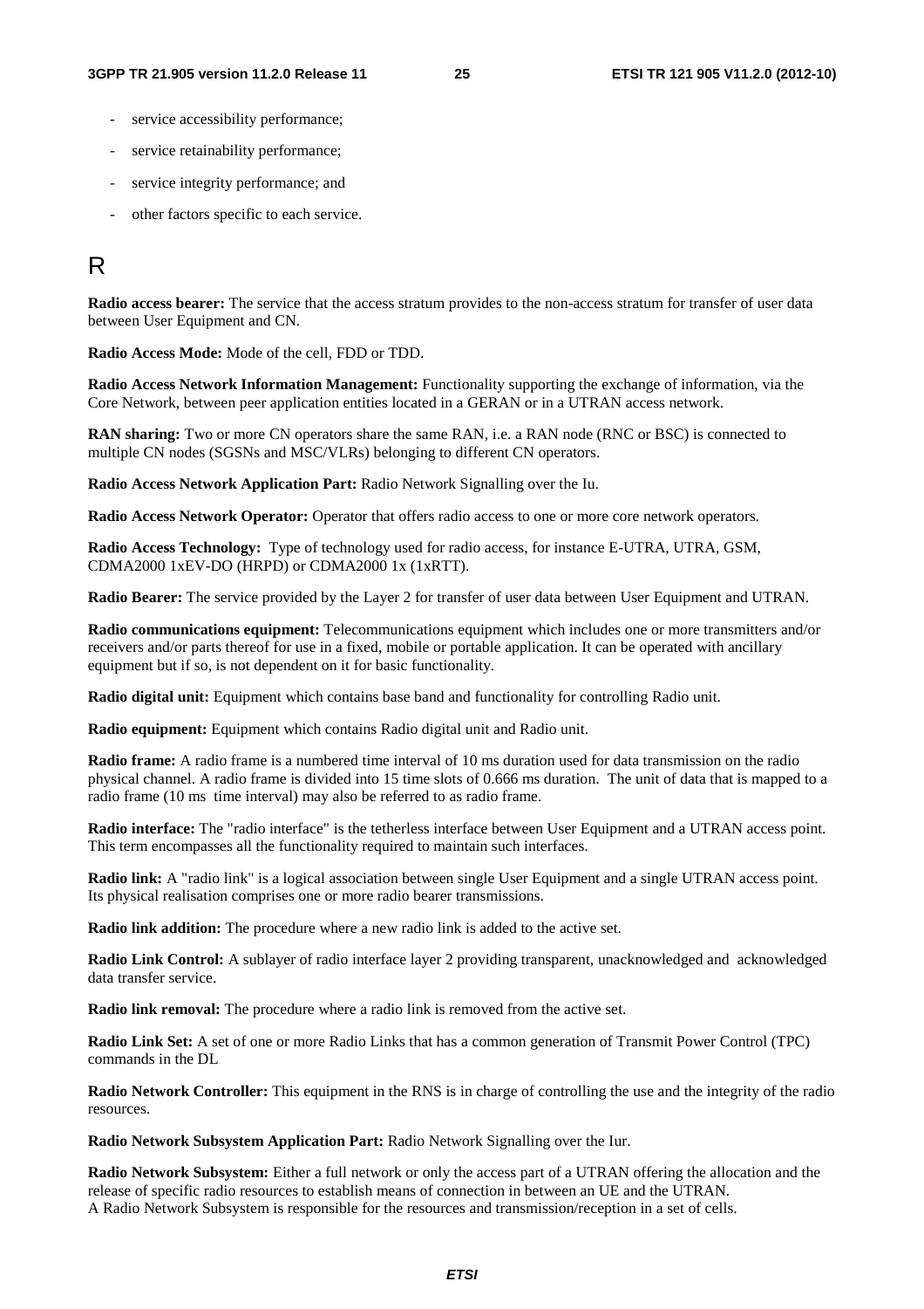- service accessibility performance;
- service retainability performance;
- service integrity performance; and
- other factors specific to each service.

# R

**Radio access bearer:** The service that the access stratum provides to the non-access stratum for transfer of user data between User Equipment and CN.

**Radio Access Mode:** Mode of the cell, FDD or TDD.

**Radio Access Network Information Management:** Functionality supporting the exchange of information, via the Core Network, between peer application entities located in a GERAN or in a UTRAN access network.

**RAN sharing:** Two or more CN operators share the same RAN, i.e. a RAN node (RNC or BSC) is connected to multiple CN nodes (SGSNs and MSC/VLRs) belonging to different CN operators.

**Radio Access Network Application Part:** Radio Network Signalling over the Iu.

**Radio Access Network Operator:** Operator that offers radio access to one or more core network operators.

**Radio Access Technology:** Type of technology used for radio access, for instance E-UTRA, UTRA, GSM, CDMA2000 1xEV-DO (HRPD) or CDMA2000 1x (1xRTT).

**Radio Bearer:** The service provided by the Layer 2 for transfer of user data between User Equipment and UTRAN.

**Radio communications equipment:** Telecommunications equipment which includes one or more transmitters and/or receivers and/or parts thereof for use in a fixed, mobile or portable application. It can be operated with ancillary equipment but if so, is not dependent on it for basic functionality.

**Radio digital unit:** Equipment which contains base band and functionality for controlling Radio unit.

**Radio equipment:** Equipment which contains Radio digital unit and Radio unit.

**Radio frame:** A radio frame is a numbered time interval of 10 ms duration used for data transmission on the radio physical channel. A radio frame is divided into 15 time slots of 0.666 ms duration. The unit of data that is mapped to a radio frame (10 ms time interval) may also be referred to as radio frame.

**Radio interface:** The "radio interface" is the tetherless interface between User Equipment and a UTRAN access point. This term encompasses all the functionality required to maintain such interfaces.

**Radio link:** A "radio link" is a logical association between single User Equipment and a single UTRAN access point. Its physical realisation comprises one or more radio bearer transmissions.

**Radio link addition:** The procedure where a new radio link is added to the active set.

**Radio Link Control:** A sublayer of radio interface layer 2 providing transparent, unacknowledged and acknowledged data transfer service.

**Radio link removal:** The procedure where a radio link is removed from the active set.

**Radio Link Set:** A set of one or more Radio Links that has a common generation of Transmit Power Control (TPC) commands in the DL

**Radio Network Controller:** This equipment in the RNS is in charge of controlling the use and the integrity of the radio resources.

**Radio Network Subsystem Application Part:** Radio Network Signalling over the Iur.

**Radio Network Subsystem:** Either a full network or only the access part of a UTRAN offering the allocation and the release of specific radio resources to establish means of connection in between an UE and the UTRAN.
A Radio Network Subsystem is responsible for the resources and transmission/reception in a set of cells.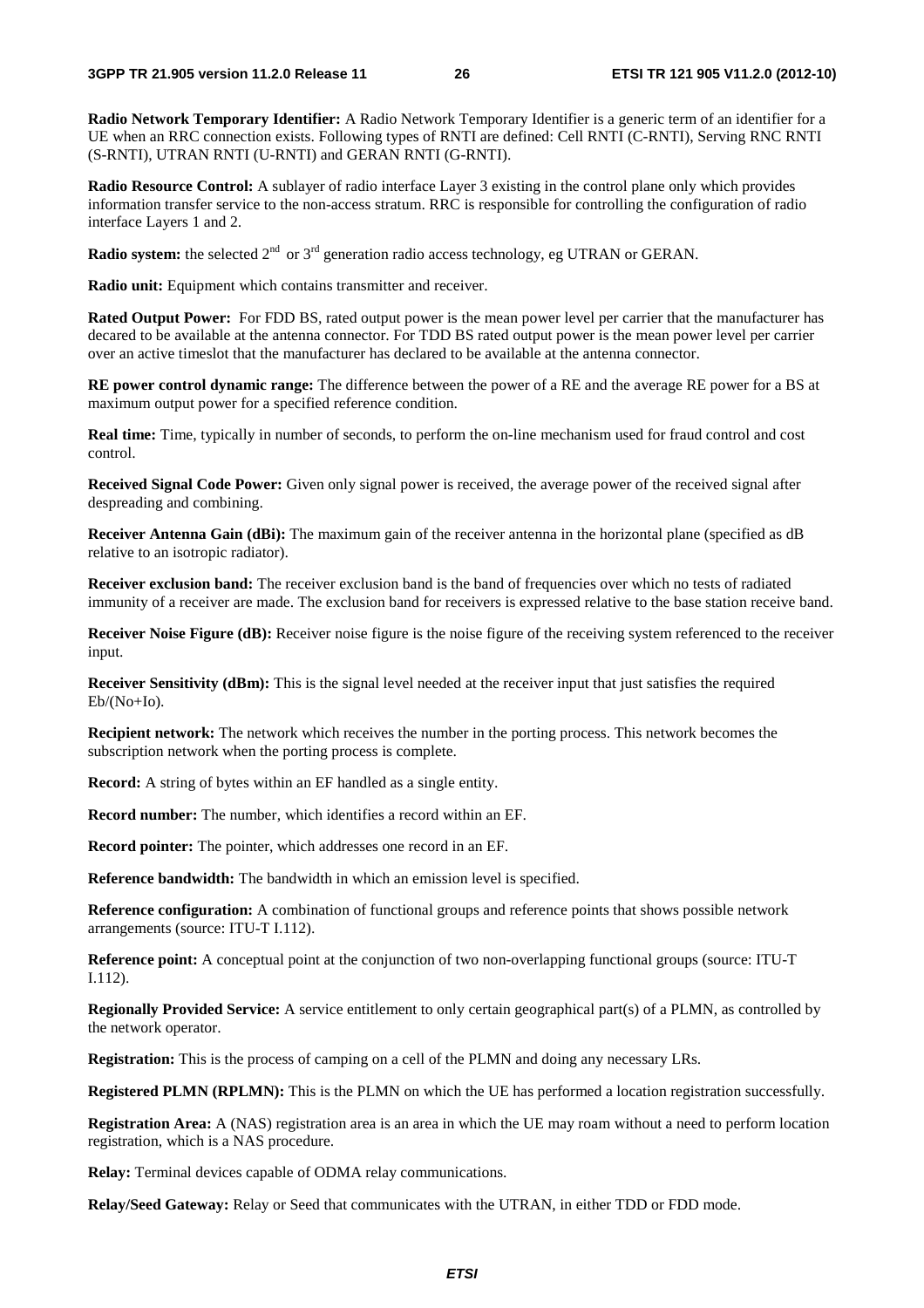**Radio Network Temporary Identifier:** A Radio Network Temporary Identifier is a generic term of an identifier for a UE when an RRC connection exists. Following types of RNTI are defined: Cell RNTI (C-RNTI), Serving RNC RNTI (S-RNTI), UTRAN RNTI (U-RNTI) and GERAN RNTI (G-RNTI).

**Radio Resource Control:** A sublayer of radio interface Layer 3 existing in the control plane only which provides information transfer service to the non-access stratum. RRC is responsible for controlling the configuration of radio interface Layers 1 and 2.

**Radio system:** the selected 2nd or 3rd generation radio access technology, eg UTRAN or GERAN.

**Radio unit:** Equipment which contains transmitter and receiver.

**Rated Output Power:** For FDD BS, rated output power is the mean power level per carrier that the manufacturer has decared to be available at the antenna connector. For TDD BS rated output power is the mean power level per carrier over an active timeslot that the manufacturer has declared to be available at the antenna connector.

**RE power control dynamic range:** The difference between the power of a RE and the average RE power for a BS at maximum output power for a specified reference condition.

**Real time:** Time, typically in number of seconds, to perform the on-line mechanism used for fraud control and cost control.

**Received Signal Code Power:** Given only signal power is received, the average power of the received signal after despreading and combining.

**Receiver Antenna Gain (dBi):** The maximum gain of the receiver antenna in the horizontal plane (specified as dB relative to an isotropic radiator).

**Receiver exclusion band:** The receiver exclusion band is the band of frequencies over which no tests of radiated immunity of a receiver are made. The exclusion band for receivers is expressed relative to the base station receive band.

**Receiver Noise Figure (dB):** Receiver noise figure is the noise figure of the receiving system referenced to the receiver input.

**Receiver Sensitivity (dBm):** This is the signal level needed at the receiver input that just satisfies the required Eb/(No+Io).

**Recipient network:** The network which receives the number in the porting process. This network becomes the subscription network when the porting process is complete.

**Record:** A string of bytes within an EF handled as a single entity.

**Record number:** The number, which identifies a record within an EF.

**Record pointer:** The pointer, which addresses one record in an EF.

**Reference bandwidth:** The bandwidth in which an emission level is specified.

**Reference configuration:** A combination of functional groups and reference points that shows possible network arrangements (source: ITU-T I.112).

**Reference point:** A conceptual point at the conjunction of two non-overlapping functional groups (source: ITU-T I.112).

**Regionally Provided Service:** A service entitlement to only certain geographical part(s) of a PLMN, as controlled by the network operator.

**Registration:** This is the process of camping on a cell of the PLMN and doing any necessary LRs.

**Registered PLMN (RPLMN):** This is the PLMN on which the UE has performed a location registration successfully.

**Registration Area:** A (NAS) registration area is an area in which the UE may roam without a need to perform location registration, which is a NAS procedure.

**Relay:** Terminal devices capable of ODMA relay communications.

**Relay/Seed Gateway:** Relay or Seed that communicates with the UTRAN, in either TDD or FDD mode.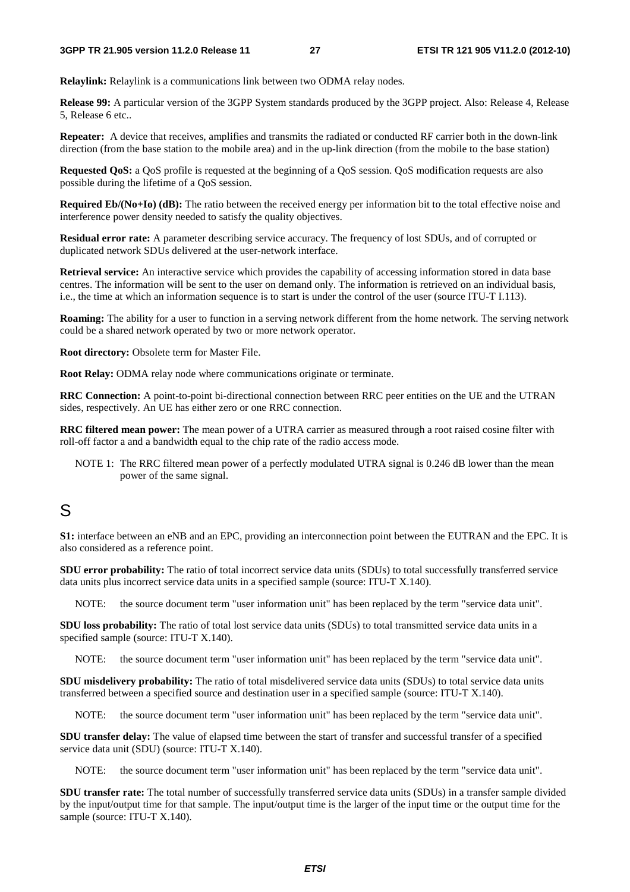**Relaylink:** Relaylink is a communications link between two ODMA relay nodes.

**Release 99:** A particular version of the 3GPP System standards produced by the 3GPP project. Also: Release 4, Release 5, Release 6 etc..

**Repeater:** A device that receives, amplifies and transmits the radiated or conducted RF carrier both in the down-link direction (from the base station to the mobile area) and in the up-link direction (from the mobile to the base station)

**Requested QoS:** a QoS profile is requested at the beginning of a QoS session. QoS modification requests are also possible during the lifetime of a QoS session.

**Required Eb/(No+Io) (dB):** The ratio between the received energy per information bit to the total effective noise and interference power density needed to satisfy the quality objectives.

**Residual error rate:** A parameter describing service accuracy. The frequency of lost SDUs, and of corrupted or duplicated network SDUs delivered at the user-network interface.

**Retrieval service:** An interactive service which provides the capability of accessing information stored in data base centres. The information will be sent to the user on demand only. The information is retrieved on an individual basis, i.e., the time at which an information sequence is to start is under the control of the user (source ITU-T I.113).

**Roaming:** The ability for a user to function in a serving network different from the home network. The serving network could be a shared network operated by two or more network operator.

**Root directory:** Obsolete term for Master File.

**Root Relay:** ODMA relay node where communications originate or terminate.

**RRC Connection:** A point-to-point bi-directional connection between RRC peer entities on the UE and the UTRAN sides, respectively. An UE has either zero or one RRC connection.

**RRC filtered mean power:** The mean power of a UTRA carrier as measured through a root raised cosine filter with roll-off factor a and a bandwidth equal to the chip rate of the radio access mode.

NOTE 1: The RRC filtered mean power of a perfectly modulated UTRA signal is 0.246 dB lower than the mean power of the same signal.

# S

**S1:** interface between an eNB and an EPC, providing an interconnection point between the EUTRAN and the EPC. It is also considered as a reference point.

**SDU error probability:** The ratio of total incorrect service data units (SDUs) to total successfully transferred service data units plus incorrect service data units in a specified sample (source: ITU-T X.140).

NOTE: the source document term "user information unit" has been replaced by the term "service data unit".

**SDU loss probability:** The ratio of total lost service data units (SDUs) to total transmitted service data units in a specified sample (source: ITU-T X.140).

NOTE: the source document term "user information unit" has been replaced by the term "service data unit".

**SDU misdelivery probability:** The ratio of total misdelivered service data units (SDUs) to total service data units transferred between a specified source and destination user in a specified sample (source: ITU-T X.140).

NOTE: the source document term "user information unit" has been replaced by the term "service data unit".

**SDU transfer delay:** The value of elapsed time between the start of transfer and successful transfer of a specified service data unit (SDU) (source: ITU-T X.140).

NOTE: the source document term "user information unit" has been replaced by the term "service data unit".

**SDU transfer rate:** The total number of successfully transferred service data units (SDUs) in a transfer sample divided by the input/output time for that sample. The input/output time is the larger of the input time or the output time for the sample (source: ITU-T X.140).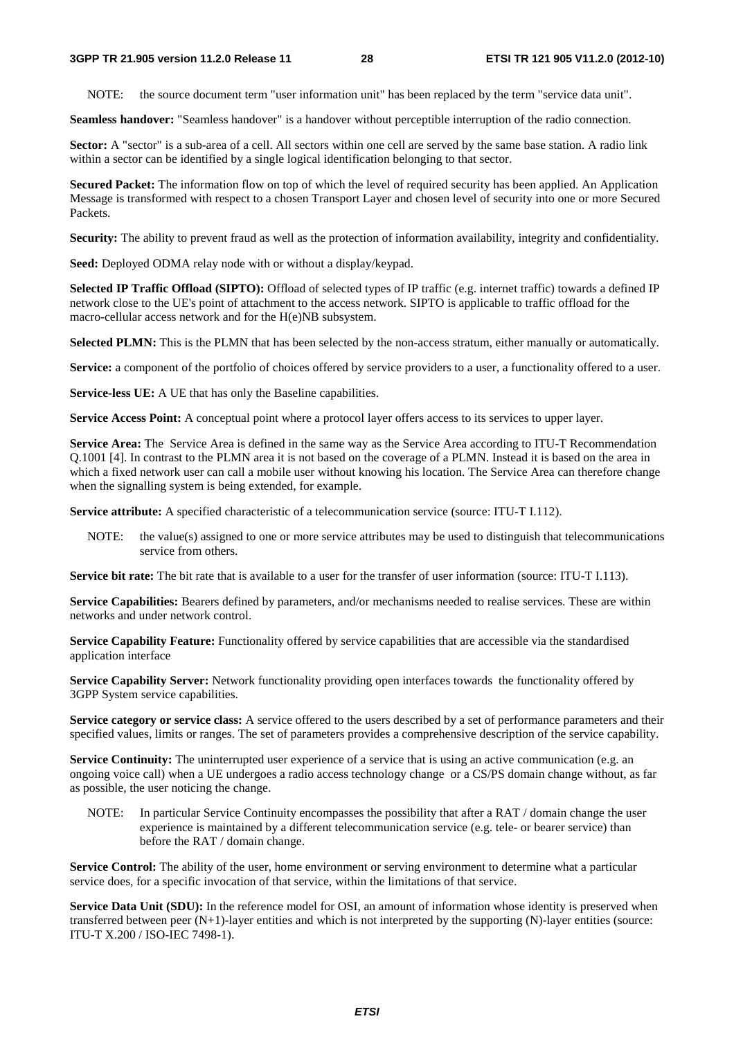NOTE: the source document term "user information unit" has been replaced by the term "service data unit".

**Seamless handover:** "Seamless handover" is a handover without perceptible interruption of the radio connection.

**Sector:** A "sector" is a sub-area of a cell. All sectors within one cell are served by the same base station. A radio link within a sector can be identified by a single logical identification belonging to that sector.

**Secured Packet:** The information flow on top of which the level of required security has been applied. An Application Message is transformed with respect to a chosen Transport Layer and chosen level of security into one or more Secured Packets.

**Security:** The ability to prevent fraud as well as the protection of information availability, integrity and confidentiality.

**Seed:** Deployed ODMA relay node with or without a display/keypad.

**Selected IP Traffic Offload (SIPTO):** Offload of selected types of IP traffic (e.g. internet traffic) towards a defined IP network close to the UE's point of attachment to the access network. SIPTO is applicable to traffic offload for the macro-cellular access network and for the H(e)NB subsystem.

**Selected PLMN:** This is the PLMN that has been selected by the non-access stratum, either manually or automatically.

**Service:** a component of the portfolio of choices offered by service providers to a user, a functionality offered to a user.

**Service-less UE:** A UE that has only the Baseline capabilities.

**Service Access Point:** A conceptual point where a protocol layer offers access to its services to upper layer.

**Service Area:** The Service Area is defined in the same way as the Service Area according to ITU-T Recommendation Q.1001 [4]. In contrast to the PLMN area it is not based on the coverage of a PLMN. Instead it is based on the area in which a fixed network user can call a mobile user without knowing his location. The Service Area can therefore change when the signalling system is being extended, for example.

**Service attribute:** A specified characteristic of a telecommunication service (source: ITU-T I.112).

NOTE: the value(s) assigned to one or more service attributes may be used to distinguish that telecommunications service from others.

**Service bit rate:** The bit rate that is available to a user for the transfer of user information (source: ITU-T I.113).

**Service Capabilities:** Bearers defined by parameters, and/or mechanisms needed to realise services. These are within networks and under network control.

**Service Capability Feature:** Functionality offered by service capabilities that are accessible via the standardised application interface

**Service Capability Server:** Network functionality providing open interfaces towards the functionality offered by 3GPP System service capabilities.

**Service category or service class:** A service offered to the users described by a set of performance parameters and their specified values, limits or ranges. The set of parameters provides a comprehensive description of the service capability.

**Service Continuity:** The uninterrupted user experience of a service that is using an active communication (e.g. an ongoing voice call) when a UE undergoes a radio access technology change or a CS/PS domain change without, as far as possible, the user noticing the change.

NOTE: In particular Service Continuity encompasses the possibility that after a RAT / domain change the user experience is maintained by a different telecommunication service (e.g. tele- or bearer service) than before the RAT / domain change.

**Service Control:** The ability of the user, home environment or serving environment to determine what a particular service does, for a specific invocation of that service, within the limitations of that service.

**Service Data Unit (SDU):** In the reference model for OSI, an amount of information whose identity is preserved when transferred between peer (N+1)-layer entities and which is not interpreted by the supporting (N)-layer entities (source: ITU-T X.200 / ISO-IEC 7498-1).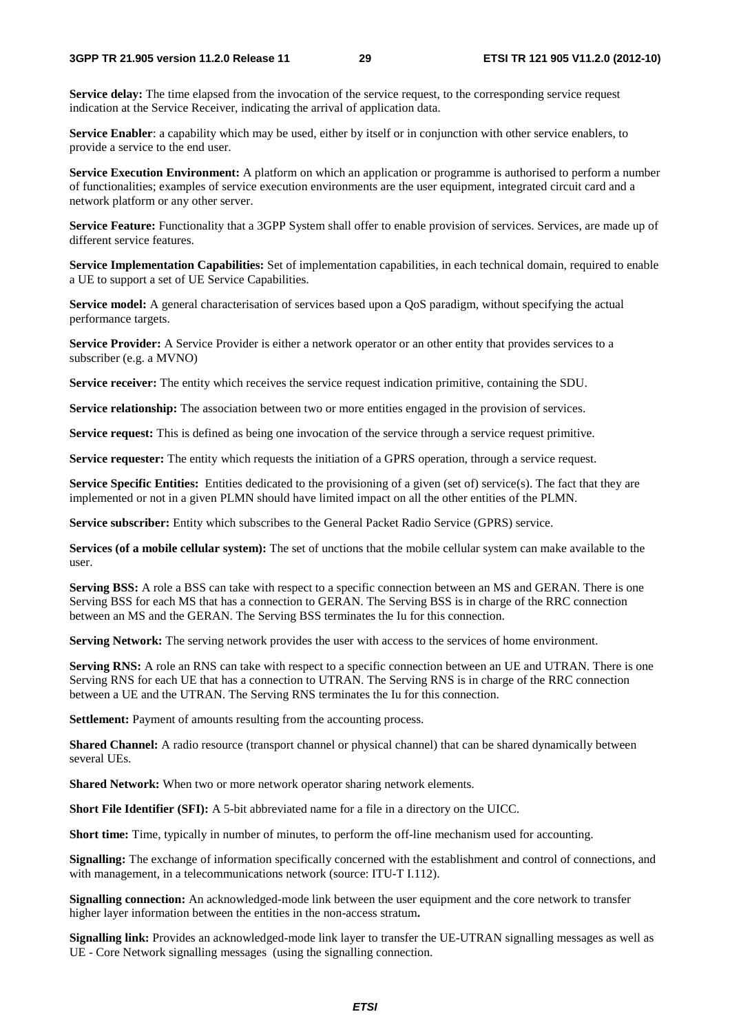**Service delay:** The time elapsed from the invocation of the service request, to the corresponding service request indication at the Service Receiver, indicating the arrival of application data.

**Service Enabler**: a capability which may be used, either by itself or in conjunction with other service enablers, to provide a service to the end user.

**Service Execution Environment:** A platform on which an application or programme is authorised to perform a number of functionalities; examples of service execution environments are the user equipment, integrated circuit card and a network platform or any other server.

**Service Feature:** Functionality that a 3GPP System shall offer to enable provision of services. Services, are made up of different service features.

**Service Implementation Capabilities:** Set of implementation capabilities, in each technical domain, required to enable a UE to support a set of UE Service Capabilities.

**Service model:** A general characterisation of services based upon a QoS paradigm, without specifying the actual performance targets.

**Service Provider:** A Service Provider is either a network operator or an other entity that provides services to a subscriber (e.g. a MVNO)

**Service receiver:** The entity which receives the service request indication primitive, containing the SDU.

**Service relationship:** The association between two or more entities engaged in the provision of services.

**Service request:** This is defined as being one invocation of the service through a service request primitive.

**Service requester:** The entity which requests the initiation of a GPRS operation, through a service request.

**Service Specific Entities:** Entities dedicated to the provisioning of a given (set of) service(s). The fact that they are implemented or not in a given PLMN should have limited impact on all the other entities of the PLMN.

**Service subscriber:** Entity which subscribes to the General Packet Radio Service (GPRS) service.

**Services (of a mobile cellular system):** The set of unctions that the mobile cellular system can make available to the user.

**Serving BSS:** A role a BSS can take with respect to a specific connection between an MS and GERAN. There is one Serving BSS for each MS that has a connection to GERAN. The Serving BSS is in charge of the RRC connection between an MS and the GERAN. The Serving BSS terminates the Iu for this connection.

**Serving Network:** The serving network provides the user with access to the services of home environment.

**Serving RNS:** A role an RNS can take with respect to a specific connection between an UE and UTRAN. There is one Serving RNS for each UE that has a connection to UTRAN. The Serving RNS is in charge of the RRC connection between a UE and the UTRAN. The Serving RNS terminates the Iu for this connection.

**Settlement:** Payment of amounts resulting from the accounting process.

**Shared Channel:** A radio resource (transport channel or physical channel) that can be shared dynamically between several UEs.

**Shared Network:** When two or more network operator sharing network elements.

**Short File Identifier (SFI):** A 5-bit abbreviated name for a file in a directory on the UICC.

**Short time:** Time, typically in number of minutes, to perform the off-line mechanism used for accounting.

**Signalling:** The exchange of information specifically concerned with the establishment and control of connections, and with management, in a telecommunications network (source: ITU-T I.112).

**Signalling connection:** An acknowledged-mode link between the user equipment and the core network to transfer higher layer information between the entities in the non-access stratum**.**

**Signalling link:** Provides an acknowledged-mode link layer to transfer the UE-UTRAN signalling messages as well as UE - Core Network signalling messages (using the signalling connection.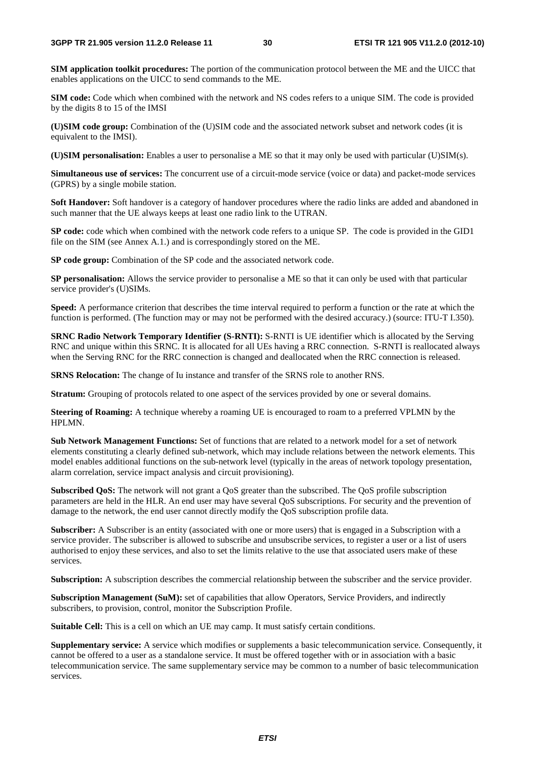**SIM application toolkit procedures:** The portion of the communication protocol between the ME and the UICC that enables applications on the UICC to send commands to the ME.

**SIM code:** Code which when combined with the network and NS codes refers to a unique SIM. The code is provided by the digits 8 to 15 of the IMSI

**(U)SIM code group:** Combination of the (U)SIM code and the associated network subset and network codes (it is equivalent to the IMSI).

**(U)SIM personalisation:** Enables a user to personalise a ME so that it may only be used with particular (U)SIM(s).

**Simultaneous use of services:** The concurrent use of a circuit-mode service (voice or data) and packet-mode services (GPRS) by a single mobile station.

**Soft Handover:** Soft handover is a category of handover procedures where the radio links are added and abandoned in such manner that the UE always keeps at least one radio link to the UTRAN.

**SP code:** code which when combined with the network code refers to a unique SP. The code is provided in the GID1 file on the SIM (see Annex A.1.) and is correspondingly stored on the ME.

**SP code group:** Combination of the SP code and the associated network code.

**SP personalisation:** Allows the service provider to personalise a ME so that it can only be used with that particular service provider's (U)SIMs.

**Speed:** A performance criterion that describes the time interval required to perform a function or the rate at which the function is performed. (The function may or may not be performed with the desired accuracy.) (source: ITU-T I.350).

**SRNC Radio Network Temporary Identifier (S-RNTI):** S-RNTI is UE identifier which is allocated by the Serving RNC and unique within this SRNC. It is allocated for all UEs having a RRC connection. S-RNTI is reallocated always when the Serving RNC for the RRC connection is changed and deallocated when the RRC connection is released.

**SRNS Relocation:** The change of Iu instance and transfer of the SRNS role to another RNS.

**Stratum:** Grouping of protocols related to one aspect of the services provided by one or several domains.

**Steering of Roaming:** A technique whereby a roaming UE is encouraged to roam to a preferred VPLMN by the HPLMN.

**Sub Network Management Functions:** Set of functions that are related to a network model for a set of network elements constituting a clearly defined sub-network, which may include relations between the network elements. This model enables additional functions on the sub-network level (typically in the areas of network topology presentation, alarm correlation, service impact analysis and circuit provisioning).

**Subscribed QoS:** The network will not grant a QoS greater than the subscribed. The QoS profile subscription parameters are held in the HLR. An end user may have several QoS subscriptions. For security and the prevention of damage to the network, the end user cannot directly modify the QoS subscription profile data.

**Subscriber:** A Subscriber is an entity (associated with one or more users) that is engaged in a Subscription with a service provider. The subscriber is allowed to subscribe and unsubscribe services, to register a user or a list of users authorised to enjoy these services, and also to set the limits relative to the use that associated users make of these services.

**Subscription:** A subscription describes the commercial relationship between the subscriber and the service provider.

**Subscription Management (SuM):** set of capabilities that allow Operators, Service Providers, and indirectly subscribers, to provision, control, monitor the Subscription Profile.

**Suitable Cell:** This is a cell on which an UE may camp. It must satisfy certain conditions.

**Supplementary service:** A service which modifies or supplements a basic telecommunication service. Consequently, it cannot be offered to a user as a standalone service. It must be offered together with or in association with a basic telecommunication service. The same supplementary service may be common to a number of basic telecommunication services.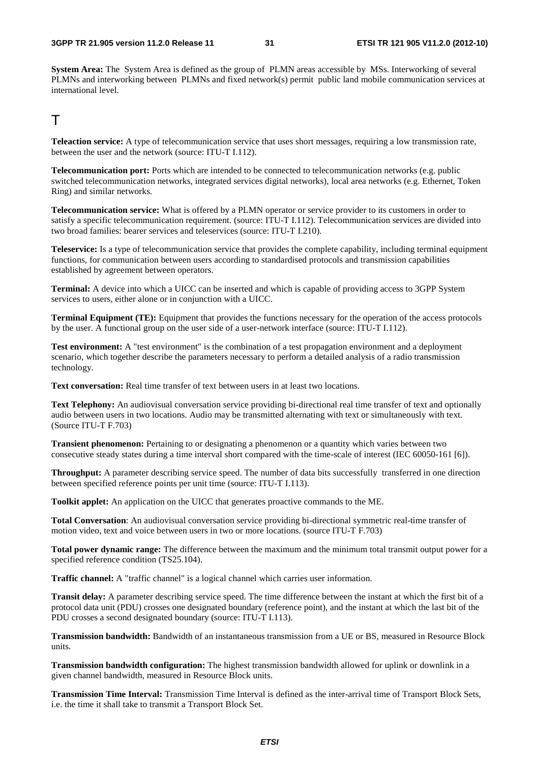**System Area:** The System Area is defined as the group of PLMN areas accessible by MSs. Interworking of several PLMNs and interworking between PLMNs and fixed network(s) permit public land mobile communication services at international level.

# T

**Teleaction service:** A type of telecommunication service that uses short messages, requiring a low transmission rate, between the user and the network (source: ITU-T I.112).

**Telecommunication port:** Ports which are intended to be connected to telecommunication networks (e.g. public switched telecommunication networks, integrated services digital networks), local area networks (e.g. Ethernet, Token Ring) and similar networks.

**Telecommunication service:** What is offered by a PLMN operator or service provider to its customers in order to satisfy a specific telecommunication requirement. (source: ITU-T I.112). Telecommunication services are divided into two broad families: bearer services and teleservices (source: ITU-T I.210).

**Teleservice:** Is a type of telecommunication service that provides the complete capability, including terminal equipment functions, for communication between users according to standardised protocols and transmission capabilities established by agreement between operators.

**Terminal:** A device into which a UICC can be inserted and which is capable of providing access to 3GPP System services to users, either alone or in conjunction with a UICC.

**Terminal Equipment (TE):** Equipment that provides the functions necessary for the operation of the access protocols by the user. A functional group on the user side of a user-network interface (source: ITU-T I.112).

**Test environment:** A "test environment" is the combination of a test propagation environment and a deployment scenario, which together describe the parameters necessary to perform a detailed analysis of a radio transmission technology.

**Text conversation:** Real time transfer of text between users in at least two locations.

**Text Telephony:** An audiovisual conversation service providing bi-directional real time transfer of text and optionally audio between users in two locations. Audio may be transmitted alternating with text or simultaneously with text. (Source ITU-T F.703)

**Transient phenomenon:** Pertaining to or designating a phenomenon or a quantity which varies between two consecutive steady states during a time interval short compared with the time-scale of interest (IEC 60050-161 [6]).

**Throughput:** A parameter describing service speed. The number of data bits successfully transferred in one direction between specified reference points per unit time (source: ITU-T I.113).

**Toolkit applet:** An application on the UICC that generates proactive commands to the ME.

**Total Conversation**: An audiovisual conversation service providing bi-directional symmetric real-time transfer of motion video, text and voice between users in two or more locations. (source ITU-T F.703)

**Total power dynamic range:** The difference between the maximum and the minimum total transmit output power for a specified reference condition (TS25.104).

**Traffic channel:** A "traffic channel" is a logical channel which carries user information.

**Transit delay:** A parameter describing service speed. The time difference between the instant at which the first bit of a protocol data unit (PDU) crosses one designated boundary (reference point), and the instant at which the last bit of the PDU crosses a second designated boundary (source: ITU-T I.113).

**Transmission bandwidth:** Bandwidth of an instantaneous transmission from a UE or BS, measured in Resource Block units.

**Transmission bandwidth configuration:** The highest transmission bandwidth allowed for uplink or downlink in a given channel bandwidth, measured in Resource Block units.

**Transmission Time Interval:** Transmission Time Interval is defined as the inter-arrival time of Transport Block Sets, i.e. the time it shall take to transmit a Transport Block Set.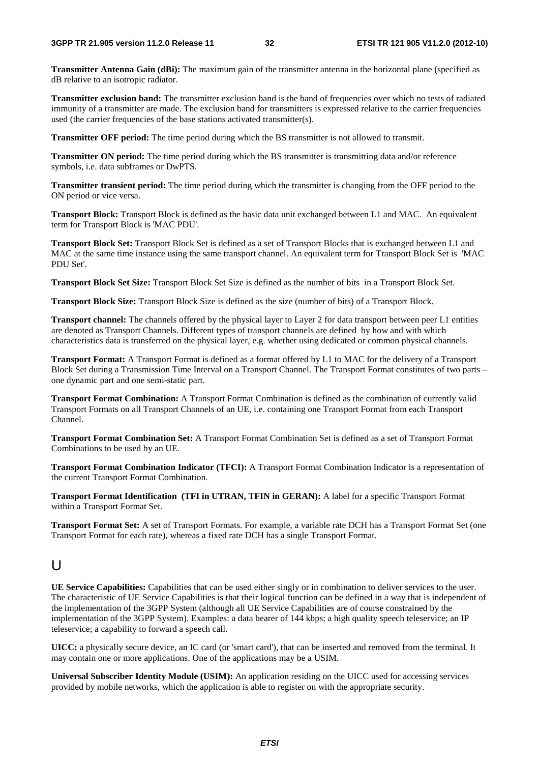**Transmitter Antenna Gain (dBi):** The maximum gain of the transmitter antenna in the horizontal plane (specified as dB relative to an isotropic radiator.

**Transmitter exclusion band:** The transmitter exclusion band is the band of frequencies over which no tests of radiated immunity of a transmitter are made. The exclusion band for transmitters is expressed relative to the carrier frequencies used (the carrier frequencies of the base stations activated transmitter(s).

**Transmitter OFF period:** The time period during which the BS transmitter is not allowed to transmit.

**Transmitter ON period:** The time period during which the BS transmitter is transmitting data and/or reference symbols, i.e. data subframes or DwPTS.

**Transmitter transient period:** The time period during which the transmitter is changing from the OFF period to the ON period or vice versa.

**Transport Block:** Transport Block is defined as the basic data unit exchanged between L1 and MAC. An equivalent term for Transport Block is 'MAC PDU'.

**Transport Block Set:** Transport Block Set is defined as a set of Transport Blocks that is exchanged between L1 and MAC at the same time instance using the same transport channel. An equivalent term for Transport Block Set is 'MAC PDU Set'.

**Transport Block Set Size:** Transport Block Set Size is defined as the number of bits in a Transport Block Set.

**Transport Block Size:** Transport Block Size is defined as the size (number of bits) of a Transport Block.

**Transport channel:** The channels offered by the physical layer to Layer 2 for data transport between peer L1 entities are denoted as Transport Channels. Different types of transport channels are defined by how and with which characteristics data is transferred on the physical layer, e.g. whether using dedicated or common physical channels.

**Transport Format:** A Transport Format is defined as a format offered by L1 to MAC for the delivery of a Transport Block Set during a Transmission Time Interval on a Transport Channel. The Transport Format constitutes of two parts – one dynamic part and one semi-static part.

**Transport Format Combination:** A Transport Format Combination is defined as the combination of currently valid Transport Formats on all Transport Channels of an UE, i.e. containing one Transport Format from each Transport Channel.

**Transport Format Combination Set:** A Transport Format Combination Set is defined as a set of Transport Format Combinations to be used by an UE.

**Transport Format Combination Indicator (TFCI):** A Transport Format Combination Indicator is a representation of the current Transport Format Combination.

**Transport Format Identification (TFI in UTRAN, TFIN in GERAN):** A label for a specific Transport Format within a Transport Format Set.

**Transport Format Set:** A set of Transport Formats. For example, a variable rate DCH has a Transport Format Set (one Transport Format for each rate), whereas a fixed rate DCH has a single Transport Format.

# U

**UE Service Capabilities:** Capabilities that can be used either singly or in combination to deliver services to the user. The characteristic of UE Service Capabilities is that their logical function can be defined in a way that is independent of the implementation of the 3GPP System (although all UE Service Capabilities are of course constrained by the implementation of the 3GPP System). Examples: a data bearer of 144 kbps; a high quality speech teleservice; an IP teleservice; a capability to forward a speech call.

**UICC:** a physically secure device, an IC card (or 'smart card'), that can be inserted and removed from the terminal. It may contain one or more applications. One of the applications may be a USIM.

**Universal Subscriber Identity Module (USIM):** An application residing on the UICC used for accessing services provided by mobile networks, which the application is able to register on with the appropriate security.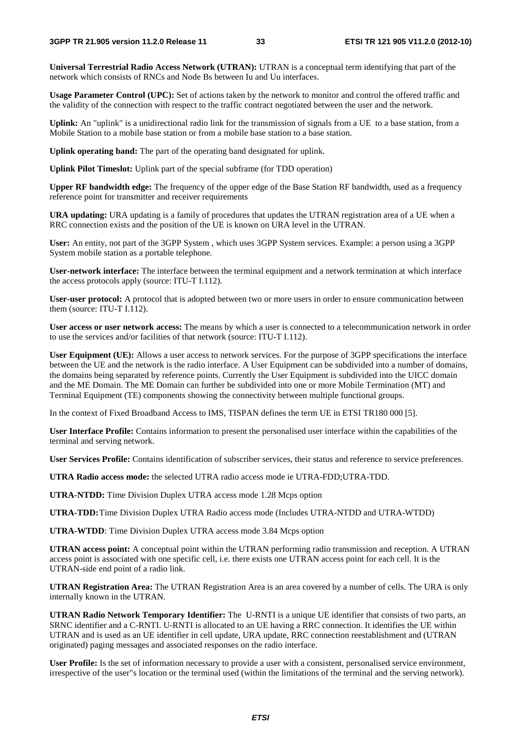**Universal Terrestrial Radio Access Network (UTRAN):** UTRAN is a conceptual term identifying that part of the network which consists of RNCs and Node Bs between Iu and Uu interfaces.

**Usage Parameter Control (UPC):** Set of actions taken by the network to monitor and control the offered traffic and the validity of the connection with respect to the traffic contract negotiated between the user and the network.

**Uplink:** An "uplink" is a unidirectional radio link for the transmission of signals from a UE to a base station, from a Mobile Station to a mobile base station or from a mobile base station to a base station.

**Uplink operating band:** The part of the operating band designated for uplink.

**Uplink Pilot Timeslot:** Uplink part of the special subframe (for TDD operation)

**Upper RF bandwidth edge:** The frequency of the upper edge of the Base Station RF bandwidth, used as a frequency reference point for transmitter and receiver requirements

**URA updating:** URA updating is a family of procedures that updates the UTRAN registration area of a UE when a RRC connection exists and the position of the UE is known on URA level in the UTRAN.

**User:** An entity, not part of the 3GPP System , which uses 3GPP System services. Example: a person using a 3GPP System mobile station as a portable telephone.

**User-network interface:** The interface between the terminal equipment and a network termination at which interface the access protocols apply (source: ITU-T I.112).

**User-user protocol:** A protocol that is adopted between two or more users in order to ensure communication between them (source: ITU-T I.112).

**User access or user network access:** The means by which a user is connected to a telecommunication network in order to use the services and/or facilities of that network (source: ITU-T I.112).

**User Equipment (UE):** Allows a user access to network services. For the purpose of 3GPP specifications the interface between the UE and the network is the radio interface. A User Equipment can be subdivided into a number of domains, the domains being separated by reference points. Currently the User Equipment is subdivided into the UICC domain and the ME Domain. The ME Domain can further be subdivided into one or more Mobile Termination (MT) and Terminal Equipment (TE) components showing the connectivity between multiple functional groups.

In the context of Fixed Broadband Access to IMS, TISPAN defines the term UE in ETSI TR180 000 [5].

**User Interface Profile:** Contains information to present the personalised user interface within the capabilities of the terminal and serving network.

**User Services Profile:** Contains identification of subscriber services, their status and reference to service preferences.

**UTRA Radio access mode:** the selected UTRA radio access mode ie UTRA-FDD;UTRA-TDD.

**UTRA-NTDD:** Time Division Duplex UTRA access mode 1.28 Mcps option

**UTRA-TDD:** Time Division Duplex UTRA Radio access mode (Includes UTRA-NTDD and UTRA-WTDD)

**UTRA-WTDD**: Time Division Duplex UTRA access mode 3.84 Mcps option

**UTRAN access point:** A conceptual point within the UTRAN performing radio transmission and reception. A UTRAN access point is associated with one specific cell, i.e. there exists one UTRAN access point for each cell. It is the UTRAN-side end point of a radio link.

**UTRAN Registration Area:** The UTRAN Registration Area is an area covered by a number of cells. The URA is only internally known in the UTRAN.

**UTRAN Radio Network Temporary Identifier:** The U-RNTI is a unique UE identifier that consists of two parts, an SRNC identifier and a C-RNTI. U-RNTI is allocated to an UE having a RRC connection. It identifies the UE within UTRAN and is used as an UE identifier in cell update, URA update, RRC connection reestablishment and (UTRAN originated) paging messages and associated responses on the radio interface.

**User Profile:** Is the set of information necessary to provide a user with a consistent, personalised service environment, irrespective of the user"s location or the terminal used (within the limitations of the terminal and the serving network).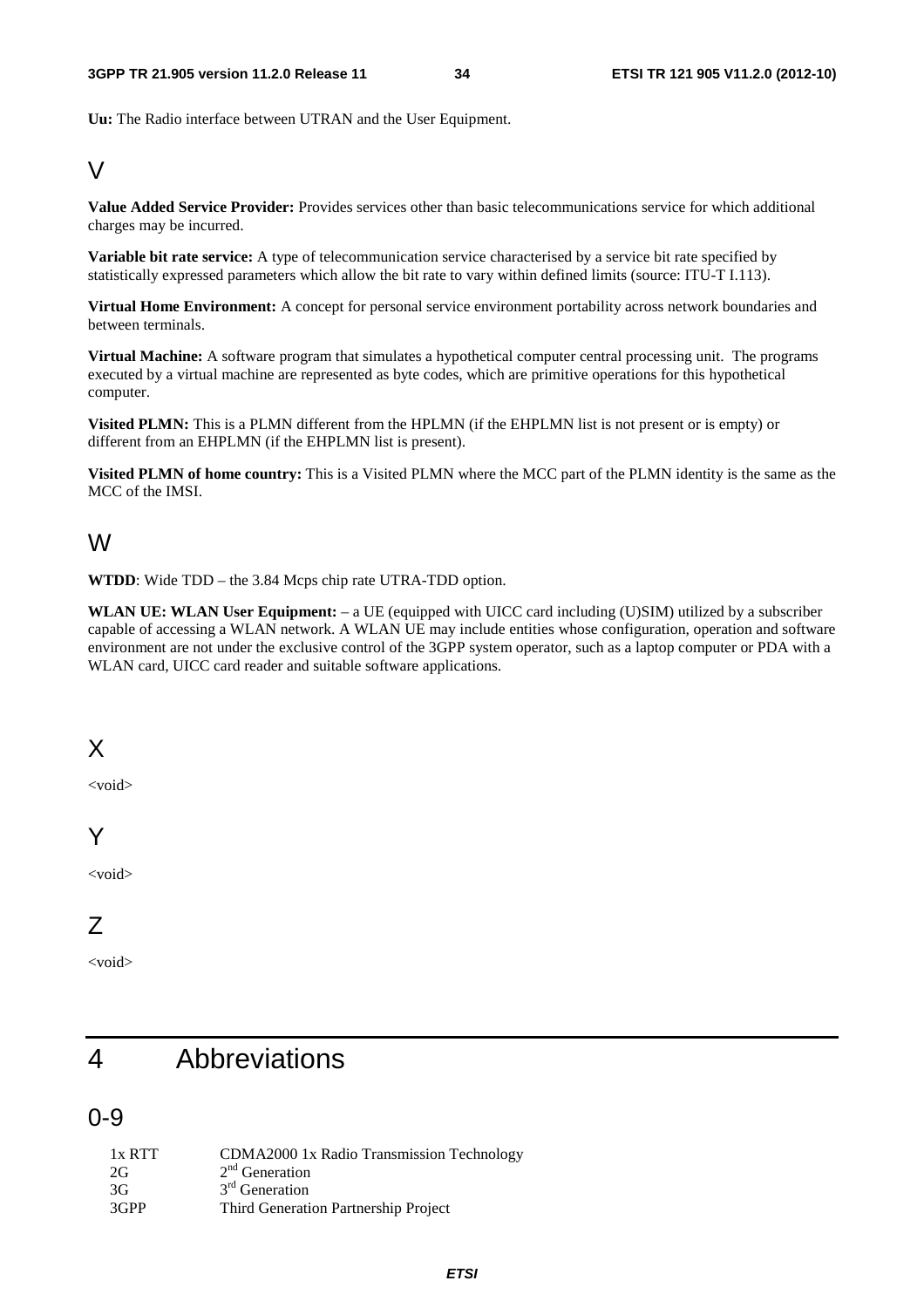**Uu:** The Radio interface between UTRAN and the User Equipment.

## V

**Value Added Service Provider:** Provides services other than basic telecommunications service for which additional charges may be incurred.

**Variable bit rate service:** A type of telecommunication service characterised by a service bit rate specified by statistically expressed parameters which allow the bit rate to vary within defined limits (source: ITU-T I.113).

**Virtual Home Environment:** A concept for personal service environment portability across network boundaries and between terminals.

**Virtual Machine:** A software program that simulates a hypothetical computer central processing unit. The programs executed by a virtual machine are represented as byte codes, which are primitive operations for this hypothetical computer.

**Visited PLMN:** This is a PLMN different from the HPLMN (if the EHPLMN list is not present or is empty) or different from an EHPLMN (if the EHPLMN list is present).

**Visited PLMN of home country:** This is a Visited PLMN where the MCC part of the PLMN identity is the same as the MCC of the IMSI.

## W

**WTDD**: Wide TDD – the 3.84 Mcps chip rate UTRA-TDD option.

**WLAN UE: WLAN User Equipment:** – a UE (equipped with UICC card including (U)SIM) utilized by a subscriber capable of accessing a WLAN network. A WLAN UE may include entities whose configuration, operation and software environment are not under the exclusive control of the 3GPP system operator, such as a laptop computer or PDA with a WLAN card, UICC card reader and suitable software applications.

## X

<void>

## Y

<void>

## Z

<void>

# 4 Abbreviations

## 0-9

| | |
|---|---|
| 1x RTT | CDMA2000 1x Radio Transmission Technology |
| 2G | 2nd Generation |
| 3G | 3rd Generation |
| 3GPP | Third Generation Partnership Project |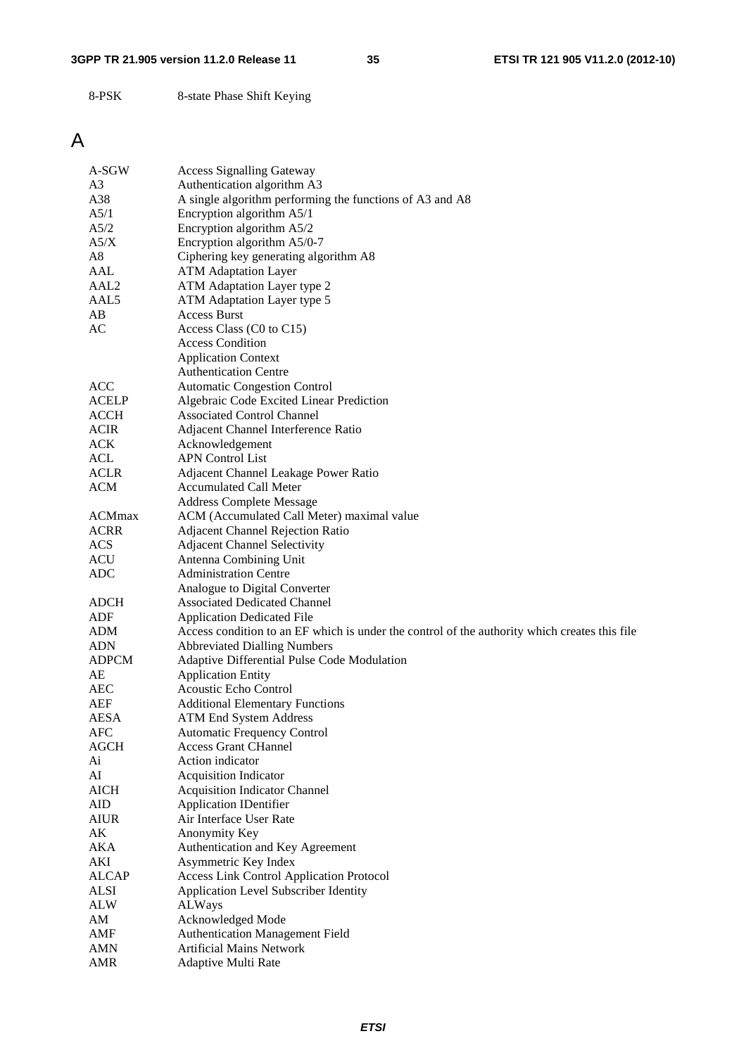| | |
|---|---|
| 8-PSK | 8-state Phase Shift Keying |

# A

| | |
|---|---|
| A-SGW | Access Signalling Gateway |
| A3 | Authentication algorithm A3 |
| A38 | A single algorithm performing the functions of A3 and A8 |
| A5/1 | Encryption algorithm A5/1 |
| A5/2 | Encryption algorithm A5/2 |
| A5/X | Encryption algorithm A5/0-7 |
| A8 | Ciphering key generating algorithm A8 |
| AAL | ATM Adaptation Layer |
| AAL2 | ATM Adaptation Layer type 2 |
| AAL5 | ATM Adaptation Layer type 5 |
| AB | Access Burst |
| AC | Access Class (C0 to C15) |
| | Access Condition |
| | Application Context |
| | Authentication Centre |
| ACC | Automatic Congestion Control |
| ACELP | Algebraic Code Excited Linear Prediction |
| ACCH | Associated Control Channel |
| ACIR | Adjacent Channel Interference Ratio |
| ACK | Acknowledgement |
| ACL | APN Control List |
| ACLR | Adjacent Channel Leakage Power Ratio |
| ACM | Accumulated Call Meter |
| | Address Complete Message |
| ACMmax | ACM (Accumulated Call Meter) maximal value |
| ACRR | Adjacent Channel Rejection Ratio |
| ACS | Adjacent Channel Selectivity |
| ACU | Antenna Combining Unit |
| ADC | Administration Centre |
| | Analogue to Digital Converter |
| ADCH | Associated Dedicated Channel |
| ADF | Application Dedicated File |
| ADM | Access condition to an EF which is under the control of the authority which creates this file |
| ADN | Abbreviated Dialling Numbers |
| ADPCM | Adaptive Differential Pulse Code Modulation |
| AE | Application Entity |
| AEC | Acoustic Echo Control |
| AEF | Additional Elementary Functions |
| AESA | ATM End System Address |
| AFC | Automatic Frequency Control |
| AGCH | Access Grant CHannel |
| Ai | Action indicator |
| AI | Acquisition Indicator |
| AICH | Acquisition Indicator Channel |
| AID | Application IDentifier |
| AIUR | Air Interface User Rate |
| AK | Anonymity Key |
| AKA | Authentication and Key Agreement |
| AKI | Asymmetric Key Index |
| ALCAP | Access Link Control Application Protocol |
| ALSI | Application Level Subscriber Identity |
| ALW | ALWays |
| AM | Acknowledged Mode |
| AMF | Authentication Management Field |
| AMN | Artificial Mains Network |
| AMR | Adaptive Multi Rate |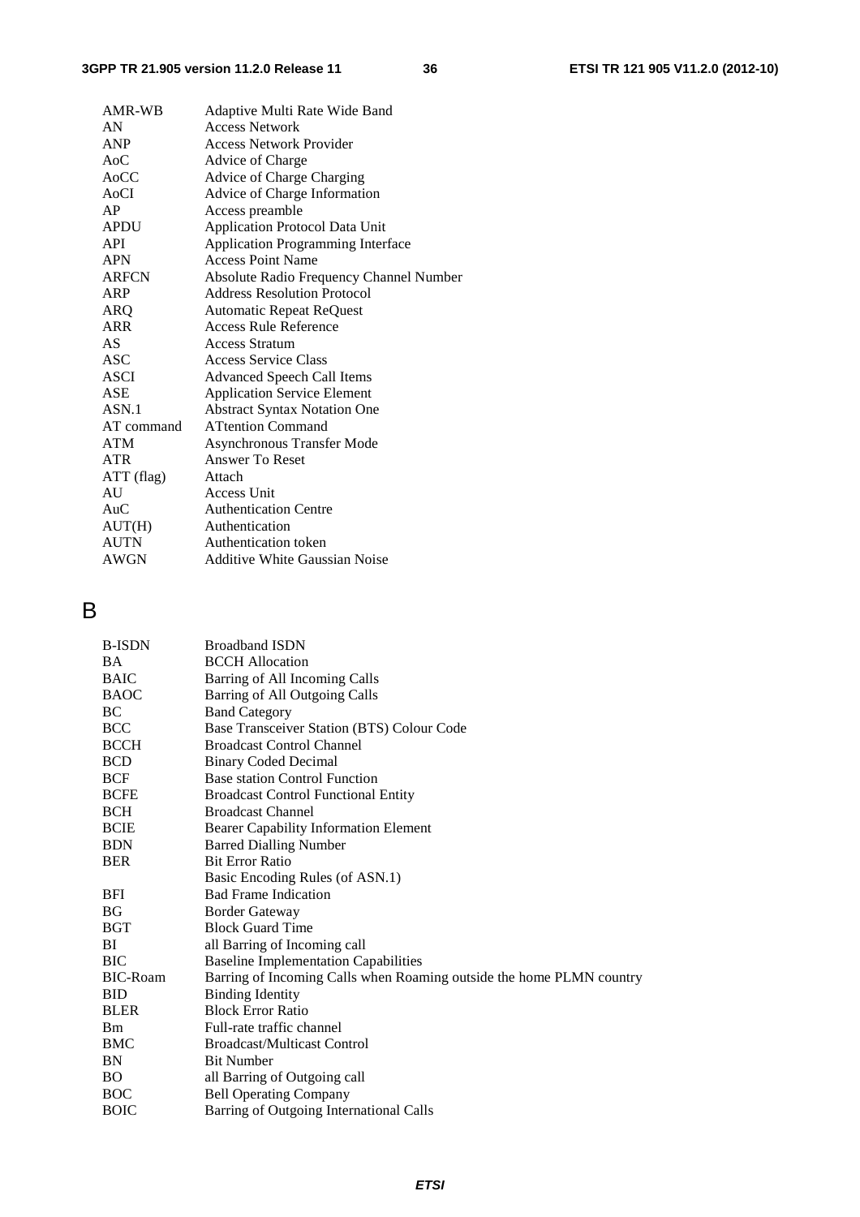| | |
|---|---|
| AMR-WB | Adaptive Multi Rate Wide Band |
| AN | Access Network |
| ANP | Access Network Provider |
| AoC | Advice of Charge |
| AoCC | Advice of Charge Charging |
| AoCI | Advice of Charge Information |
| AP | Access preamble |
| APDU | Application Protocol Data Unit |
| API | Application Programming Interface |
| APN | Access Point Name |
| ARFCN | Absolute Radio Frequency Channel Number |
| ARP | Address Resolution Protocol |
| ARQ | Automatic Repeat ReQuest |
| ARR | Access Rule Reference |
| AS | Access Stratum |
| ASC | Access Service Class |
| ASCI | Advanced Speech Call Items |
| ASE | Application Service Element |
| ASN.1 | Abstract Syntax Notation One |
| AT command | ATtention Command |
| ATM | Asynchronous Transfer Mode |
| ATR | Answer To Reset |
| ATT (flag) | Attach |
| AU | Access Unit |
| AuC | Authentication Centre |
| AUT(H) | Authentication |
| AUTN | Authentication token |
| AWGN | Additive White Gaussian Noise |

# B

| | |
|---|---|
| B-ISDN | Broadband ISDN |
| BA | BCCH Allocation |
| BAIC | Barring of All Incoming Calls |
| BAOC | Barring of All Outgoing Calls |
| BC | Band Category |
| BCC | Base Transceiver Station (BTS) Colour Code |
| BCCH | Broadcast Control Channel |
| BCD | Binary Coded Decimal |
| BCF | Base station Control Function |
| BCFE | Broadcast Control Functional Entity |
| BCH | Broadcast Channel |
| BCIE | Bearer Capability Information Element |
| BDN | Barred Dialling Number |
| BER | Bit Error Ratio |
| | Basic Encoding Rules (of ASN.1) |
| BFI | Bad Frame Indication |
| BG | Border Gateway |
| BGT | Block Guard Time |
| BI | all Barring of Incoming call |
| BIC | Baseline Implementation Capabilities |
| BIC-Roam | Barring of Incoming Calls when Roaming outside the home PLMN country |
| BID | Binding Identity |
| BLER | Block Error Ratio |
| Bm | Full-rate traffic channel |
| BMC | Broadcast/Multicast Control |
| BN | Bit Number |
| BO | all Barring of Outgoing call |
| BOC | Bell Operating Company |
| BOIC | Barring of Outgoing International Calls |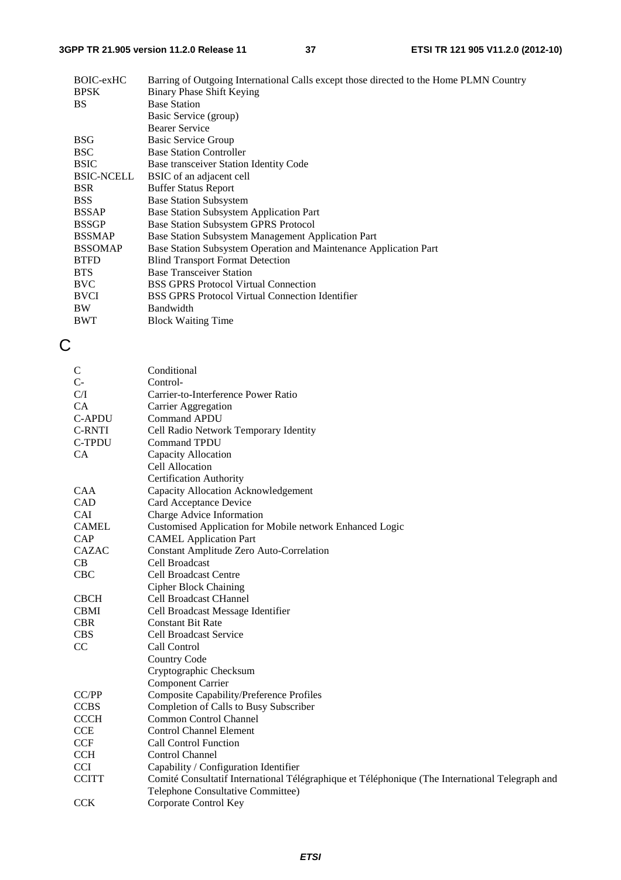| | |
|---|---|
| BOIC-exHC | Barring of Outgoing International Calls except those directed to the Home PLMN Country |
| BPSK | Binary Phase Shift Keying |
| BS | Base Station |
| | Basic Service (group) |
| | Bearer Service |
| BSG | Basic Service Group |
| BSC | Base Station Controller |
| BSIC | Base transceiver Station Identity Code |
| BSIC-NCELL | BSIC of an adjacent cell |
| BSR | Buffer Status Report |
| BSS | Base Station Subsystem |
| BSSAP | Base Station Subsystem Application Part |
| BSSGP | Base Station Subsystem GPRS Protocol |
| BSSMAP | Base Station Subsystem Management Application Part |
| BSSOMAP | Base Station Subsystem Operation and Maintenance Application Part |
| BTFD | Blind Transport Format Detection |
| BTS | Base Transceiver Station |
| BVC | BSS GPRS Protocol Virtual Connection |
| BVCI | BSS GPRS Protocol Virtual Connection Identifier |
| BW | Bandwidth |
| BWT | Block Waiting Time |

# C

| | |
|---|---|
| C | Conditional |
| C- | Control- |
| C/I | Carrier-to-Interference Power Ratio |
| CA | Carrier Aggregation |
| C-APDU | Command APDU |
| C-RNTI | Cell Radio Network Temporary Identity |
| C-TPDU | Command TPDU |
| CA | Capacity Allocation |
| | Cell Allocation |
| | Certification Authority |
| CAA | Capacity Allocation Acknowledgement |
| CAD | Card Acceptance Device |
| CAI | Charge Advice Information |
| CAMEL | Customised Application for Mobile network Enhanced Logic |
| CAP | CAMEL Application Part |
| CAZAC | Constant Amplitude Zero Auto-Correlation |
| CB | Cell Broadcast |
| CBC | Cell Broadcast Centre |
| | Cipher Block Chaining |
| CBCH | Cell Broadcast CHannel |
| CBMI | Cell Broadcast Message Identifier |
| CBR | Constant Bit Rate |
| CBS | Cell Broadcast Service |
| CC | Call Control |
| | Country Code |
| | Cryptographic Checksum |
| | Component Carrier |
| CC/PP | Composite Capability/Preference Profiles |
| CCBS | Completion of Calls to Busy Subscriber |
| CCCH | Common Control Channel |
| CCE | Control Channel Element |
| CCF | Call Control Function |
| CCH | Control Channel |
| CCI | Capability / Configuration Identifier |
| CCITT | Comité Consultatif International Télégraphique et Téléphonique (The International Telegraph and Telephone Consultative Committee) |
| CCK | Corporate Control Key |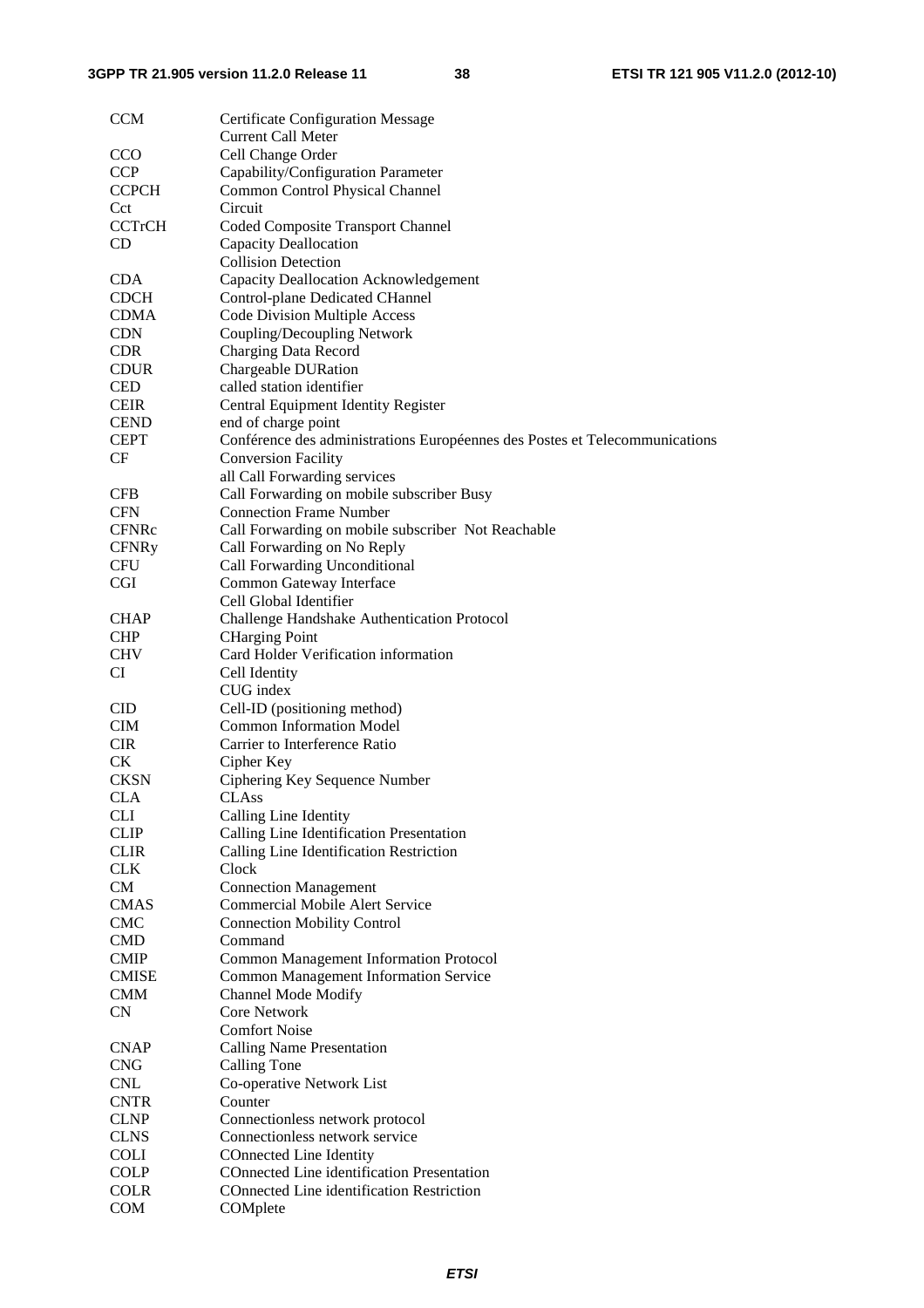| | |
|---|---|
| CCM | Certificate Configuration Message |
| | Current Call Meter |
| CCO | Cell Change Order |
| CCP | Capability/Configuration Parameter |
| CCPCH | Common Control Physical Channel |
| Cct | Circuit |
| CCTrCH | Coded Composite Transport Channel |
| CD | Capacity Deallocation |
| | Collision Detection |
| CDA | Capacity Deallocation Acknowledgement |
| CDCH | Control-plane Dedicated CHannel |
| CDMA | Code Division Multiple Access |
| CDN | Coupling/Decoupling Network |
| CDR | Charging Data Record |
| CDUR | Chargeable DURation |
| CED | called station identifier |
| CEIR | Central Equipment Identity Register |
| CEND | end of charge point |
| CEPT | Conférence des administrations Européennes des Postes et Telecommunications |
| CF | Conversion Facility |
| | all Call Forwarding services |
| CFB | Call Forwarding on mobile subscriber Busy |
| CFN | Connection Frame Number |
| CFNRc | Call Forwarding on mobile subscriber Not Reachable |
| CFNRy | Call Forwarding on No Reply |
| CFU | Call Forwarding Unconditional |
| CGI | Common Gateway Interface |
| | Cell Global Identifier |
| CHAP | Challenge Handshake Authentication Protocol |
| CHP | CHarging Point |
| CHV | Card Holder Verification information |
| CI | Cell Identity |
| | CUG index |
| CID | Cell-ID (positioning method) |
| CIM | Common Information Model |
| CIR | Carrier to Interference Ratio |
| CK | Cipher Key |
| CKSN | Ciphering Key Sequence Number |
| CLA | CLAss |
| CLI | Calling Line Identity |
| CLIP | Calling Line Identification Presentation |
| CLIR | Calling Line Identification Restriction |
| CLK | Clock |
| CM | Connection Management |
| CMAS | Commercial Mobile Alert Service |
| CMC | Connection Mobility Control |
| CMD | Command |
| CMIP | Common Management Information Protocol |
| CMISE | Common Management Information Service |
| CMM | Channel Mode Modify |
| CN | Core Network |
| | Comfort Noise |
| CNAP | Calling Name Presentation |
| CNG | Calling Tone |
| CNL | Co-operative Network List |
| CNTR | Counter |
| CLNP | Connectionless network protocol |
| CLNS | Connectionless network service |
| COLI | COnnected Line Identity |
| COLP | COnnected Line identification Presentation |
| COLR | COnnected Line identification Restriction |
| COM | COMplete |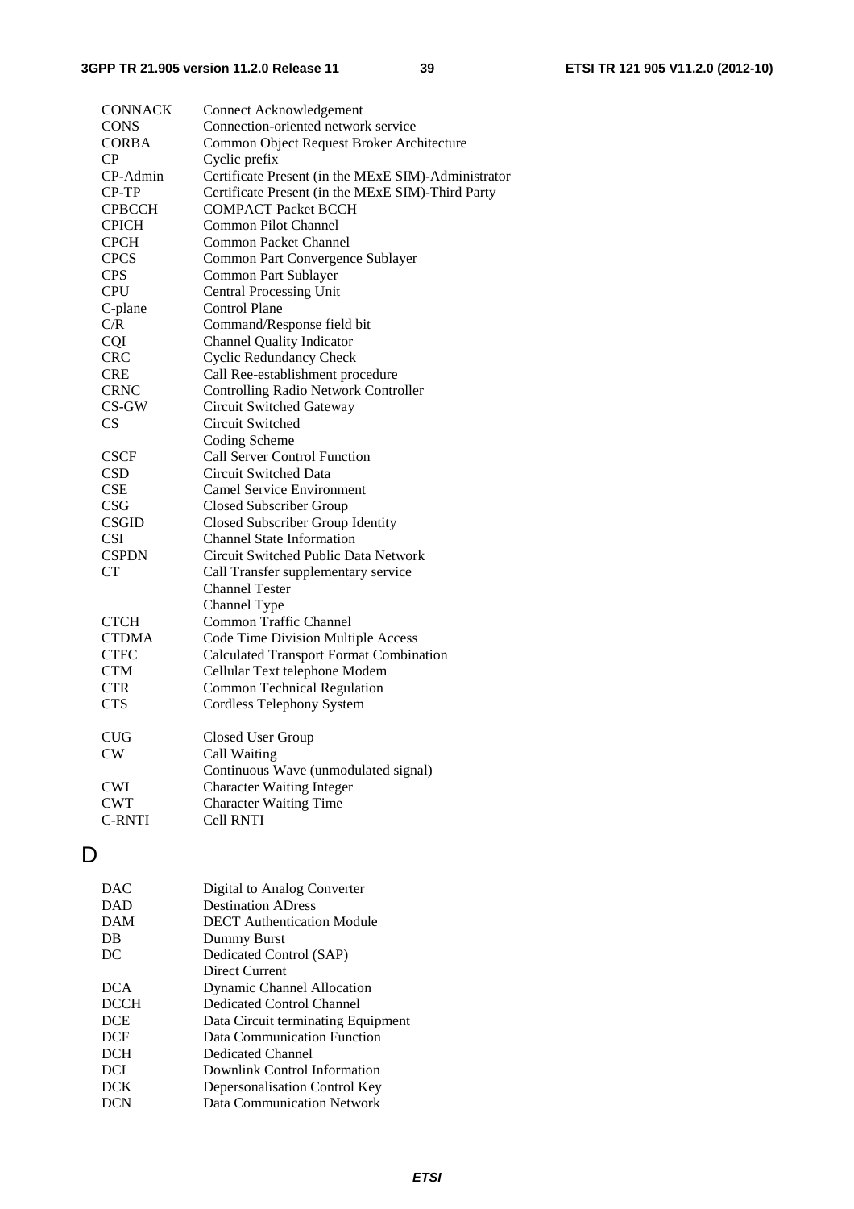| | |
|---|---|
| CONNACK | Connect Acknowledgement |
| CONS | Connection-oriented network service |
| CORBA | Common Object Request Broker Architecture |
| CP | Cyclic prefix |
| CP-Admin | Certificate Present (in the MExE SIM)-Administrator |
| CP-TP | Certificate Present (in the MExE SIM)-Third Party |
| CPBCCH | COMPACT Packet BCCH |
| CPICH | Common Pilot Channel |
| CPCH | Common Packet Channel |
| CPCS | Common Part Convergence Sublayer |
| CPS | Common Part Sublayer |
| CPU | Central Processing Unit |
| C-plane | Control Plane |
| C/R | Command/Response field bit |
| CQI | Channel Quality Indicator |
| CRC | Cyclic Redundancy Check |
| CRE | Call Ree-establishment procedure |
| CRNC | Controlling Radio Network Controller |
| CS-GW | Circuit Switched Gateway |
| CS | Circuit Switched |
| | Coding Scheme |
| CSCF | Call Server Control Function |
| CSD | Circuit Switched Data |
| CSE | Camel Service Environment |
| CSG | Closed Subscriber Group |
| CSGID | Closed Subscriber Group Identity |
| CSI | Channel State Information |
| CSPDN | Circuit Switched Public Data Network |
| CT | Call Transfer supplementary service |
| | Channel Tester |
| | Channel Type |
| CTCH | Common Traffic Channel |
| CTDMA | Code Time Division Multiple Access |
| CTFC | Calculated Transport Format Combination |
| CTM | Cellular Text telephone Modem |
| CTR | Common Technical Regulation |
| CTS | Cordless Telephony System |
| CUG | Closed User Group |
| CW | Call Waiting |
| | Continuous Wave (unmodulated signal) |
| CWI | Character Waiting Integer |
| CWT | Character Waiting Time |
| C-RNTI | Cell RNTI |

# D

| | |
|---|---|
| DAC | Digital to Analog Converter |
| DAD | Destination ADress |
| DAM | DECT Authentication Module |
| DB | Dummy Burst |
| DC | Dedicated Control (SAP) |
| | Direct Current |
| DCA | Dynamic Channel Allocation |
| DCCH | Dedicated Control Channel |
| DCE | Data Circuit terminating Equipment |
| DCF | Data Communication Function |
| DCH | Dedicated Channel |
| DCI | Downlink Control Information |
| DCK | Depersonalisation Control Key |
| DCN | Data Communication Network |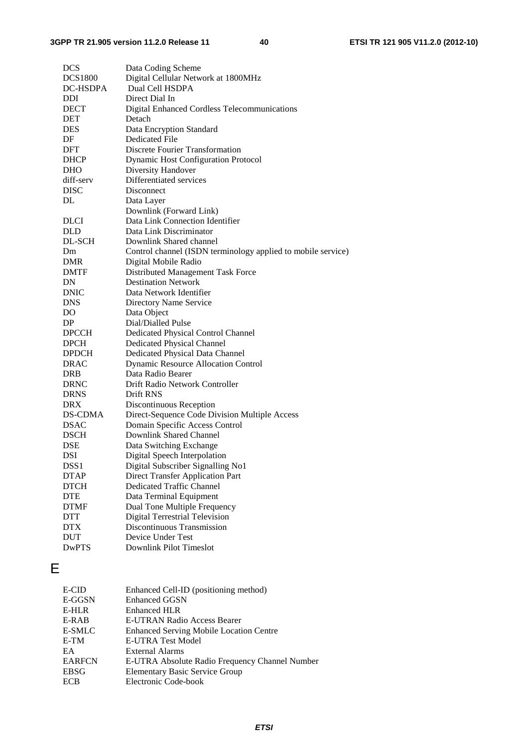| | |
|---|---|
| DCS | Data Coding Scheme |
| DCS1800 | Digital Cellular Network at 1800MHz |
| DC-HSDPA | Dual Cell HSDPA |
| DDI | Direct Dial In |
| DECT | Digital Enhanced Cordless Telecommunications |
| DET | Detach |
| DES | Data Encryption Standard |
| DF | Dedicated File |
| DFT | Discrete Fourier Transformation |
| DHCP | Dynamic Host Configuration Protocol |
| DHO | Diversity Handover |
| diff-serv | Differentiated services |
| DISC | Disconnect |
| DL | Data Layer |
| | Downlink (Forward Link) |
| DLCI | Data Link Connection Identifier |
| DLD | Data Link Discriminator |
| DL-SCH | Downlink Shared channel |
| Dm | Control channel (ISDN terminology applied to mobile service) |
| DMR | Digital Mobile Radio |
| DMTF | Distributed Management Task Force |
| DN | Destination Network |
| DNIC | Data Network Identifier |
| DNS | Directory Name Service |
| DO | Data Object |
| DP | Dial/Dialled Pulse |
| DPCCH | Dedicated Physical Control Channel |
| DPCH | Dedicated Physical Channel |
| DPDCH | Dedicated Physical Data Channel |
| DRAC | Dynamic Resource Allocation Control |
| DRB | Data Radio Bearer |
| DRNC | Drift Radio Network Controller |
| DRNS | Drift RNS |
| DRX | Discontinuous Reception |
| DS-CDMA | Direct-Sequence Code Division Multiple Access |
| DSAC | Domain Specific Access Control |
| DSCH | Downlink Shared Channel |
| DSE | Data Switching Exchange |
| DSI | Digital Speech Interpolation |
| DSS1 | Digital Subscriber Signalling No1 |
| DTAP | Direct Transfer Application Part |
| DTCH | Dedicated Traffic Channel |
| DTE | Data Terminal Equipment |
| DTMF | Dual Tone Multiple Frequency |
| DTT | Digital Terrestrial Television |
| DTX | Discontinuous Transmission |
| DUT | Device Under Test |
| DwPTS | Downlink Pilot Timeslot |

# E

| | |
|---|---|
| E-CID | Enhanced Cell-ID (positioning method) |
| E-GGSN | Enhanced GGSN |
| E-HLR | Enhanced HLR |
| E-RAB | E-UTRAN Radio Access Bearer |
| E-SMLC | Enhanced Serving Mobile Location Centre |
| E-TM | E-UTRA Test Model |
| EA | External Alarms |
| EARFCN | E-UTRA Absolute Radio Frequency Channel Number |
| EBSG | Elementary Basic Service Group |
| ECB | Electronic Code-book |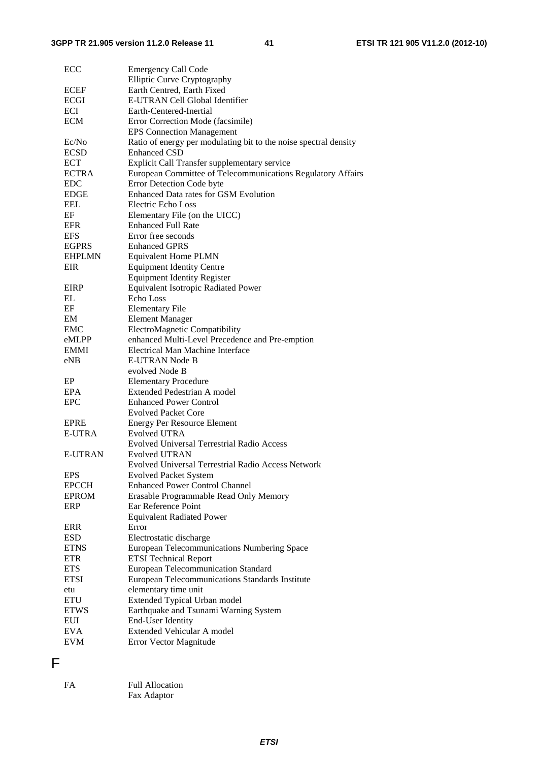| | |
|---|---|
| ECC | Emergency Call Code |
| | Elliptic Curve Cryptography |
| ECEF | Earth Centred, Earth Fixed |
| ECGI | E-UTRAN Cell Global Identifier |
| ECI | Earth-Centered-Inertial |
| ECM | Error Correction Mode (facsimile) |
| | EPS Connection Management |
| Ec/No | Ratio of energy per modulating bit to the noise spectral density |
| ECSD | Enhanced CSD |
| ECT | Explicit Call Transfer supplementary service |
| ECTRA | European Committee of Telecommunications Regulatory Affairs |
| EDC | Error Detection Code byte |
| EDGE | Enhanced Data rates for GSM Evolution |
| EEL | Electric Echo Loss |
| EF | Elementary File (on the UICC) |
| EFR | Enhanced Full Rate |
| EFS | Error free seconds |
| EGPRS | Enhanced GPRS |
| EHPLMN | Equivalent Home PLMN |
| EIR | Equipment Identity Centre |
| | Equipment Identity Register |
| EIRP | Equivalent Isotropic Radiated Power |
| EL | Echo Loss |
| EF | Elementary File |
| EM | Element Manager |
| EMC | ElectroMagnetic Compatibility |
| eMLPP | enhanced Multi-Level Precedence and Pre-emption |
| EMMI | Electrical Man Machine Interface |
| eNB | E-UTRAN Node B |
| | evolved Node B |
| EP | Elementary Procedure |
| EPA | Extended Pedestrian A model |
| EPC | Enhanced Power Control |
| | Evolved Packet Core |
| EPRE | Energy Per Resource Element |
| E-UTRA | Evolved UTRA |
| | Evolved Universal Terrestrial Radio Access |
| E-UTRAN | Evolved UTRAN |
| | Evolved Universal Terrestrial Radio Access Network |
| EPS | Evolved Packet System |
| EPCCH | Enhanced Power Control Channel |
| EPROM | Erasable Programmable Read Only Memory |
| ERP | Ear Reference Point |
| | Equivalent Radiated Power |
| ERR | Error |
| ESD | Electrostatic discharge |
| ETNS | European Telecommunications Numbering Space |
| ETR | ETSI Technical Report |
| ETS | European Telecommunication Standard |
| ETSI | European Telecommunications Standards Institute |
| etu | elementary time unit |
| ETU | Extended Typical Urban model |
| ETWS | Earthquake and Tsunami Warning System |
| EUI | End-User Identity |
| EVA | Extended Vehicular A model |
| EVM | Error Vector Magnitude |

# F

| | |
|---|---|
| FA | Full Allocation |
| | Fax Adaptor |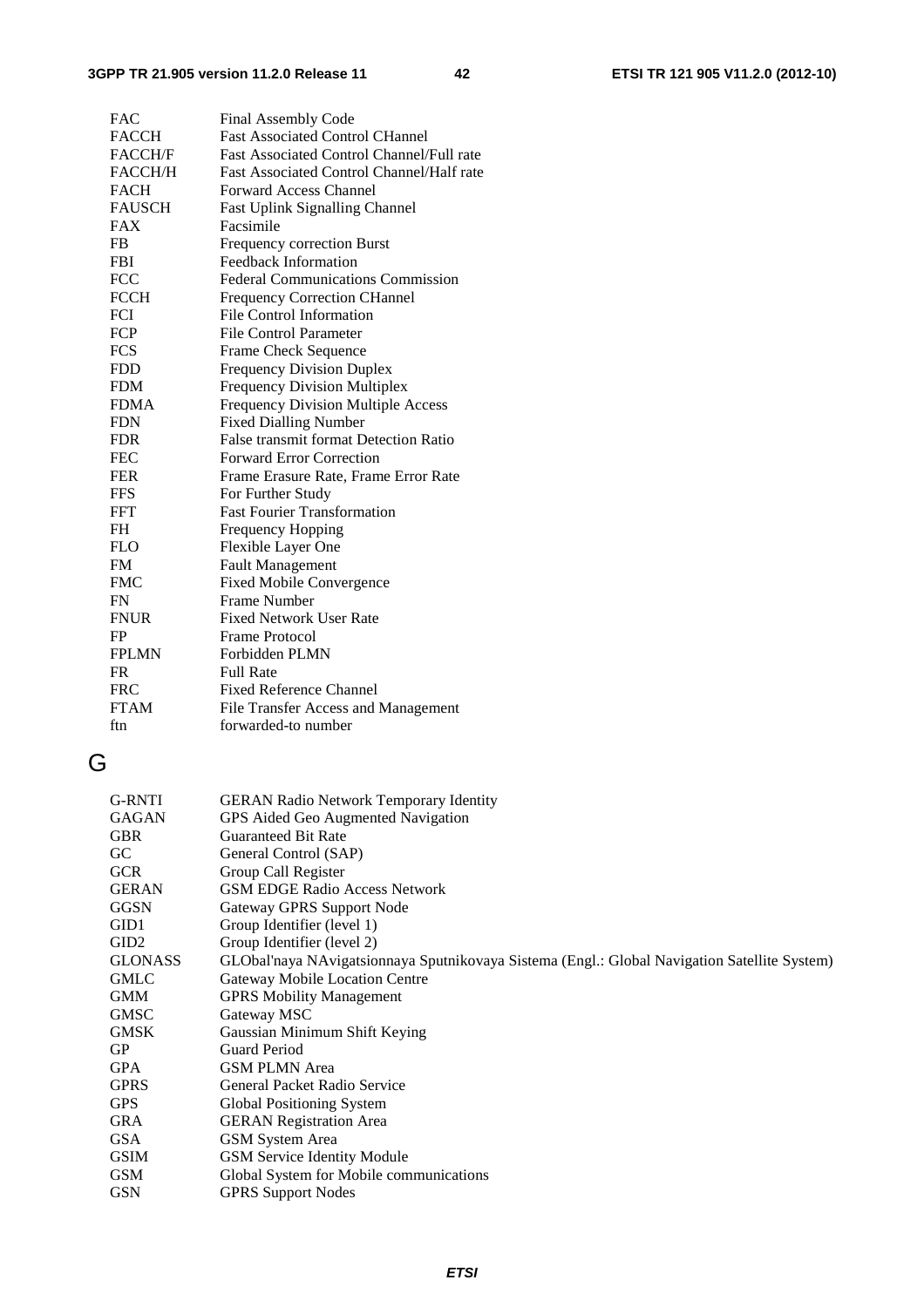| | |
|---|---|
| FAC | Final Assembly Code |
| FACCH | Fast Associated Control CHannel |
| FACCH/F | Fast Associated Control Channel/Full rate |
| FACCH/H | Fast Associated Control Channel/Half rate |
| FACH | Forward Access Channel |
| FAUSCH | Fast Uplink Signalling Channel |
| FAX | Facsimile |
| FB | Frequency correction Burst |
| FBI | Feedback Information |
| FCC | Federal Communications Commission |
| FCCH | Frequency Correction CHannel |
| FCI | File Control Information |
| FCP | File Control Parameter |
| FCS | Frame Check Sequence |
| FDD | Frequency Division Duplex |
| FDM | Frequency Division Multiplex |
| FDMA | Frequency Division Multiple Access |
| FDN | Fixed Dialling Number |
| FDR | False transmit format Detection Ratio |
| FEC | Forward Error Correction |
| FER | Frame Erasure Rate, Frame Error Rate |
| FFS | For Further Study |
| FFT | Fast Fourier Transformation |
| FH | Frequency Hopping |
| FLO | Flexible Layer One |
| FM | Fault Management |
| FMC | Fixed Mobile Convergence |
| FN | Frame Number |
| FNUR | Fixed Network User Rate |
| FP | Frame Protocol |
| FPLMN | Forbidden PLMN |
| FR | Full Rate |
| FRC | Fixed Reference Channel |
| FTAM | File Transfer Access and Management |
| ftn | forwarded-to number |

# G

| | |
|---|---|
| G-RNTI | GERAN Radio Network Temporary Identity |
| GAGAN | GPS Aided Geo Augmented Navigation |
| GBR | Guaranteed Bit Rate |
| GC | General Control (SAP) |
| GCR | Group Call Register |
| GERAN | GSM EDGE Radio Access Network |
| GGSN | Gateway GPRS Support Node |
| GID1 | Group Identifier (level 1) |
| GID2 | Group Identifier (level 2) |
| GLONASS | GLObal'naya NAvigatsionnaya Sputnikovaya Sistema (Engl.: Global Navigation Satellite System) |
| GMLC | Gateway Mobile Location Centre |
| GMM | GPRS Mobility Management |
| GMSC | Gateway MSC |
| GMSK | Gaussian Minimum Shift Keying |
| GP | Guard Period |
| GPA | GSM PLMN Area |
| GPRS | General Packet Radio Service |
| GPS | Global Positioning System |
| GRA | GERAN Registration Area |
| GSA | GSM System Area |
| GSIM | GSM Service Identity Module |
| GSM | Global System for Mobile communications |
| GSN | GPRS Support Nodes |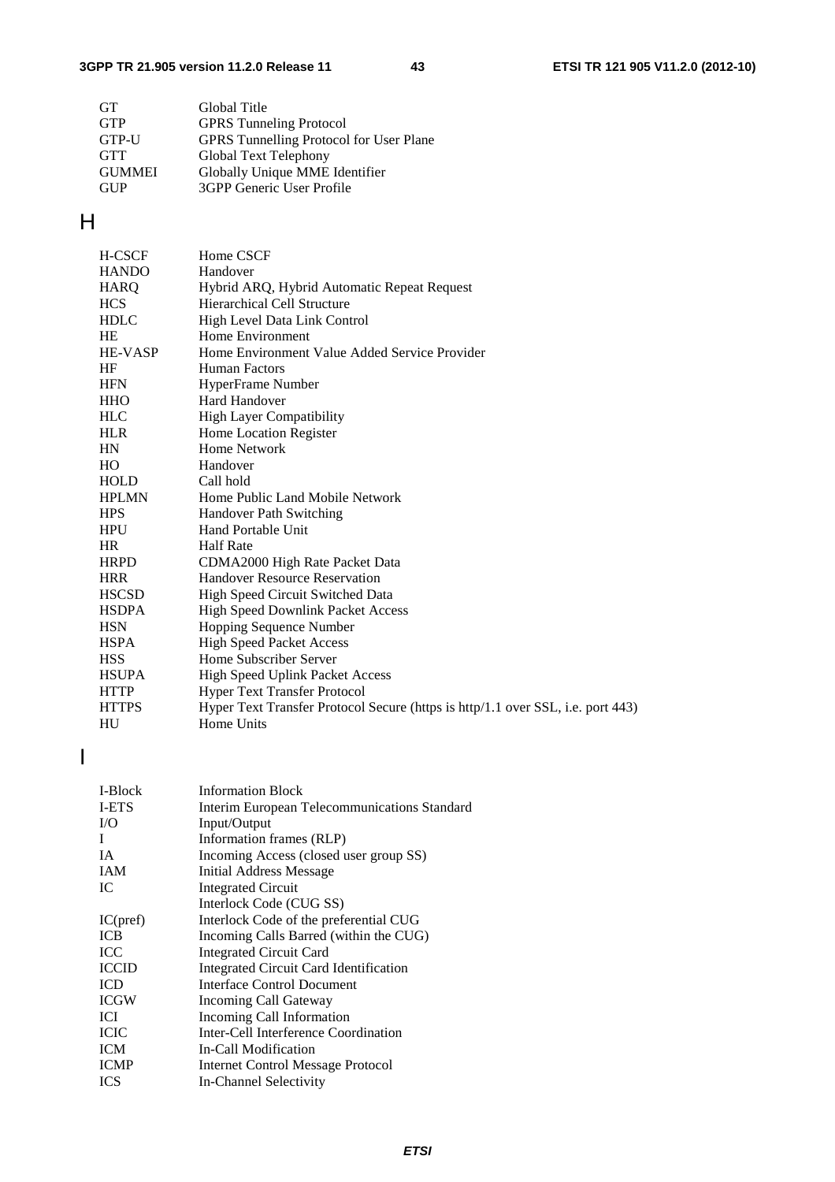| | |
|---|---|
| GT | Global Title |
| GTP | GPRS Tunneling Protocol |
| GTP-U | GPRS Tunnelling Protocol for User Plane |
| GTT | Global Text Telephony |
| GUMMEI | Globally Unique MME Identifier |
| GUP | 3GPP Generic User Profile |

# H

| | |
|---|---|
| H-CSCF | Home CSCF |
| HANDO | Handover |
| HARQ | Hybrid ARQ, Hybrid Automatic Repeat Request |
| HCS | Hierarchical Cell Structure |
| HDLC | High Level Data Link Control |
| HE | Home Environment |
| HE-VASP | Home Environment Value Added Service Provider |
| HF | Human Factors |
| HFN | HyperFrame Number |
| HHO | Hard Handover |
| HLC | High Layer Compatibility |
| HLR | Home Location Register |
| HN | Home Network |
| HO | Handover |
| HOLD | Call hold |
| HPLMN | Home Public Land Mobile Network |
| HPS | Handover Path Switching |
| HPU | Hand Portable Unit |
| HR | Half Rate |
| HRPD | CDMA2000 High Rate Packet Data |
| HRR | Handover Resource Reservation |
| HSCSD | High Speed Circuit Switched Data |
| HSDPA | High Speed Downlink Packet Access |
| HSN | Hopping Sequence Number |
| HSPA | High Speed Packet Access |
| HSS | Home Subscriber Server |
| HSUPA | High Speed Uplink Packet Access |
| HTTP | Hyper Text Transfer Protocol |
| HTTPS | Hyper Text Transfer Protocol Secure (https is http/1.1 over SSL, i.e. port 443) |
| HU | Home Units |

# I

| | |
|---|---|
| I-Block | Information Block |
| I-ETS | Interim European Telecommunications Standard |
| I/O | Input/Output |
| I | Information frames (RLP) |
| IA | Incoming Access (closed user group SS) |
| IAM | Initial Address Message |
| IC | Integrated Circuit |
| | Interlock Code (CUG SS) |
| IC(pref) | Interlock Code of the preferential CUG |
| ICB | Incoming Calls Barred (within the CUG) |
| ICC | Integrated Circuit Card |
| ICCID | Integrated Circuit Card Identification |
| ICD | Interface Control Document |
| ICGW | Incoming Call Gateway |
| ICI | Incoming Call Information |
| ICIC | Inter-Cell Interference Coordination |
| ICM | In-Call Modification |
| ICMP | Internet Control Message Protocol |
| ICS | In-Channel Selectivity |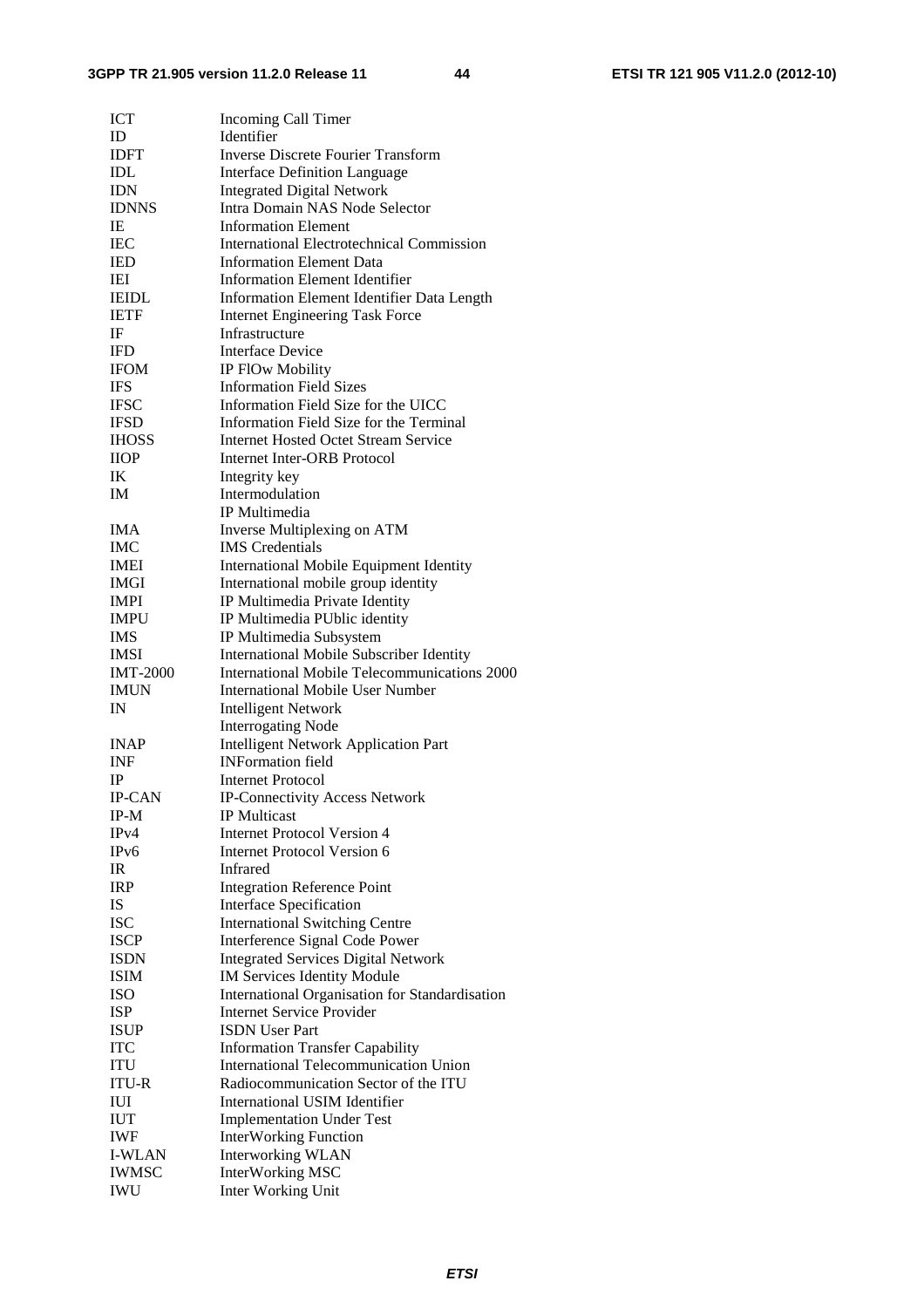| | |
|---|---|
| ICT | Incoming Call Timer |
| ID | Identifier |
| IDFT | Inverse Discrete Fourier Transform |
| IDL | Interface Definition Language |
| IDN | Integrated Digital Network |
| IDNNS | Intra Domain NAS Node Selector |
| IE | Information Element |
| IEC | International Electrotechnical Commission |
| IED | Information Element Data |
| IEI | Information Element Identifier |
| IEIDL | Information Element Identifier Data Length |
| IETF | Internet Engineering Task Force |
| IF | Infrastructure |
| IFD | Interface Device |
| IFOM | IP FlOw Mobility |
| IFS | Information Field Sizes |
| IFSC | Information Field Size for the UICC |
| IFSD | Information Field Size for the Terminal |
| IHOSS | Internet Hosted Octet Stream Service |
| IIOP | Internet Inter-ORB Protocol |
| IK | Integrity key |
| IM | Intermodulation |
| | IP Multimedia |
| IMA | Inverse Multiplexing on ATM |
| IMC | IMS Credentials |
| IMEI | International Mobile Equipment Identity |
| IMGI | International mobile group identity |
| IMPI | IP Multimedia Private Identity |
| IMPU | IP Multimedia PUblic identity |
| IMS | IP Multimedia Subsystem |
| IMSI | International Mobile Subscriber Identity |
| IMT-2000 | International Mobile Telecommunications 2000 |
| IMUN | International Mobile User Number |
| IN | Intelligent Network |
| | Interrogating Node |
| INAP | Intelligent Network Application Part |
| INF | INFormation field |
| IP | Internet Protocol |
| IP-CAN | IP-Connectivity Access Network |
| IP-M | IP Multicast |
| IPv4 | Internet Protocol Version 4 |
| IPv6 | Internet Protocol Version 6 |
| IR | Infrared |
| IRP | Integration Reference Point |
| IS | Interface Specification |
| ISC | International Switching Centre |
| ISCP | Interference Signal Code Power |
| ISDN | Integrated Services Digital Network |
| ISIM | IM Services Identity Module |
| ISO | International Organisation for Standardisation |
| ISP | Internet Service Provider |
| ISUP | ISDN User Part |
| ITC | Information Transfer Capability |
| ITU | International Telecommunication Union |
| ITU-R | Radiocommunication Sector of the ITU |
| IUI | International USIM Identifier |
| IUT | Implementation Under Test |
| IWF | InterWorking Function |
| I-WLAN | Interworking WLAN |
| IWMSC | InterWorking MSC |
| IWU | Inter Working Unit |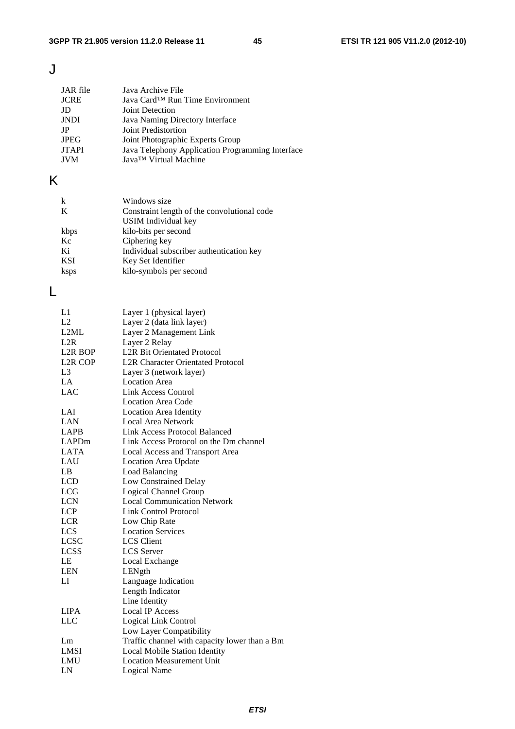# J

| | |
|---|---|
| JAR file | Java Archive File |
| JCRE | Java Card™ Run Time Environment |
| JD | Joint Detection |
| JNDI | Java Naming Directory Interface |
| JP | Joint Predistortion |
| JPEG | Joint Photographic Experts Group |
| JTAPI | Java Telephony Application Programming Interface |
| JVM | Java™ Virtual Machine |

# K

| | |
|---|---|
| k | Windows size |
| K | Constraint length of the convolutional code |
| | USIM Individual key |
| kbps | kilo-bits per second |
| Kc | Ciphering key |
| Ki | Individual subscriber authentication key |
| KSI | Key Set Identifier |
| ksps | kilo-symbols per second |

# L

| | |
|---|---|
| L1 | Layer 1 (physical layer) |
| L2 | Layer 2 (data link layer) |
| L2ML | Layer 2 Management Link |
| L2R | Layer 2 Relay |
| L2R BOP | L2R Bit Orientated Protocol |
| L2R COP | L2R Character Orientated Protocol |
| L3 | Layer 3 (network layer) |
| LA | Location Area |
| LAC | Link Access Control |
| | Location Area Code |
| LAI | Location Area Identity |
| LAN | Local Area Network |
| LAPB | Link Access Protocol Balanced |
| LAPDm | Link Access Protocol on the Dm channel |
| LATA | Local Access and Transport Area |
| LAU | Location Area Update |
| LB | Load Balancing |
| LCD | Low Constrained Delay |
| LCG | Logical Channel Group |
| LCN | Local Communication Network |
| LCP | Link Control Protocol |
| LCR | Low Chip Rate |
| LCS | Location Services |
| LCSC | LCS Client |
| LCSS | LCS Server |
| LE | Local Exchange |
| LEN | LENgth |
| LI | Language Indication |
| | Length Indicator |
| | Line Identity |
| LIPA | Local IP Access |
| LLC | Logical Link Control |
| | Low Layer Compatibility |
| Lm | Traffic channel with capacity lower than a Bm |
| LMSI | Local Mobile Station Identity |
| LMU | Location Measurement Unit |
| LN | Logical Name |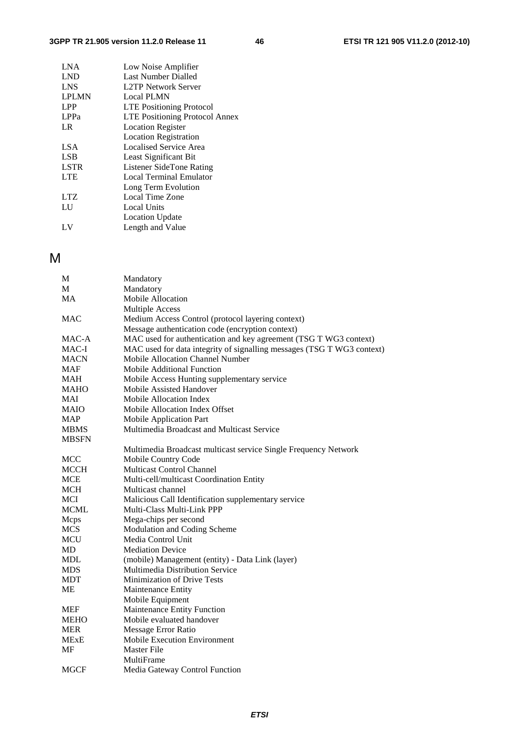| | |
|---|---|
| LNA | Low Noise Amplifier |
| LND | Last Number Dialled |
| LNS | L2TP Network Server |
| LPLMN | Local PLMN |
| LPP | LTE Positioning Protocol |
| LPPa | LTE Positioning Protocol Annex |
| LR | Location Register |
| | Location Registration |
| LSA | Localised Service Area |
| LSB | Least Significant Bit |
| LSTR | Listener SideTone Rating |
| LTE | Local Terminal Emulator |
| | Long Term Evolution |
| LTZ | Local Time Zone |
| LU | Local Units |
| | Location Update |
| LV | Length and Value |

# M

| | |
|---|---|
| M | Mandatory |
| M | Mandatory |
| MA | Mobile Allocation |
| | Multiple Access |
| MAC | Medium Access Control (protocol layering context) |
| | Message authentication code (encryption context) |
| MAC-A | MAC used for authentication and key agreement (TSG T WG3 context) |
| MAC-I | MAC used for data integrity of signalling messages (TSG T WG3 context) |
| MACN | Mobile Allocation Channel Number |
| MAF | Mobile Additional Function |
| MAH | Mobile Access Hunting supplementary service |
| MAHO | Mobile Assisted Handover |
| MAI | Mobile Allocation Index |
| MAIO | Mobile Allocation Index Offset |
| MAP | Mobile Application Part |
| MBMS | Multimedia Broadcast and Multicast Service |
| MBSFN | |
| | Multimedia Broadcast multicast service Single Frequency Network |
| MCC | Mobile Country Code |
| MCCH | Multicast Control Channel |
| MCE | Multi-cell/multicast Coordination Entity |
| MCH | Multicast channel |
| MCI | Malicious Call Identification supplementary service |
| MCML | Multi-Class Multi-Link PPP |
| Mcps | Mega-chips per second |
| MCS | Modulation and Coding Scheme |
| MCU | Media Control Unit |
| MD | Mediation Device |
| MDL | (mobile) Management (entity) - Data Link (layer) |
| MDS | Multimedia Distribution Service |
| MDT | Minimization of Drive Tests |
| ME | Maintenance Entity |
| | Mobile Equipment |
| MEF | Maintenance Entity Function |
| MEHO | Mobile evaluated handover |
| MER | Message Error Ratio |
| MExE | Mobile Execution Environment |
| MF | Master File |
| | MultiFrame |
| MGCF | Media Gateway Control Function |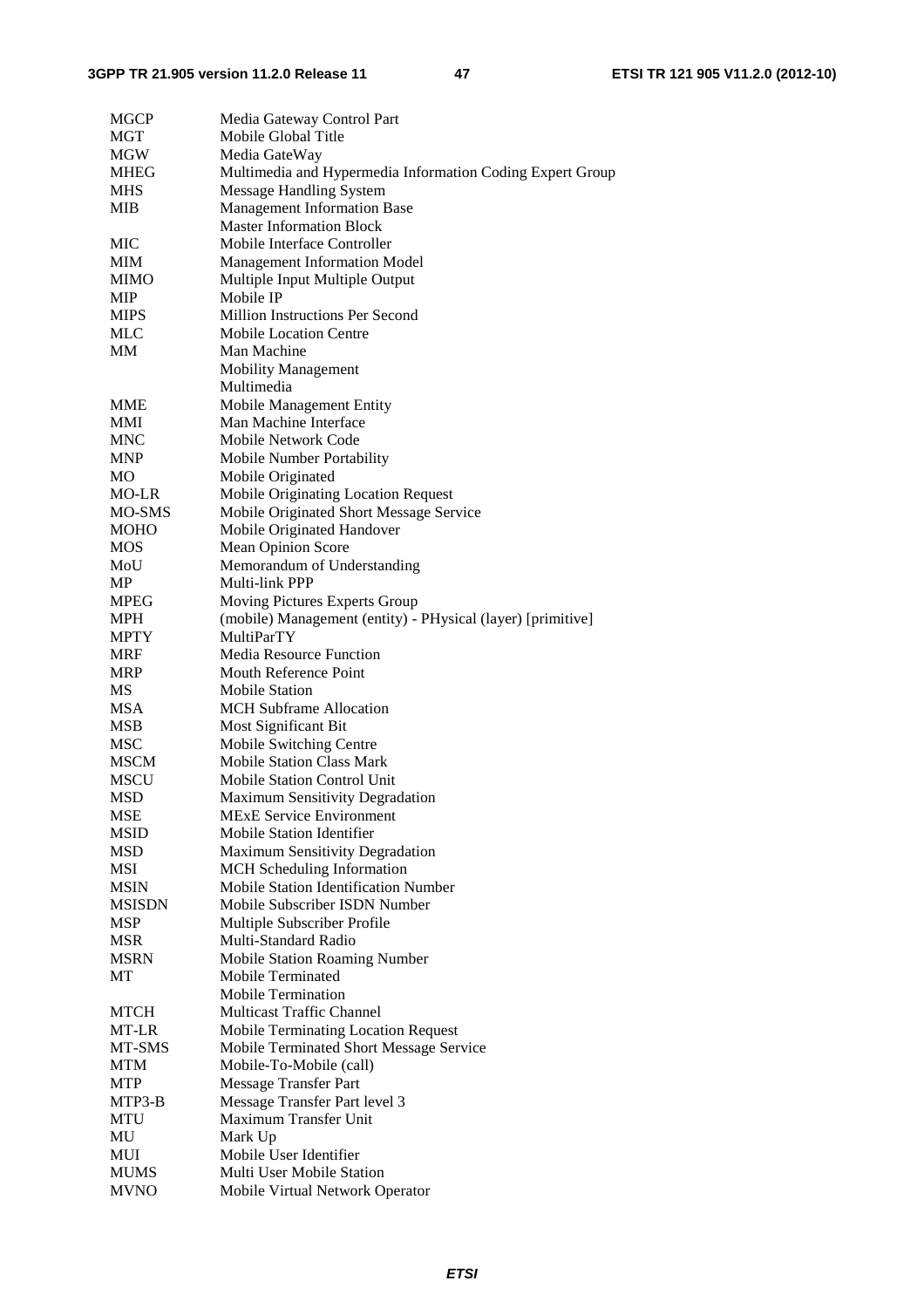| | |
|---|---|
| MGCP | Media Gateway Control Part |
| MGT | Mobile Global Title |
| MGW | Media GateWay |
| MHEG | Multimedia and Hypermedia Information Coding Expert Group |
| MHS | Message Handling System |
| MIB | Management Information Base |
| | Master Information Block |
| MIC | Mobile Interface Controller |
| MIM | Management Information Model |
| MIMO | Multiple Input Multiple Output |
| MIP | Mobile IP |
| MIPS | Million Instructions Per Second |
| MLC | Mobile Location Centre |
| MM | Man Machine |
| | Mobility Management |
| | Multimedia |
| MME | Mobile Management Entity |
| MMI | Man Machine Interface |
| MNC | Mobile Network Code |
| MNP | Mobile Number Portability |
| MO | Mobile Originated |
| MO-LR | Mobile Originating Location Request |
| MO-SMS | Mobile Originated Short Message Service |
| MOHO | Mobile Originated Handover |
| MOS | Mean Opinion Score |
| MoU | Memorandum of Understanding |
| MP | Multi-link PPP |
| MPEG | Moving Pictures Experts Group |
| MPH | (mobile) Management (entity) - PHysical (layer) [primitive] |
| MPTY | MultiParTY |
| MRF | Media Resource Function |
| MRP | Mouth Reference Point |
| MS | Mobile Station |
| MSA | MCH Subframe Allocation |
| MSB | Most Significant Bit |
| MSC | Mobile Switching Centre |
| MSCM | Mobile Station Class Mark |
| MSCU | Mobile Station Control Unit |
| MSD | Maximum Sensitivity Degradation |
| MSE | MExE Service Environment |
| MSID | Mobile Station Identifier |
| MSD | Maximum Sensitivity Degradation |
| MSI | MCH Scheduling Information |
| MSIN | Mobile Station Identification Number |
| MSISDN | Mobile Subscriber ISDN Number |
| MSP | Multiple Subscriber Profile |
| MSR | Multi-Standard Radio |
| MSRN | Mobile Station Roaming Number |
| MT | Mobile Terminated |
| | Mobile Termination |
| MTCH | Multicast Traffic Channel |
| MT-LR | Mobile Terminating Location Request |
| MT-SMS | Mobile Terminated Short Message Service |
| MTM | Mobile-To-Mobile (call) |
| MTP | Message Transfer Part |
| MTP3-B | Message Transfer Part level 3 |
| MTU | Maximum Transfer Unit |
| MU | Mark Up |
| MUI | Mobile User Identifier |
| MUMS | Multi User Mobile Station |
| MVNO | Mobile Virtual Network Operator |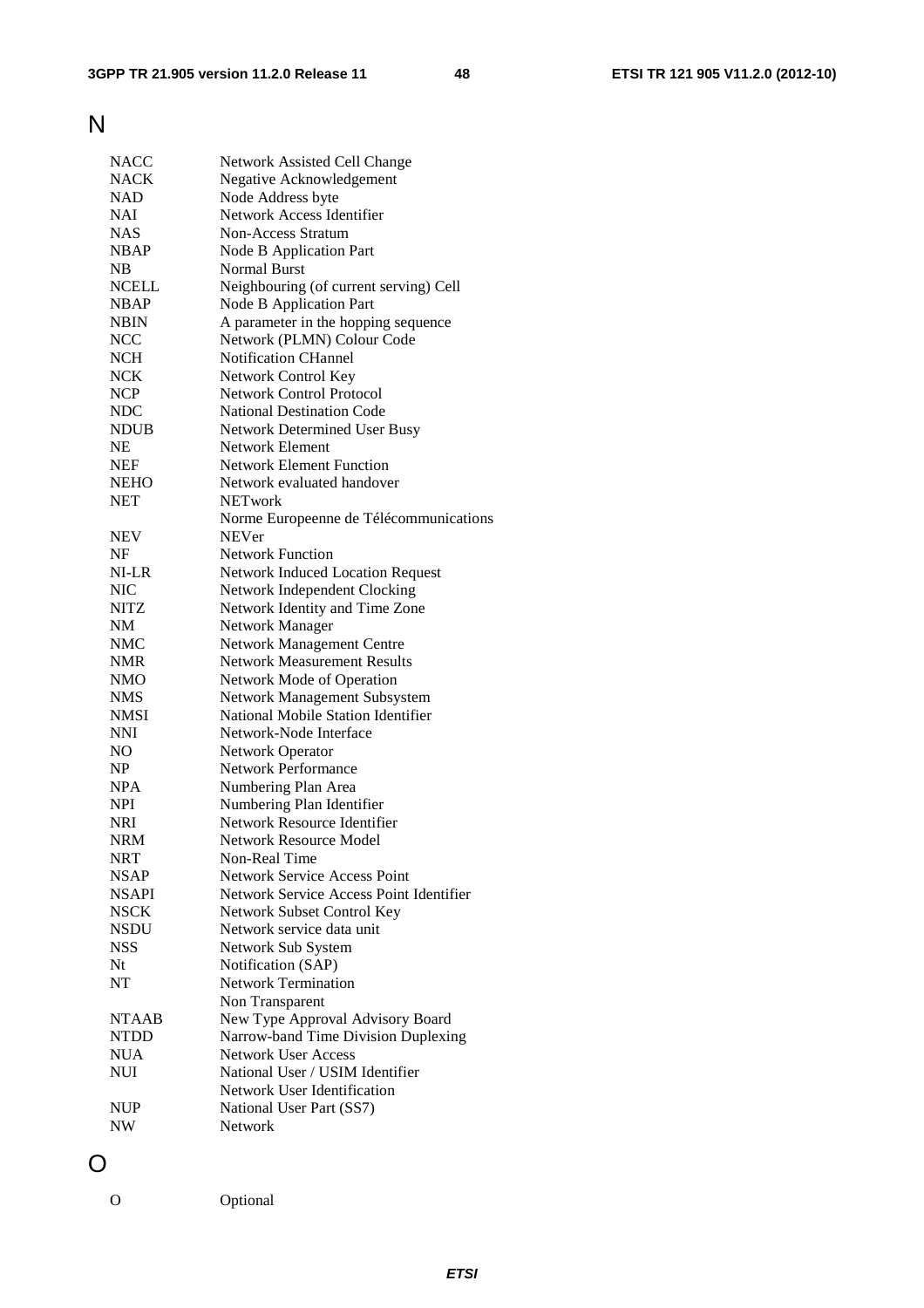# N

| | |
|---|---|
| NACC | Network Assisted Cell Change |
| NACK | Negative Acknowledgement |
| NAD | Node Address byte |
| NAI | Network Access Identifier |
| NAS | Non-Access Stratum |
| NBAP | Node B Application Part |
| NB | Normal Burst |
| NCELL | Neighbouring (of current serving) Cell |
| NBAP | Node B Application Part |
| NBIN | A parameter in the hopping sequence |
| NCC | Network (PLMN) Colour Code |
| NCH | Notification CHannel |
| NCK | Network Control Key |
| NCP | Network Control Protocol |
| NDC | National Destination Code |
| NDUB | Network Determined User Busy |
| NE | Network Element |
| NEF | Network Element Function |
| NEHO | Network evaluated handover |
| NET | NETwork |
| | Norme Europeenne de Télécommunications |
| NEV | NEVer |
| NF | Network Function |
| NI-LR | Network Induced Location Request |
| NIC | Network Independent Clocking |
| NITZ | Network Identity and Time Zone |
| NM | Network Manager |
| NMC | Network Management Centre |
| NMR | Network Measurement Results |
| NMO | Network Mode of Operation |
| NMS | Network Management Subsystem |
| NMSI | National Mobile Station Identifier |
| NNI | Network-Node Interface |
| NO | Network Operator |
| NP | Network Performance |
| NPA | Numbering Plan Area |
| NPI | Numbering Plan Identifier |
| NRI | Network Resource Identifier |
| NRM | Network Resource Model |
| NRT | Non-Real Time |
| NSAP | Network Service Access Point |
| NSAPI | Network Service Access Point Identifier |
| NSCK | Network Subset Control Key |
| NSDU | Network service data unit |
| NSS | Network Sub System |
| Nt | Notification (SAP) |
| NT | Network Termination |
| | Non Transparent |
| NTAAB | New Type Approval Advisory Board |
| NTDD | Narrow-band Time Division Duplexing |
| NUA | Network User Access |
| NUI | National User / USIM Identifier |
| | Network User Identification |
| NUP | National User Part (SS7) |
| NW | Network |

# O

| | |
|---|---|
| O | Optional |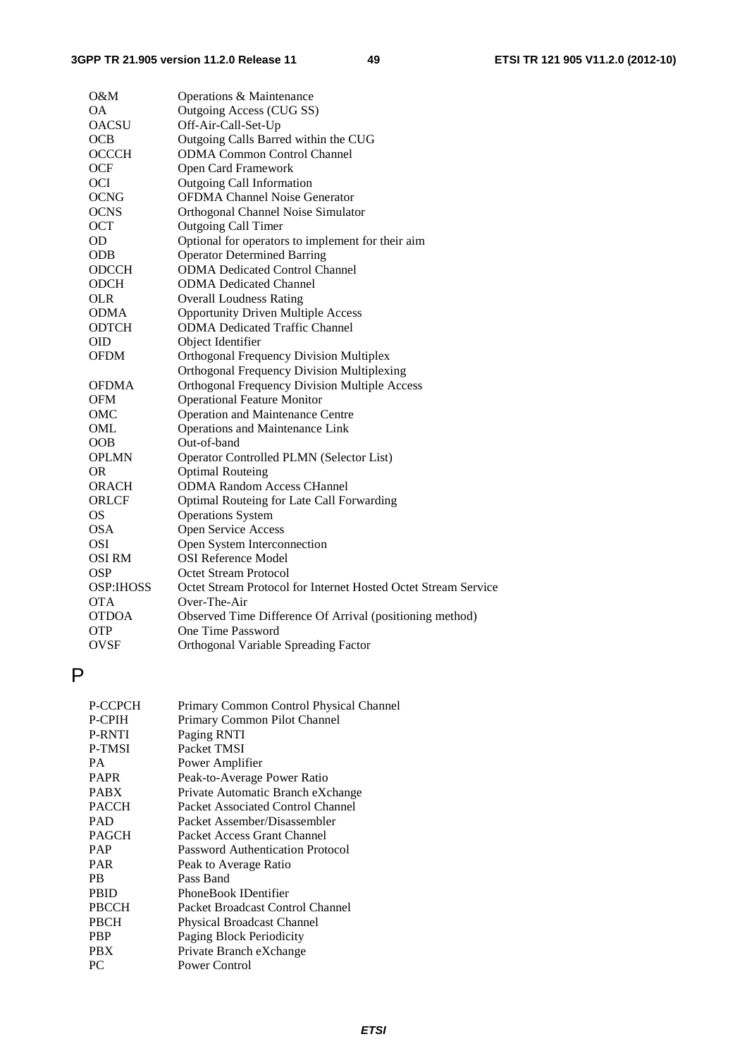| | |
|---|---|
| O&M | Operations & Maintenance |
| OA | Outgoing Access (CUG SS) |
| OACSU | Off-Air-Call-Set-Up |
| OCB | Outgoing Calls Barred within the CUG |
| OCCCH | ODMA Common Control Channel |
| OCF | Open Card Framework |
| OCI | Outgoing Call Information |
| OCNG | OFDMA Channel Noise Generator |
| OCNS | Orthogonal Channel Noise Simulator |
| OCT | Outgoing Call Timer |
| OD | Optional for operators to implement for their aim |
| ODB | Operator Determined Barring |
| ODCCH | ODMA Dedicated Control Channel |
| ODCH | ODMA Dedicated Channel |
| OLR | Overall Loudness Rating |
| ODMA | Opportunity Driven Multiple Access |
| ODTCH | ODMA Dedicated Traffic Channel |
| OID | Object Identifier |
| OFDM | Orthogonal Frequency Division Multiplex |
| | Orthogonal Frequency Division Multiplexing |
| OFDMA | Orthogonal Frequency Division Multiple Access |
| OFM | Operational Feature Monitor |
| OMC | Operation and Maintenance Centre |
| OML | Operations and Maintenance Link |
| OOB | Out-of-band |
| OPLMN | Operator Controlled PLMN (Selector List) |
| OR | Optimal Routeing |
| ORACH | ODMA Random Access CHannel |
| ORLCF | Optimal Routeing for Late Call Forwarding |
| OS | Operations System |
| OSA | Open Service Access |
| OSI | Open System Interconnection |
| OSI RM | OSI Reference Model |
| OSP | Octet Stream Protocol |
| OSP:IHOSS | Octet Stream Protocol for Internet Hosted Octet Stream Service |
| OTA | Over-The-Air |
| OTDOA | Observed Time Difference Of Arrival (positioning method) |
| OTP | One Time Password |
| OVSF | Orthogonal Variable Spreading Factor |

# P

| | |
|---|---|
| P-CCPCH | Primary Common Control Physical Channel |
| P-CPIH | Primary Common Pilot Channel |
| P-RNTI | Paging RNTI |
| P-TMSI | Packet TMSI |
| PA | Power Amplifier |
| PAPR | Peak-to-Average Power Ratio |
| PABX | Private Automatic Branch eXchange |
| PACCH | Packet Associated Control Channel |
| PAD | Packet Assember/Disassembler |
| PAGCH | Packet Access Grant Channel |
| PAP | Password Authentication Protocol |
| PAR | Peak to Average Ratio |
| PB | Pass Band |
| PBID | PhoneBook IDentifier |
| PBCCH | Packet Broadcast Control Channel |
| PBCH | Physical Broadcast Channel |
| PBP | Paging Block Periodicity |
| PBX | Private Branch eXchange |
| PC | Power Control |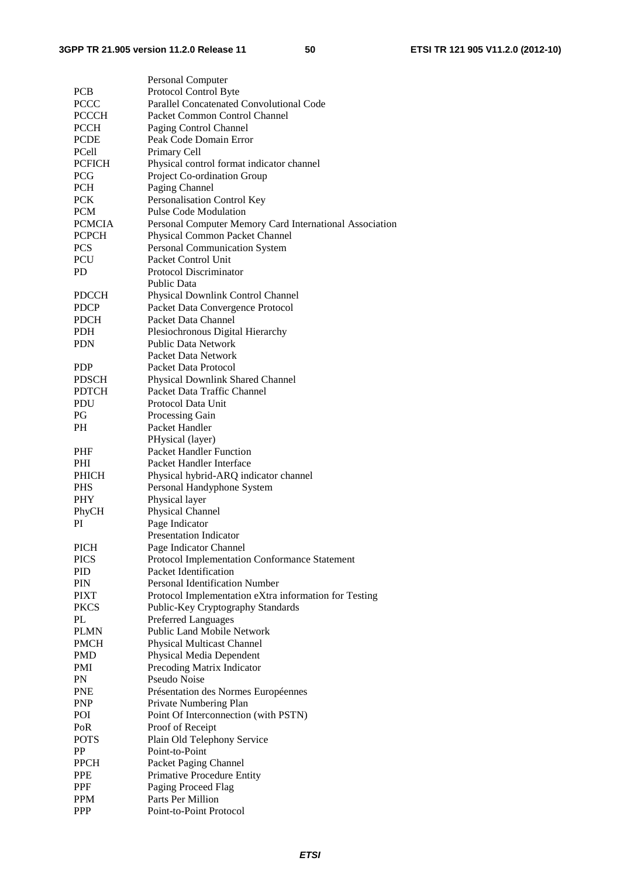| | |
|---|---|
| | Personal Computer |
| PCB | Protocol Control Byte |
| PCCC | Parallel Concatenated Convolutional Code |
| PCCCH | Packet Common Control Channel |
| PCCH | Paging Control Channel |
| PCDE | Peak Code Domain Error |
| PCell | Primary Cell |
| PCFICH | Physical control format indicator channel |
| PCG | Project Co-ordination Group |
| PCH | Paging Channel |
| PCK | Personalisation Control Key |
| PCM | Pulse Code Modulation |
| PCMCIA | Personal Computer Memory Card International Association |
| PCPCH | Physical Common Packet Channel |
| PCS | Personal Communication System |
| PCU | Packet Control Unit |
| PD | Protocol Discriminator |
| | Public Data |
| PDCCH | Physical Downlink Control Channel |
| PDCP | Packet Data Convergence Protocol |
| PDCH | Packet Data Channel |
| PDH | Plesiochronous Digital Hierarchy |
| PDN | Public Data Network |
| | Packet Data Network |
| PDP | Packet Data Protocol |
| PDSCH | Physical Downlink Shared Channel |
| PDTCH | Packet Data Traffic Channel |
| PDU | Protocol Data Unit |
| PG | Processing Gain |
| PH | Packet Handler |
| | PHysical (layer) |
| PHF | Packet Handler Function |
| PHI | Packet Handler Interface |
| PHICH | Physical hybrid-ARQ indicator channel |
| PHS | Personal Handyphone System |
| PHY | Physical layer |
| PhyCH | Physical Channel |
| PI | Page Indicator |
| | Presentation Indicator |
| PICH | Page Indicator Channel |
| PICS | Protocol Implementation Conformance Statement |
| PID | Packet Identification |
| PIN | Personal Identification Number |
| PIXT | Protocol Implementation eXtra information for Testing |
| PKCS | Public-Key Cryptography Standards |
| PL | Preferred Languages |
| PLMN | Public Land Mobile Network |
| PMCH | Physical Multicast Channel |
| PMD | Physical Media Dependent |
| PMI | Precoding Matrix Indicator |
| PN | Pseudo Noise |
| PNE | Présentation des Normes Européennes |
| PNP | Private Numbering Plan |
| POI | Point Of Interconnection (with PSTN) |
| PoR | Proof of Receipt |
| POTS | Plain Old Telephony Service |
| PP | Point-to-Point |
| PPCH | Packet Paging Channel |
| PPE | Primative Procedure Entity |
| PPF | Paging Proceed Flag |
| PPM | Parts Per Million |
| PPP | Point-to-Point Protocol |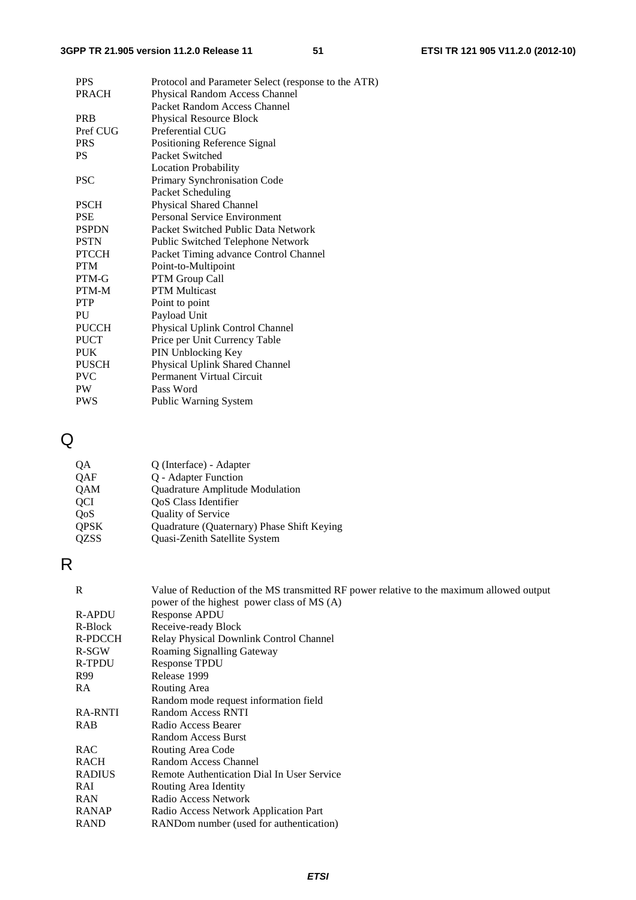| | |
|---|---|
| PPS | Protocol and Parameter Select (response to the ATR) |
| PRACH | Physical Random Access Channel |
| | Packet Random Access Channel |
| PRB | Physical Resource Block |
| Pref CUG | Preferential CUG |
| PRS | Positioning Reference Signal |
| PS | Packet Switched |
| | Location Probability |
| PSC | Primary Synchronisation Code |
| | Packet Scheduling |
| PSCH | Physical Shared Channel |
| PSE | Personal Service Environment |
| PSPDN | Packet Switched Public Data Network |
| PSTN | Public Switched Telephone Network |
| PTCCH | Packet Timing advance Control Channel |
| PTM | Point-to-Multipoint |
| PTM-G | PTM Group Call |
| PTM-M | PTM Multicast |
| PTP | Point to point |
| PU | Payload Unit |
| PUCCH | Physical Uplink Control Channel |
| PUCT | Price per Unit Currency Table |
| PUK | PIN Unblocking Key |
| PUSCH | Physical Uplink Shared Channel |
| PVC | Permanent Virtual Circuit |
| PW | Pass Word |
| PWS | Public Warning System |

# Q

| | |
|---|---|
| QA | Q (Interface) - Adapter |
| QAF | Q - Adapter Function |
| QAM | Quadrature Amplitude Modulation |
| QCI | QoS Class Identifier |
| QoS | Quality of Service |
| QPSK | Quadrature (Quaternary) Phase Shift Keying |
| QZSS | Quasi-Zenith Satellite System |

# R

| | |
|---|---|
| R | Value of Reduction of the MS transmitted RF power relative to the maximum allowed output power of the highest power class of MS (A) |
| R-APDU | Response APDU |
| R-Block | Receive-ready Block |
| R-PDCCH | Relay Physical Downlink Control Channel |
| R-SGW | Roaming Signalling Gateway |
| R-TPDU | Response TPDU |
| R99 | Release 1999 |
| RA | Routing Area |
| | Random mode request information field |
| RA-RNTI | Random Access RNTI |
| RAB | Radio Access Bearer |
| | Random Access Burst |
| RAC | Routing Area Code |
| RACH | Random Access Channel |
| RADIUS | Remote Authentication Dial In User Service |
| RAI | Routing Area Identity |
| RAN | Radio Access Network |
| RANAP | Radio Access Network Application Part |
| RAND | RANDom number (used for authentication) |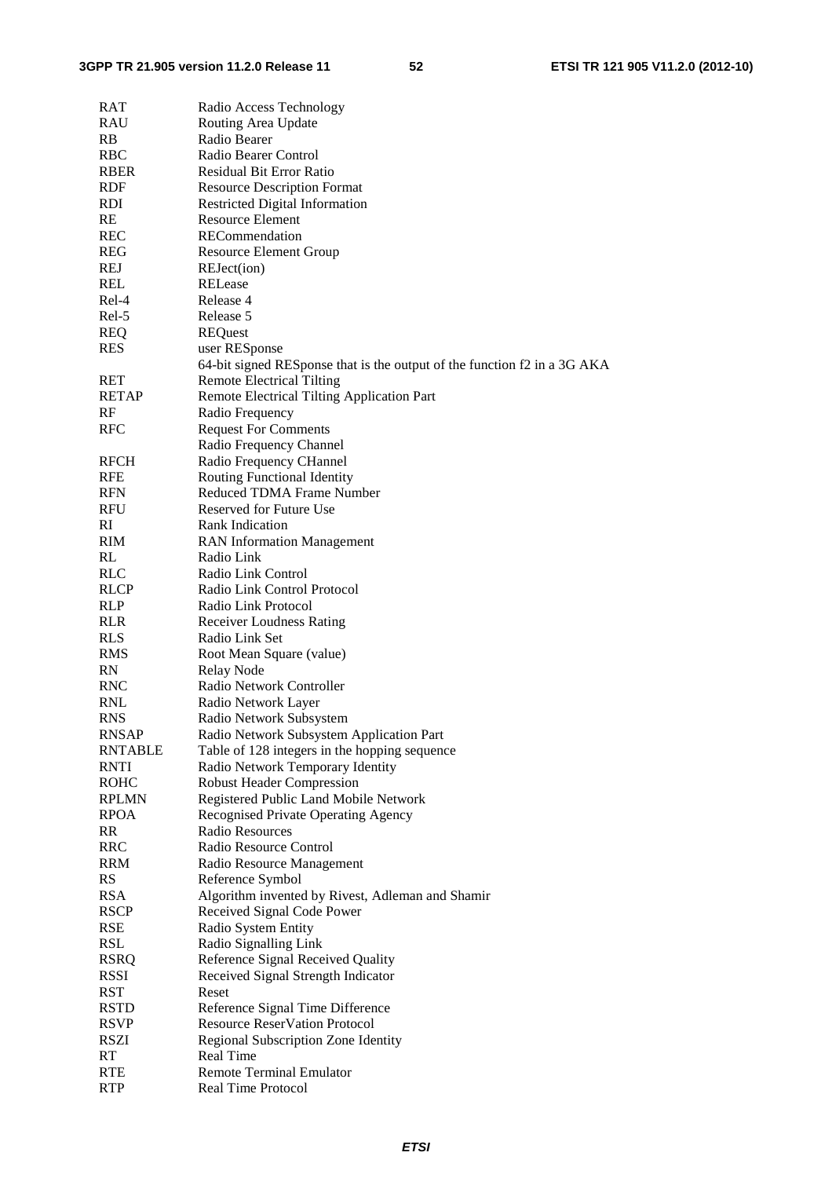| | |
|---|---|
| RAT | Radio Access Technology |
| RAU | Routing Area Update |
| RB | Radio Bearer |
| RBC | Radio Bearer Control |
| RBER | Residual Bit Error Ratio |
| RDF | Resource Description Format |
| RDI | Restricted Digital Information |
| RE | Resource Element |
| REC | RECommendation |
| REG | Resource Element Group |
| REJ | REJect(ion) |
| REL | RELease |
| Rel-4 | Release 4 |
| Rel-5 | Release 5 |
| REQ | REQuest |
| RES | user RESponse |
| | 64-bit signed RESponse that is the output of the function f2 in a 3G AKA |
| RET | Remote Electrical Tilting |
| RETAP | Remote Electrical Tilting Application Part |
| RF | Radio Frequency |
| RFC | Request For Comments |
| | Radio Frequency Channel |
| RFCH | Radio Frequency CHannel |
| RFE | Routing Functional Identity |
| RFN | Reduced TDMA Frame Number |
| RFU | Reserved for Future Use |
| RI | Rank Indication |
| RIM | RAN Information Management |
| RL | Radio Link |
| RLC | Radio Link Control |
| RLCP | Radio Link Control Protocol |
| RLP | Radio Link Protocol |
| RLR | Receiver Loudness Rating |
| RLS | Radio Link Set |
| RMS | Root Mean Square (value) |
| RN | Relay Node |
| RNC | Radio Network Controller |
| RNL | Radio Network Layer |
| RNS | Radio Network Subsystem |
| RNSAP | Radio Network Subsystem Application Part |
| RNTABLE | Table of 128 integers in the hopping sequence |
| RNTI | Radio Network Temporary Identity |
| ROHC | Robust Header Compression |
| RPLMN | Registered Public Land Mobile Network |
| RPOA | Recognised Private Operating Agency |
| RR | Radio Resources |
| RRC | Radio Resource Control |
| RRM | Radio Resource Management |
| RS | Reference Symbol |
| RSA | Algorithm invented by Rivest, Adleman and Shamir |
| RSCP | Received Signal Code Power |
| RSE | Radio System Entity |
| RSL | Radio Signalling Link |
| RSRQ | Reference Signal Received Quality |
| RSSI | Received Signal Strength Indicator |
| RST | Reset |
| RSTD | Reference Signal Time Difference |
| RSVP | Resource ReserVation Protocol |
| RSZI | Regional Subscription Zone Identity |
| RT | Real Time |
| RTE | Remote Terminal Emulator |
| RTP | Real Time Protocol |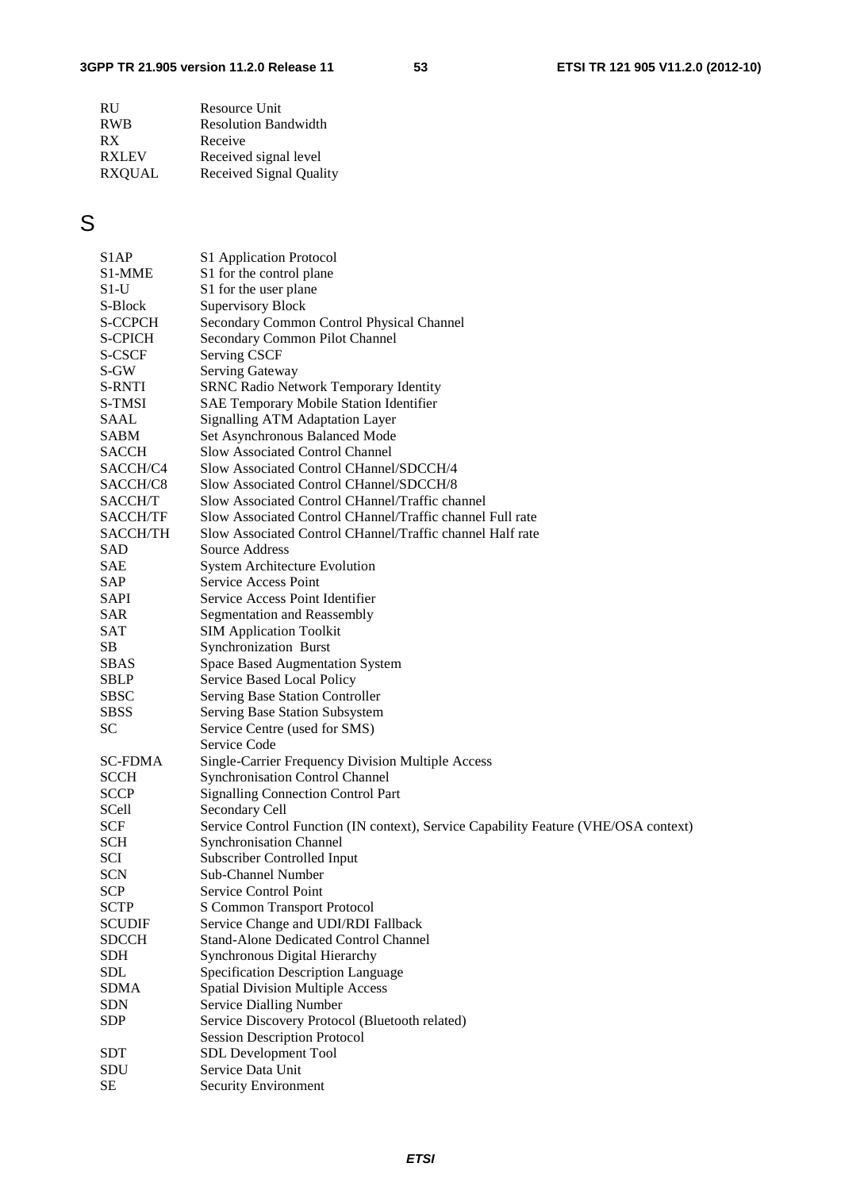| | |
|---|---|
| RU | Resource Unit |
| RWB | Resolution Bandwidth |
| RX | Receive |
| RXLEV | Received signal level |
| RXQUAL | Received Signal Quality |

# S

| | |
|---|---|
| S1AP | S1 Application Protocol |
| S1-MME | S1 for the control plane |
| S1-U | S1 for the user plane |
| S-Block | Supervisory Block |
| S-CCPCH | Secondary Common Control Physical Channel |
| S-CPICH | Secondary Common Pilot Channel |
| S-CSCF | Serving CSCF |
| S-GW | Serving Gateway |
| S-RNTI | SRNC Radio Network Temporary Identity |
| S-TMSI | SAE Temporary Mobile Station Identifier |
| SAAL | Signalling ATM Adaptation Layer |
| SABM | Set Asynchronous Balanced Mode |
| SACCH | Slow Associated Control Channel |
| SACCH/C4 | Slow Associated Control CHannel/SDCCH/4 |
| SACCH/C8 | Slow Associated Control CHannel/SDCCH/8 |
| SACCH/T | Slow Associated Control CHannel/Traffic channel |
| SACCH/TF | Slow Associated Control CHannel/Traffic channel Full rate |
| SACCH/TH | Slow Associated Control CHannel/Traffic channel Half rate |
| SAD | Source Address |
| SAE | System Architecture Evolution |
| SAP | Service Access Point |
| SAPI | Service Access Point Identifier |
| SAR | Segmentation and Reassembly |
| SAT | SIM Application Toolkit |
| SB | Synchronization Burst |
| SBAS | Space Based Augmentation System |
| SBLP | Service Based Local Policy |
| SBSC | Serving Base Station Controller |
| SBSS | Serving Base Station Subsystem |
| SC | Service Centre (used for SMS) |
| | Service Code |
| SC-FDMA | Single-Carrier Frequency Division Multiple Access |
| SCCH | Synchronisation Control Channel |
| SCCP | Signalling Connection Control Part |
| SCell | Secondary Cell |
| SCF | Service Control Function (IN context), Service Capability Feature (VHE/OSA context) |
| SCH | Synchronisation Channel |
| SCI | Subscriber Controlled Input |
| SCN | Sub-Channel Number |
| SCP | Service Control Point |
| SCTP | S Common Transport Protocol |
| SCUDIF | Service Change and UDI/RDI Fallback |
| SDCCH | Stand-Alone Dedicated Control Channel |
| SDH | Synchronous Digital Hierarchy |
| SDL | Specification Description Language |
| SDMA | Spatial Division Multiple Access |
| SDN | Service Dialling Number |
| SDP | Service Discovery Protocol (Bluetooth related) |
| | Session Description Protocol |
| SDT | SDL Development Tool |
| SDU | Service Data Unit |
| SE | Security Environment |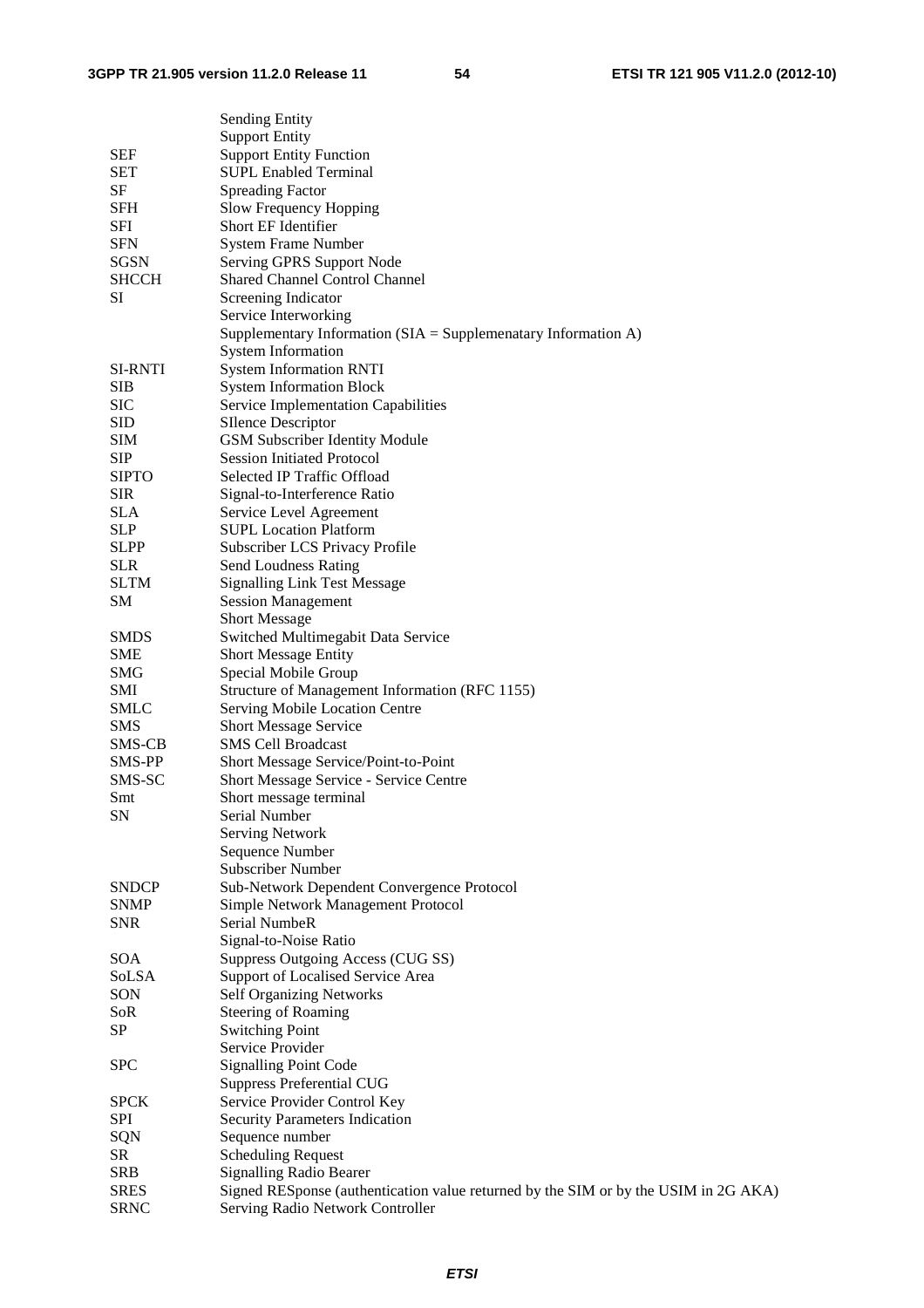| | |
|---|---|
| | Sending Entity |
| | Support Entity |
| SEF | Support Entity Function |
| SET | SUPL Enabled Terminal |
| SF | Spreading Factor |
| SFH | Slow Frequency Hopping |
| SFI | Short EF Identifier |
| SFN | System Frame Number |
| SGSN | Serving GPRS Support Node |
| SHCCH | Shared Channel Control Channel |
| SI | Screening Indicator |
| | Service Interworking |
| | Supplementary Information (SIA = Supplemenatary Information A) |
| | System Information |
| SI-RNTI | System Information RNTI |
| SIB | System Information Block |
| SIC | Service Implementation Capabilities |
| SID | SIlence Descriptor |
| SIM | GSM Subscriber Identity Module |
| SIP | Session Initiated Protocol |
| SIPTO | Selected IP Traffic Offload |
| SIR | Signal-to-Interference Ratio |
| SLA | Service Level Agreement |
| SLP | SUPL Location Platform |
| SLPP | Subscriber LCS Privacy Profile |
| SLR | Send Loudness Rating |
| SLTM | Signalling Link Test Message |
| SM | Session Management |
| | Short Message |
| SMDS | Switched Multimegabit Data Service |
| SME | Short Message Entity |
| SMG | Special Mobile Group |
| SMI | Structure of Management Information (RFC 1155) |
| SMLC | Serving Mobile Location Centre |
| SMS | Short Message Service |
| SMS-CB | SMS Cell Broadcast |
| SMS-PP | Short Message Service/Point-to-Point |
| SMS-SC | Short Message Service - Service Centre |
| Smt | Short message terminal |
| SN | Serial Number |
| | Serving Network |
| | Sequence Number |
| | Subscriber Number |
| SNDCP | Sub-Network Dependent Convergence Protocol |
| SNMP | Simple Network Management Protocol |
| SNR | Serial NumbeR |
| | Signal-to-Noise Ratio |
| SOA | Suppress Outgoing Access (CUG SS) |
| SoLSA | Support of Localised Service Area |
| SON | Self Organizing Networks |
| SoR | Steering of Roaming |
| SP | Switching Point |
| | Service Provider |
| SPC | Signalling Point Code |
| | Suppress Preferential CUG |
| SPCK | Service Provider Control Key |
| SPI | Security Parameters Indication |
| SQN | Sequence number |
| SR | Scheduling Request |
| SRB | Signalling Radio Bearer |
| SRES | Signed RESponse (authentication value returned by the SIM or by the USIM in 2G AKA) |
| SRNC | Serving Radio Network Controller |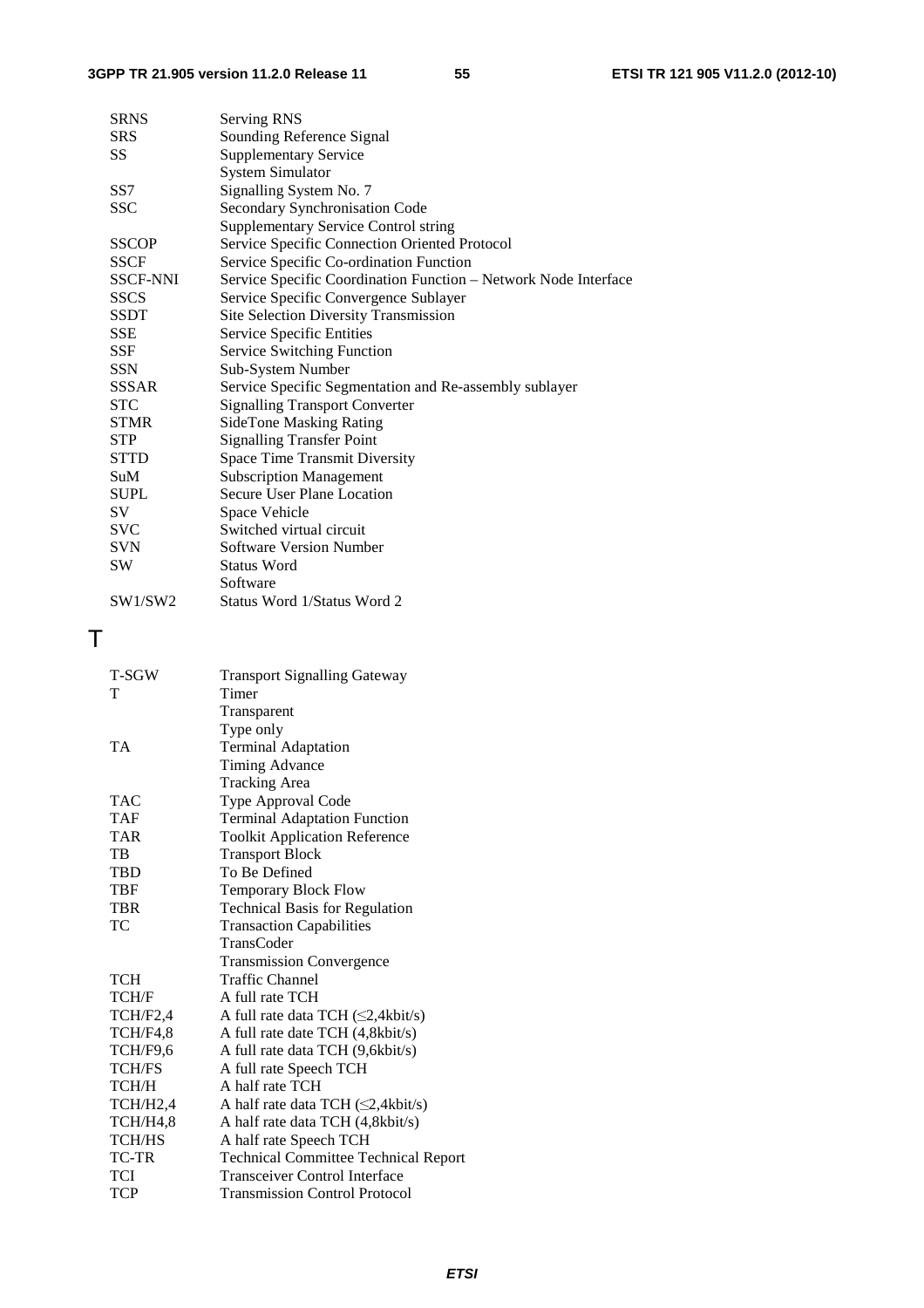| | |
|---|---|
| SRNS | Serving RNS |
| SRS | Sounding Reference Signal |
| SS | Supplementary Service |
| | System Simulator |
| SS7 | Signalling System No. 7 |
| SSC | Secondary Synchronisation Code |
| | Supplementary Service Control string |
| SSCOP | Service Specific Connection Oriented Protocol |
| SSCF | Service Specific Co-ordination Function |
| SSCF-NNI | Service Specific Coordination Function – Network Node Interface |
| SSCS | Service Specific Convergence Sublayer |
| SSDT | Site Selection Diversity Transmission |
| SSE | Service Specific Entities |
| SSF | Service Switching Function |
| SSN | Sub-System Number |
| SSSAR | Service Specific Segmentation and Re-assembly sublayer |
| STC | Signalling Transport Converter |
| STMR | SideTone Masking Rating |
| STP | Signalling Transfer Point |
| STTD | Space Time Transmit Diversity |
| SuM | Subscription Management |
| SUPL | Secure User Plane Location |
| SV | Space Vehicle |
| SVC | Switched virtual circuit |
| SVN | Software Version Number |
| SW | Status Word |
| | Software |
| SW1/SW2 | Status Word 1/Status Word 2 |

# T

| | |
|---|---|
| T-SGW | Transport Signalling Gateway |
| T | Timer |
| | Transparent |
| | Type only |
| TA | Terminal Adaptation |
| | Timing Advance |
| | Tracking Area |
| TAC | Type Approval Code |
| TAF | Terminal Adaptation Function |
| TAR | Toolkit Application Reference |
| TB | Transport Block |
| TBD | To Be Defined |
| TBF | Temporary Block Flow |
| TBR | Technical Basis for Regulation |
| TC | Transaction Capabilities |
| | TransCoder |
| | Transmission Convergence |
| TCH | Traffic Channel |
| TCH/F | A full rate TCH |
| TCH/F2,4 | A full rate data TCH (≤2,4kbit/s) |
| TCH/F4,8 | A full rate date TCH (4,8kbit/s) |
| TCH/F9,6 | A full rate data TCH (9,6kbit/s) |
| TCH/FS | A full rate Speech TCH |
| TCH/H | A half rate TCH |
| TCH/H2,4 | A half rate data TCH (≤2,4kbit/s) |
| TCH/H4,8 | A half rate data TCH (4,8kbit/s) |
| TCH/HS | A half rate Speech TCH |
| TC-TR | Technical Committee Technical Report |
| TCI | Transceiver Control Interface |
| TCP | Transmission Control Protocol |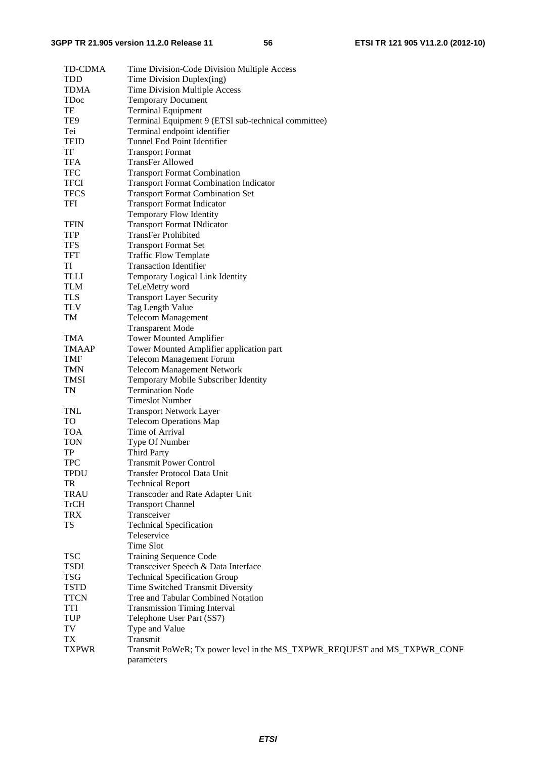| | |
|---|---|
| TD-CDMA | Time Division-Code Division Multiple Access |
| TDD | Time Division Duplex(ing) |
| TDMA | Time Division Multiple Access |
| TDoc | Temporary Document |
| TE | Terminal Equipment |
| TE9 | Terminal Equipment 9 (ETSI sub-technical committee) |
| Tei | Terminal endpoint identifier |
| TEID | Tunnel End Point Identifier |
| TF | Transport Format |
| TFA | TransFer Allowed |
| TFC | Transport Format Combination |
| TFCI | Transport Format Combination Indicator |
| TFCS | Transport Format Combination Set |
| TFI | Transport Format Indicator |
| | Temporary Flow Identity |
| TFIN | Transport Format INdicator |
| TFP | TransFer Prohibited |
| TFS | Transport Format Set |
| TFT | Traffic Flow Template |
| TI | Transaction Identifier |
| TLLI | Temporary Logical Link Identity |
| TLM | TeLeMetry word |
| TLS | Transport Layer Security |
| TLV | Tag Length Value |
| TM | Telecom Management |
| | Transparent Mode |
| TMA | Tower Mounted Amplifier |
| TMAAP | Tower Mounted Amplifier application part |
| TMF | Telecom Management Forum |
| TMN | Telecom Management Network |
| TMSI | Temporary Mobile Subscriber Identity |
| TN | Termination Node |
| | Timeslot Number |
| TNL | Transport Network Layer |
| TO | Telecom Operations Map |
| TOA | Time of Arrival |
| TON | Type Of Number |
| TP | Third Party |
| TPC | Transmit Power Control |
| TPDU | Transfer Protocol Data Unit |
| TR | Technical Report |
| TRAU | Transcoder and Rate Adapter Unit |
| TrCH | Transport Channel |
| TRX | Transceiver |
| TS | Technical Specification |
| | Teleservice |
| | Time Slot |
| TSC | Training Sequence Code |
| TSDI | Transceiver Speech & Data Interface |
| TSG | Technical Specification Group |
| TSTD | Time Switched Transmit Diversity |
| TTCN | Tree and Tabular Combined Notation |
| TTI | Transmission Timing Interval |
| TUP | Telephone User Part (SS7) |
| TV | Type and Value |
| TX | Transmit |
| TXPWR | Transmit PoWeR; Tx power level in the MS_TXPWR_REQUEST and MS_TXPWR_CONF parameters |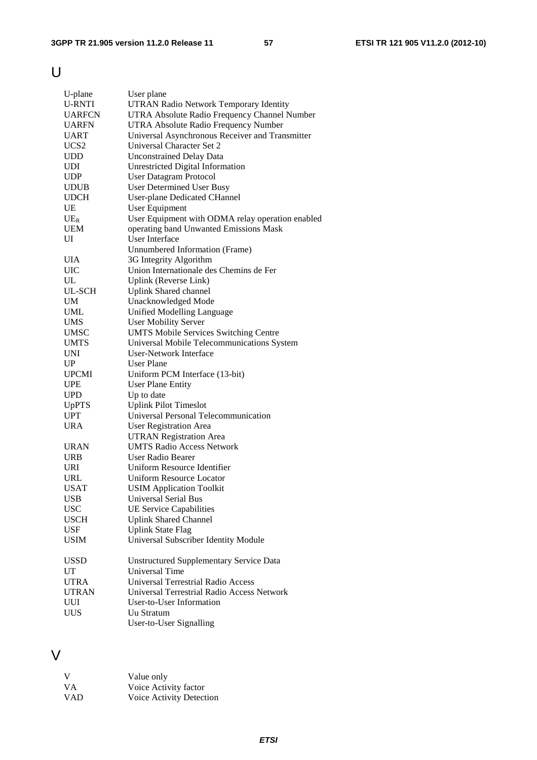# U

| | |
|---|---|
| U-plane | User plane |
| U-RNTI | UTRAN Radio Network Temporary Identity |
| UARFCN | UTRA Absolute Radio Frequency Channel Number |
| UARFN | UTRA Absolute Radio Frequency Number |
| UART | Universal Asynchronous Receiver and Transmitter |
| UCS2 | Universal Character Set 2 |
| UDD | Unconstrained Delay Data |
| UDI | Unrestricted Digital Information |
| UDP | User Datagram Protocol |
| UDUB | User Determined User Busy |
| UDCH | User-plane Dedicated CHannel |
| UE | User Equipment |
| $UE_R$ | User Equipment with ODMA relay operation enabled |
| UEM | operating band Unwanted Emissions Mask |
| UI | User Interface |
| | Unnumbered Information (Frame) |
| UIA | 3G Integrity Algorithm |
| UIC | Union Internationale des Chemins de Fer |
| UL | Uplink (Reverse Link) |
| UL-SCH | Uplink Shared channel |
| UM | Unacknowledged Mode |
| UML | Unified Modelling Language |
| UMS | User Mobility Server |
| UMSC | UMTS Mobile Services Switching Centre |
| UMTS | Universal Mobile Telecommunications System |
| UNI | User-Network Interface |
| UP | User Plane |
| UPCMI | Uniform PCM Interface (13-bit) |
| UPE | User Plane Entity |
| UPD | Up to date |
| UpPTS | Uplink Pilot Timeslot |
| UPT | Universal Personal Telecommunication |
| URA | User Registration Area |
| | UTRAN Registration Area |
| URAN | UMTS Radio Access Network |
| URB | User Radio Bearer |
| URI | Uniform Resource Identifier |
| URL | Uniform Resource Locator |
| USAT | USIM Application Toolkit |
| USB | Universal Serial Bus |
| USC | UE Service Capabilities |
| USCH | Uplink Shared Channel |
| USF | Uplink State Flag |
| USIM | Universal Subscriber Identity Module |
| USSD | Unstructured Supplementary Service Data |
| UT | Universal Time |
| UTRA | Universal Terrestrial Radio Access |
| UTRAN | Universal Terrestrial Radio Access Network |
| UUI | User-to-User Information |
| UUS | Uu Stratum |
| | User-to-User Signalling |

# V

| | |
|---|---|
| V | Value only |
| VA | Voice Activity factor |
| VAD | Voice Activity Detection |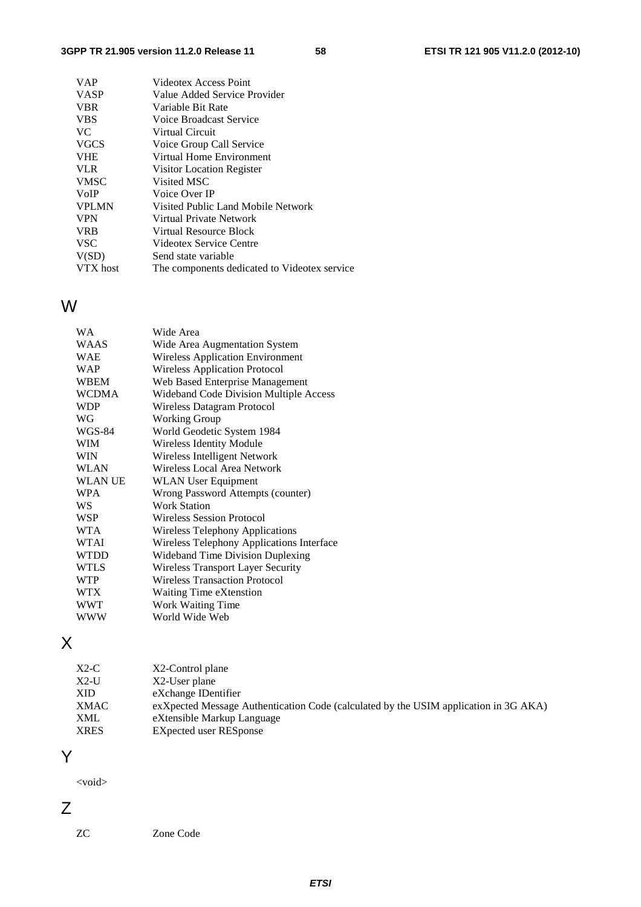| | |
|---|---|
| VAP | Videotex Access Point |
| VASP | Value Added Service Provider |
| VBR | Variable Bit Rate |
| VBS | Voice Broadcast Service |
| VC | Virtual Circuit |
| VGCS | Voice Group Call Service |
| VHE | Virtual Home Environment |
| VLR | Visitor Location Register |
| VMSC | Visited MSC |
| VoIP | Voice Over IP |
| VPLMN | Visited Public Land Mobile Network |
| VPN | Virtual Private Network |
| VRB | Virtual Resource Block |
| VSC | Videotex Service Centre |
| V(SD) | Send state variable |
| VTX host | The components dedicated to Videotex service |

# W

| | |
|---|---|
| WA | Wide Area |
| WAAS | Wide Area Augmentation System |
| WAE | Wireless Application Environment |
| WAP | Wireless Application Protocol |
| WBEM | Web Based Enterprise Management |
| WCDMA | Wideband Code Division Multiple Access |
| WDP | Wireless Datagram Protocol |
| WG | Working Group |
| WGS-84 | World Geodetic System 1984 |
| WIM | Wireless Identity Module |
| WIN | Wireless Intelligent Network |
| WLAN | Wireless Local Area Network |
| WLAN UE | WLAN User Equipment |
| WPA | Wrong Password Attempts (counter) |
| WS | Work Station |
| WSP | Wireless Session Protocol |
| WTA | Wireless Telephony Applications |
| WTAI | Wireless Telephony Applications Interface |
| WTDD | Wideband Time Division Duplexing |
| WTLS | Wireless Transport Layer Security |
| WTP | Wireless Transaction Protocol |
| WTX | Waiting Time eXtenstion |
| WWT | Work Waiting Time |
| WWW | World Wide Web |

# X

| | |
|---|---|
| X2-C | X2-Control plane |
| X2-U | X2-User plane |
| XID | eXchange IDentifier |
| XMAC | exXpected Message Authentication Code (calculated by the USIM application in 3G AKA) |
| XML | eXtensible Markup Language |
| XRES | EXpected user RESponse |

# Y

<void>

# Z

| | |
|---|---|
| ZC | Zone Code |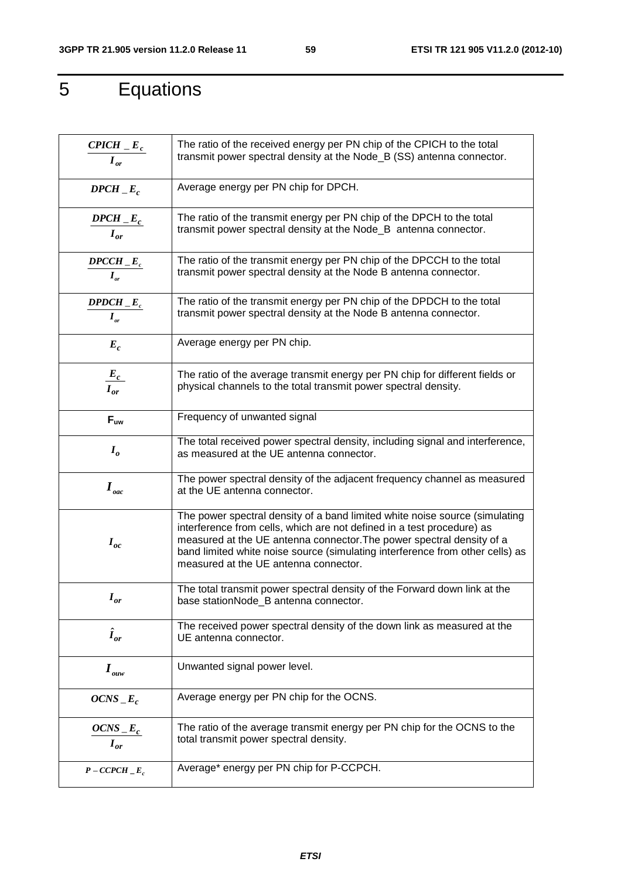# 5 Equations

| | |
|---|---|
| $\frac{CPICH\_E_c}{I_{or}}$ | The ratio of the received energy per PN chip of the CPICH to the total transmit power spectral density at the Node_B (SS) antenna connector. |
| $DPCH\_E_c$ | Average energy per PN chip for DPCH. |
| $\frac{DPCH\_E_c}{I_{or}}$ | The ratio of the transmit energy per PN chip of the DPCH to the total transmit power spectral density at the Node_B antenna connector. |
| $\frac{DPCCH\_E_c}{I_{or}}$ | The ratio of the transmit energy per PN chip of the DPCCH to the total transmit power spectral density at the Node B antenna connector. |
| $\frac{DPDCH\_E_c}{I_{or}}$ | The ratio of the transmit energy per PN chip of the DPDCH to the total transmit power spectral density at the Node B antenna connector. |
| $E_c$ | Average energy per PN chip. |
| $\frac{E_c}{I_{or}}$ | The ratio of the average transmit energy per PN chip for different fields or physical channels to the total transmit power spectral density. |
| $F_{uw}$ | Frequency of unwanted signal |
| $I_o$ | The total received power spectral density, including signal and interference, as measured at the UE antenna connector. |
| $I_{oac}$ | The power spectral density of the adjacent frequency channel as measured at the UE antenna connector. |
| $I_{oc}$ | The power spectral density of a band limited white noise source (simulating interference from cells, which are not defined in a test procedure) as measured at the UE antenna connector.The power spectral density of a band limited white noise source (simulating interference from other cells) as measured at the UE antenna connector. |
| $I_{or}$ | The total transmit power spectral density of the Forward down link at the base stationNode_B antenna connector. |
| $\hat{I}_{or}$ | The received power spectral density of the down link as measured at the UE antenna connector. |
| $I_{ouw}$ | Unwanted signal power level. |
| $OCNS\_E_c$ | Average energy per PN chip for the OCNS. |
| $\frac{OCNS\_E_c}{I_{or}}$ | The ratio of the average transmit energy per PN chip for the OCNS to the total transmit power spectral density. |
| $P-CCPCH\_E_c$ | Average* energy per PN chip for P-CCPCH. |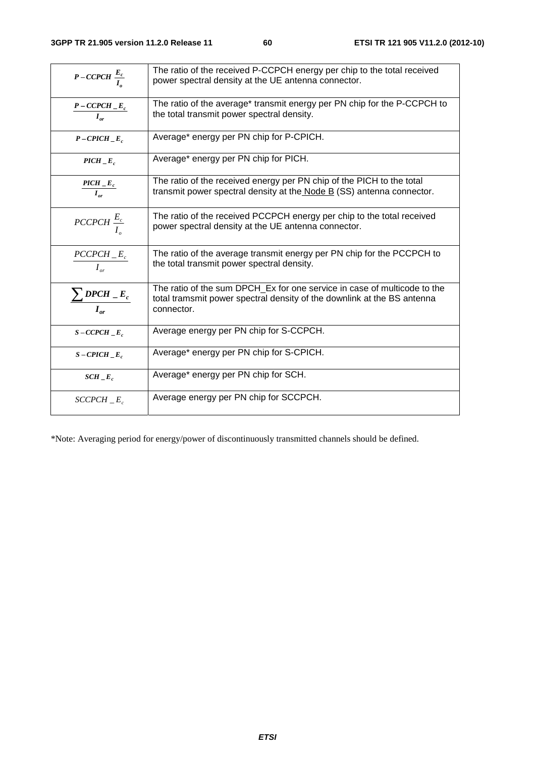| | |
|---|---|
| $P-CCPCH\ \frac{E_c}{I_o}$ | The ratio of the received P-CCPCH energy per chip to the total received power spectral density at the UE antenna connector. |
| $\frac{P-CCPCH\_E_c}{I_{or}}$ | The ratio of the average* transmit energy per PN chip for the P-CCPCH to the total transmit power spectral density. |
| $P-CPICH\_E_c$ | Average* energy per PN chip for P-CPICH. |
| $PICH\_E_c$ | Average* energy per PN chip for PICH. |
| $\frac{PICH\_E_c}{I_{or}}$ | The ratio of the received energy per PN chip of the PICH to the total transmit power spectral density at the Node B (SS) antenna connector. |
| $PCCPCH\ \frac{E_c}{I_o}$ | The ratio of the received PCCPCH energy per chip to the total received power spectral density at the UE antenna connector. |
| $\frac{PCCPCH\_E_c}{I_{or}}$ | The ratio of the average transmit energy per PN chip for the PCCPCH to the total transmit power spectral density. |
| $\frac{\sum DPCH\_E_c}{I_{or}}$ | The ratio of the sum DPCH_Ex for one service in case of multicode to the total tramsmit power spectral density of the downlink at the BS antenna connector. |
| $S-CCPCH\_E_c$ | Average energy per PN chip for S-CCPCH. |
| $S-CPICH\_E_c$ | Average* energy per PN chip for S-CPICH. |
| $SCH\_E_c$ | Average* energy per PN chip for SCH. |
| $SCCPCH\_E_c$ | Average energy per PN chip for SCCPCH. |

*Note: Averaging period for energy/power of discontinuously transmitted channels should be defined.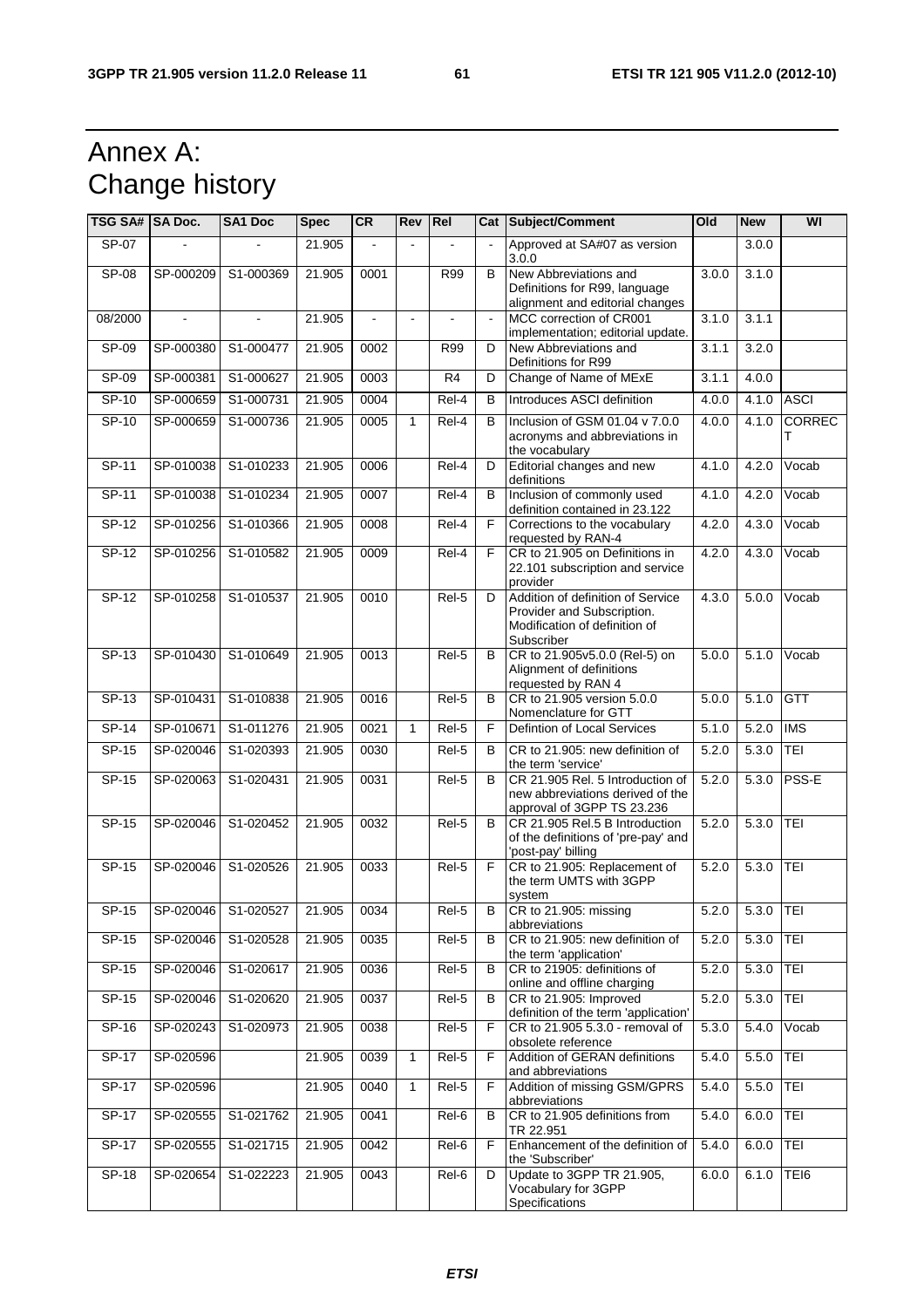# Annex A: Change history

| TSG SA# | SA Doc. | SA1 Doc | Spec | CR | Rev | Rel | Cat | Subject/Comment | Old | New | WI |
|---|---|---|---|---|---|---|---|---|---|---|---|
| SP-07 | - | - | 21.905 | - | - | - | - | Approved at SA#07 as version 3.0.0 | | 3.0.0 | |
| SP-08 | SP-000209 | S1-000369 | 21.905 | 0001 | | R99 | B | New Abbreviations and Definitions for R99, language alignment and editorial changes | 3.0.0 | 3.1.0 | |
| 08/2000 | - | - | 21.905 | - | - | - | - | MCC correction of CR001 implementation; editorial update. | 3.1.0 | 3.1.1 | |
| SP-09 | SP-000380 | S1-000477 | 21.905 | 0002 | | R99 | D | New Abbreviations and Definitions for R99 | 3.1.1 | 3.2.0 | |
| SP-09 | SP-000381 | S1-000627 | 21.905 | 0003 | | R4 | D | Change of Name of MExE | 3.1.1 | 4.0.0 | |
| SP-10 | SP-000659 | S1-000731 | 21.905 | 0004 | | Rel-4 | B | Introduces ASCI definition | 4.0.0 | 4.1.0 | ASCI |
| SP-10 | SP-000659 | S1-000736 | 21.905 | 0005 | 1 | Rel-4 | B | Inclusion of GSM 01.04 v 7.0.0 acronyms and abbreviations in the vocabulary | 4.0.0 | 4.1.0 | CORRECT |
| SP-11 | SP-010038 | S1-010233 | 21.905 | 0006 | | Rel-4 | D | Editorial changes and new definitions | 4.1.0 | 4.2.0 | Vocab |
| SP-11 | SP-010038 | S1-010234 | 21.905 | 0007 | | Rel-4 | B | Inclusion of commonly used definition contained in 23.122 | 4.1.0 | 4.2.0 | Vocab |
| SP-12 | SP-010256 | S1-010366 | 21.905 | 0008 | | Rel-4 | F | Corrections to the vocabulary requested by RAN-4 | 4.2.0 | 4.3.0 | Vocab |
| SP-12 | SP-010256 | S1-010582 | 21.905 | 0009 | | Rel-4 | F | CR to 21.905 on Definitions in 22.101 subscription and service provider | 4.2.0 | 4.3.0 | Vocab |
| SP-12 | SP-010258 | S1-010537 | 21.905 | 0010 | | Rel-5 | D | Addition of definition of Service Provider and Subscription. Modification of definition of Subscriber | 4.3.0 | 5.0.0 | Vocab |
| SP-13 | SP-010430 | S1-010649 | 21.905 | 0013 | | Rel-5 | B | CR to 21.905v5.0.0 (Rel-5) on Alignment of definitions requested by RAN 4 | 5.0.0 | 5.1.0 | Vocab |
| SP-13 | SP-010431 | S1-010838 | 21.905 | 0016 | | Rel-5 | B | CR to 21.905 version 5.0.0 Nomenclature for GTT | 5.0.0 | 5.1.0 | GTT |
| SP-14 | SP-010671 | S1-011276 | 21.905 | 0021 | 1 | Rel-5 | F | Defintion of Local Services | 5.1.0 | 5.2.0 | IMS |
| SP-15 | SP-020046 | S1-020393 | 21.905 | 0030 | | Rel-5 | B | CR to 21.905: new definition of the term 'service' | 5.2.0 | 5.3.0 | TEI |
| SP-15 | SP-020063 | S1-020431 | 21.905 | 0031 | | Rel-5 | B | CR 21.905 Rel. 5 Introduction of new abbreviations derived of the approval of 3GPP TS 23.236 | 5.2.0 | 5.3.0 | PSS-E |
| SP-15 | SP-020046 | S1-020452 | 21.905 | 0032 | | Rel-5 | B | CR 21.905 Rel.5 B Introduction of the definitions of 'pre-pay' and 'post-pay' billing | 5.2.0 | 5.3.0 | TEI |
| SP-15 | SP-020046 | S1-020526 | 21.905 | 0033 | | Rel-5 | F | CR to 21.905: Replacement of the term UMTS with 3GPP system | 5.2.0 | 5.3.0 | TEI |
| SP-15 | SP-020046 | S1-020527 | 21.905 | 0034 | | Rel-5 | B | CR to 21.905: missing abbreviations | 5.2.0 | 5.3.0 | TEI |
| SP-15 | SP-020046 | S1-020528 | 21.905 | 0035 | | Rel-5 | B | CR to 21.905: new definition of the term 'application' | 5.2.0 | 5.3.0 | TEI |
| SP-15 | SP-020046 | S1-020617 | 21.905 | 0036 | | Rel-5 | B | CR to 21905: definitions of online and offline charging | 5.2.0 | 5.3.0 | TEI |
| SP-15 | SP-020046 | S1-020620 | 21.905 | 0037 | | Rel-5 | B | CR to 21.905: Improved definition of the term 'application' | 5.2.0 | 5.3.0 | TEI |
| SP-16 | SP-020243 | S1-020973 | 21.905 | 0038 | | Rel-5 | F | CR to 21.905 5.3.0 - removal of obsolete reference | 5.3.0 | 5.4.0 | Vocab |
| SP-17 | SP-020596 | | 21.905 | 0039 | 1 | Rel-5 | F | Addition of GERAN definitions and abbreviations | 5.4.0 | 5.5.0 | TEI |
| SP-17 | SP-020596 | | 21.905 | 0040 | 1 | Rel-5 | F | Addition of missing GSM/GPRS abbreviations | 5.4.0 | 5.5.0 | TEI |
| SP-17 | SP-020555 | S1-021762 | 21.905 | 0041 | | Rel-6 | B | CR to 21.905 definitions from TR 22.951 | 5.4.0 | 6.0.0 | TEI |
| SP-17 | SP-020555 | S1-021715 | 21.905 | 0042 | | Rel-6 | F | Enhancement of the definition of the 'Subscriber' | 5.4.0 | 6.0.0 | TEI |
| SP-18 | SP-020654 | S1-022223 | 21.905 | 0043 | | Rel-6 | D | Update to 3GPP TR 21.905, Vocabulary for 3GPP Specifications | 6.0.0 | 6.1.0 | TEI6 |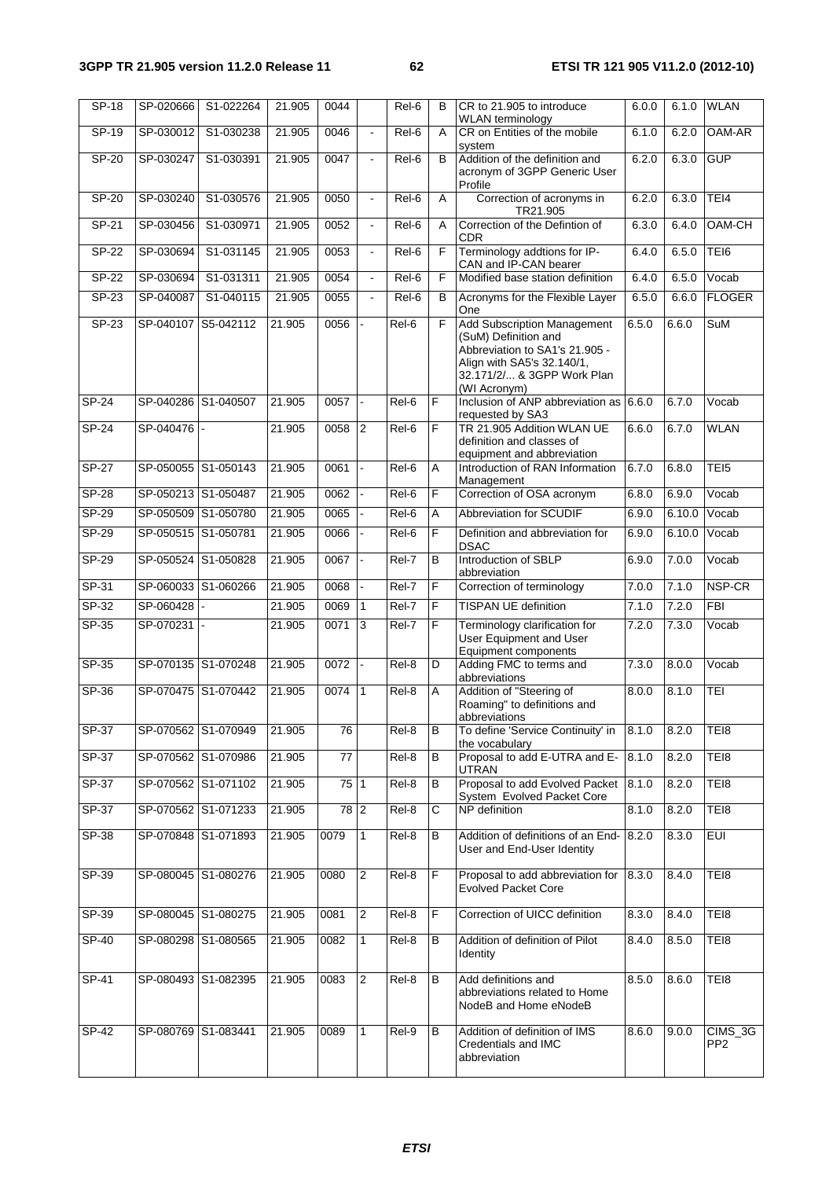| SP-18 | SP-020666 | S1-022264 | 21.905 | 0044 | | Rel-6 | B | CR to 21.905 to introduce WLAN terminology | 6.0.0 | 6.1.0 | WLAN |
|---|---|---|---|---|---|---|---|---|---|---|---|
| SP-19 | SP-030012 | S1-030238 | 21.905 | 0046 | - | Rel-6 | A | CR on Entities of the mobile system | 6.1.0 | 6.2.0 | OAM-AR |
| SP-20 | SP-030247 | S1-030391 | 21.905 | 0047 | - | Rel-6 | B | Addition of the definition and acronym of 3GPP Generic User Profile | 6.2.0 | 6.3.0 | GUP |
| SP-20 | SP-030240 | S1-030576 | 21.905 | 0050 | - | Rel-6 | A | Correction of acronyms in TR21.905 | 6.2.0 | 6.3.0 | TEI4 |
| SP-21 | SP-030456 | S1-030971 | 21.905 | 0052 | - | Rel-6 | A | Correction of the Defintion of CDR | 6.3.0 | 6.4.0 | OAM-CH |
| SP-22 | SP-030694 | S1-031145 | 21.905 | 0053 | - | Rel-6 | F | Terminology addtions for IP-CAN and IP-CAN bearer | 6.4.0 | 6.5.0 | TEI6 |
| SP-22 | SP-030694 | S1-031311 | 21.905 | 0054 | - | Rel-6 | F | Modified base station definition | 6.4.0 | 6.5.0 | Vocab |
| SP-23 | SP-040087 | S1-040115 | 21.905 | 0055 | - | Rel-6 | B | Acronyms for the Flexible Layer One | 6.5.0 | 6.6.0 | FLOGER |
| SP-23 | SP-040107 | S5-042112 | 21.905 | 0056 | - | Rel-6 | F | Add Subscription Management (SuM) Definition and Abbreviation to SA1's 21.905 - Align with SA5's 32.140/1, 32.171/2/... & 3GPP Work Plan (WI Acronym) | 6.5.0 | 6.6.0 | SuM |
| SP-24 | SP-040286 | S1-040507 | 21.905 | 0057 | - | Rel-6 | F | Inclusion of ANP abbreviation as requested by SA3 | 6.6.0 | 6.7.0 | Vocab |
| SP-24 | SP-040476 | - | 21.905 | 0058 | 2 | Rel-6 | F | TR 21.905 Addition WLAN UE definition and classes of equipment and abbreviation | 6.6.0 | 6.7.0 | WLAN |
| SP-27 | SP-050055 | S1-050143 | 21.905 | 0061 | - | Rel-6 | A | Introduction of RAN Information Management | 6.7.0 | 6.8.0 | TEI5 |
| SP-28 | SP-050213 | S1-050487 | 21.905 | 0062 | - | Rel-6 | F | Correction of OSA acronym | 6.8.0 | 6.9.0 | Vocab |
| SP-29 | SP-050509 | S1-050780 | 21.905 | 0065 | - | Rel-6 | A | Abbreviation for SCUDIF | 6.9.0 | 6.10.0 | Vocab |
| SP-29 | SP-050515 | S1-050781 | 21.905 | 0066 | - | Rel-6 | F | Definition and abbreviation for DSAC | 6.9.0 | 6.10.0 | Vocab |
| SP-29 | SP-050524 | S1-050828 | 21.905 | 0067 | - | Rel-7 | B | Introduction of SBLP abbreviation | 6.9.0 | 7.0.0 | Vocab |
| SP-31 | SP-060033 | S1-060266 | 21.905 | 0068 | - | Rel-7 | F | Correction of terminology | 7.0.0 | 7.1.0 | NSP-CR |
| SP-32 | SP-060428 | - | 21.905 | 0069 | 1 | Rel-7 | F | TISPAN UE definition | 7.1.0 | 7.2.0 | FBI |
| SP-35 | SP-070231 | - | 21.905 | 0071 | 3 | Rel-7 | F | Terminology clarification for User Equipment and User Equipment components | 7.2.0 | 7.3.0 | Vocab |
| SP-35 | SP-070135 | S1-070248 | 21.905 | 0072 | - | Rel-8 | D | Adding FMC to terms and abbreviations | 7.3.0 | 8.0.0 | Vocab |
| SP-36 | SP-070475 | S1-070442 | 21.905 | 0074 | 1 | Rel-8 | A | Addition of "Steering of Roaming" to definitions and abbreviations | 8.0.0 | 8.1.0 | TEI |
| SP-37 | SP-070562 | S1-070949 | 21.905 | 76 | | Rel-8 | B | To define 'Service Continuity' in the vocabulary | 8.1.0 | 8.2.0 | TEI8 |
| SP-37 | SP-070562 | S1-070986 | 21.905 | 77 | | Rel-8 | B | Proposal to add E-UTRA and E-UTRAN | 8.1.0 | 8.2.0 | TEI8 |
| SP-37 | SP-070562 | S1-071102 | 21.905 | 75 | 1 | Rel-8 | B | Proposal to add Evolved Packet System Evolved Packet Core | 8.1.0 | 8.2.0 | TEI8 |
| SP-37 | SP-070562 | S1-071233 | 21.905 | 78 | 2 | Rel-8 | C | NP definition | 8.1.0 | 8.2.0 | TEI8 |
| SP-38 | SP-070848 | S1-071893 | 21.905 | 0079 | 1 | Rel-8 | B | Addition of definitions of an End-User and End-User Identity | 8.2.0 | 8.3.0 | EUI |
| SP-39 | SP-080045 | S1-080276 | 21.905 | 0080 | 2 | Rel-8 | F | Proposal to add abbreviation for Evolved Packet Core | 8.3.0 | 8.4.0 | TEI8 |
| SP-39 | SP-080045 | S1-080275 | 21.905 | 0081 | 2 | Rel-8 | F | Correction of UICC definition | 8.3.0 | 8.4.0 | TEI8 |
| SP-40 | SP-080298 | S1-080565 | 21.905 | 0082 | 1 | Rel-8 | B | Addition of definition of Pilot Identity | 8.4.0 | 8.5.0 | TEI8 |
| SP-41 | SP-080493 | S1-082395 | 21.905 | 0083 | 2 | Rel-8 | B | Add definitions and abbreviations related to Home NodeB and Home eNodeB | 8.5.0 | 8.6.0 | TEI8 |
| SP-42 | SP-080769 | S1-083441 | 21.905 | 0089 | 1 | Rel-9 | B | Addition of definition of IMS Credentials and IMC abbreviation | 8.6.0 | 9.0.0 | CIMS_3GPP2 |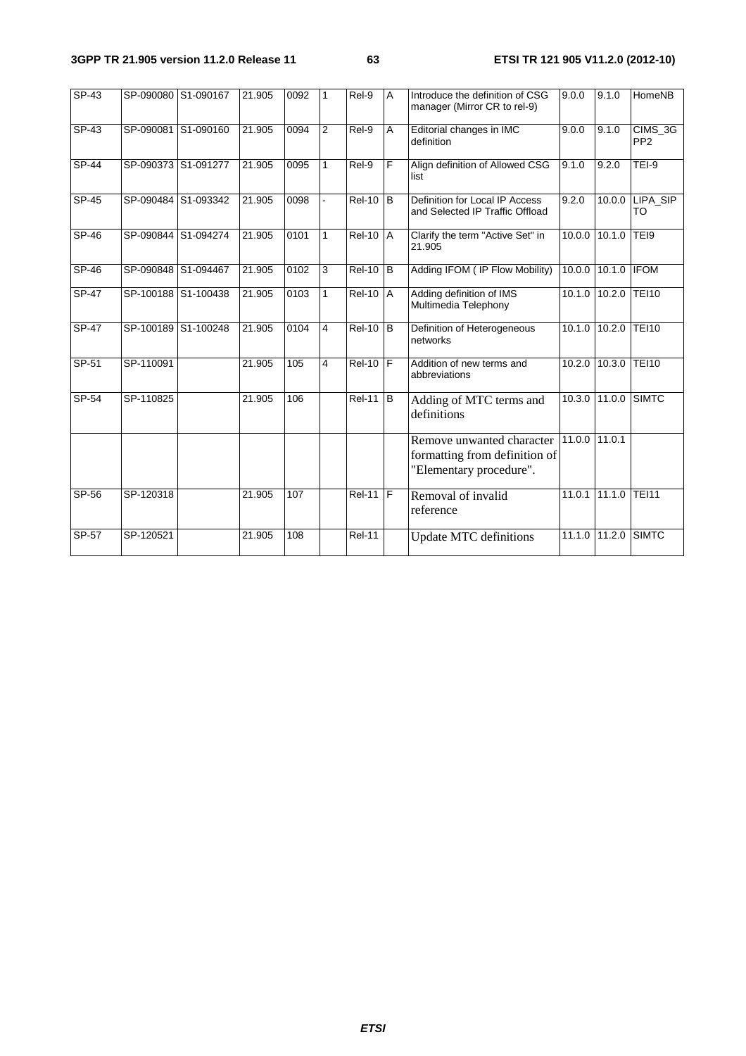| SP-43 | SP-090080 | S1-090167 | 21.905 | 0092 | 1 | Rel-9 | A | Introduce the definition of CSG manager (Mirror CR to rel-9) | 9.0.0 | 9.1.0 | HomeNB |
|---|---|---|---|---|---|---|---|---|---|---|---|
| SP-43 | SP-090081 | S1-090160 | 21.905 | 0094 | 2 | Rel-9 | A | Editorial changes in IMC definition | 9.0.0 | 9.1.0 | CIMS_3GPP2 |
| SP-44 | SP-090373 | S1-091277 | 21.905 | 0095 | 1 | Rel-9 | F | Align definition of Allowed CSG list | 9.1.0 | 9.2.0 | TEI-9 |
| SP-45 | SP-090484 | S1-093342 | 21.905 | 0098 | - | Rel-10 | B | Definition for Local IP Access and Selected IP Traffic Offload | 9.2.0 | 10.0.0 | LIPA_SIPTO |
| SP-46 | SP-090844 | S1-094274 | 21.905 | 0101 | 1 | Rel-10 | A | Clarify the term "Active Set" in 21.905 | 10.0.0 | 10.1.0 | TEI9 |
| SP-46 | SP-090848 | S1-094467 | 21.905 | 0102 | 3 | Rel-10 | B | Adding IFOM ( IP Flow Mobility) | 10.0.0 | 10.1.0 | IFOM |
| SP-47 | SP-100188 | S1-100438 | 21.905 | 0103 | 1 | Rel-10 | A | Adding definition of IMS Multimedia Telephony | 10.1.0 | 10.2.0 | TEI10 |
| SP-47 | SP-100189 | S1-100248 | 21.905 | 0104 | 4 | Rel-10 | B | Definition of Heterogeneous networks | 10.1.0 | 10.2.0 | TEI10 |
| SP-51 | SP-110091 | | 21.905 | 105 | 4 | Rel-10 | F | Addition of new terms and abbreviations | 10.2.0 | 10.3.0 | TEI10 |
| SP-54 | SP-110825 | | 21.905 | 106 | | Rel-11 | B | Adding of MTC terms and definitions | 10.3.0 | 11.0.0 | SIMTC |
| | | | | | | | | Remove unwanted character formatting from definition of "Elementary procedure". | 11.0.0 | 11.0.1 | |
| SP-56 | SP-120318 | | 21.905 | 107 | | Rel-11 | F | Removal of invalid reference | 11.0.1 | 11.1.0 | TEI11 |
| SP-57 | SP-120521 | | 21.905 | 108 | | Rel-11 | | Update MTC definitions | 11.1.0 | 11.2.0 | SIMTC |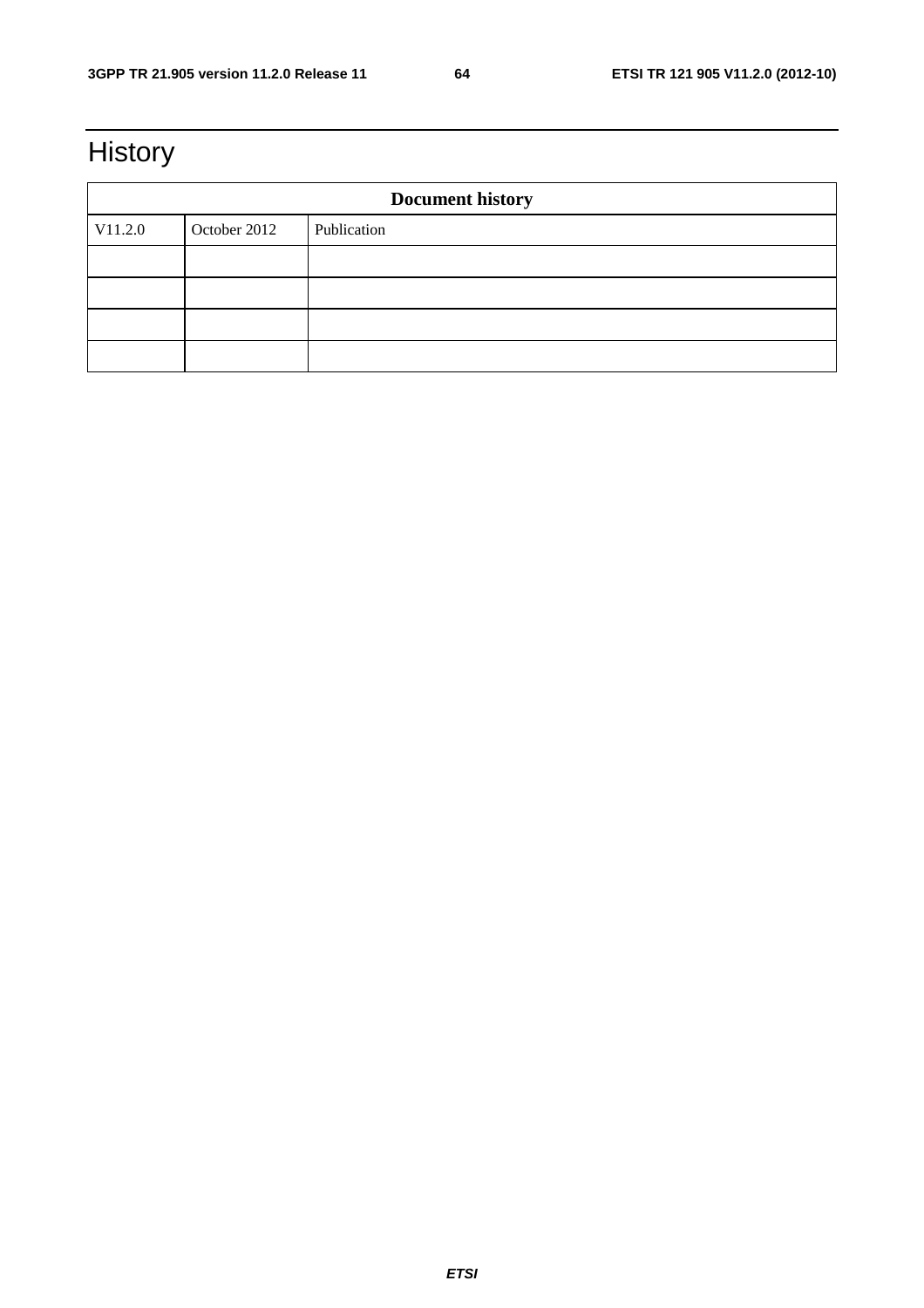# History

| Document history | | |
|---|---|---|
| V11.2.0 | October 2012 | Publication |
| | | |
| | | |
| | | |
| | | |